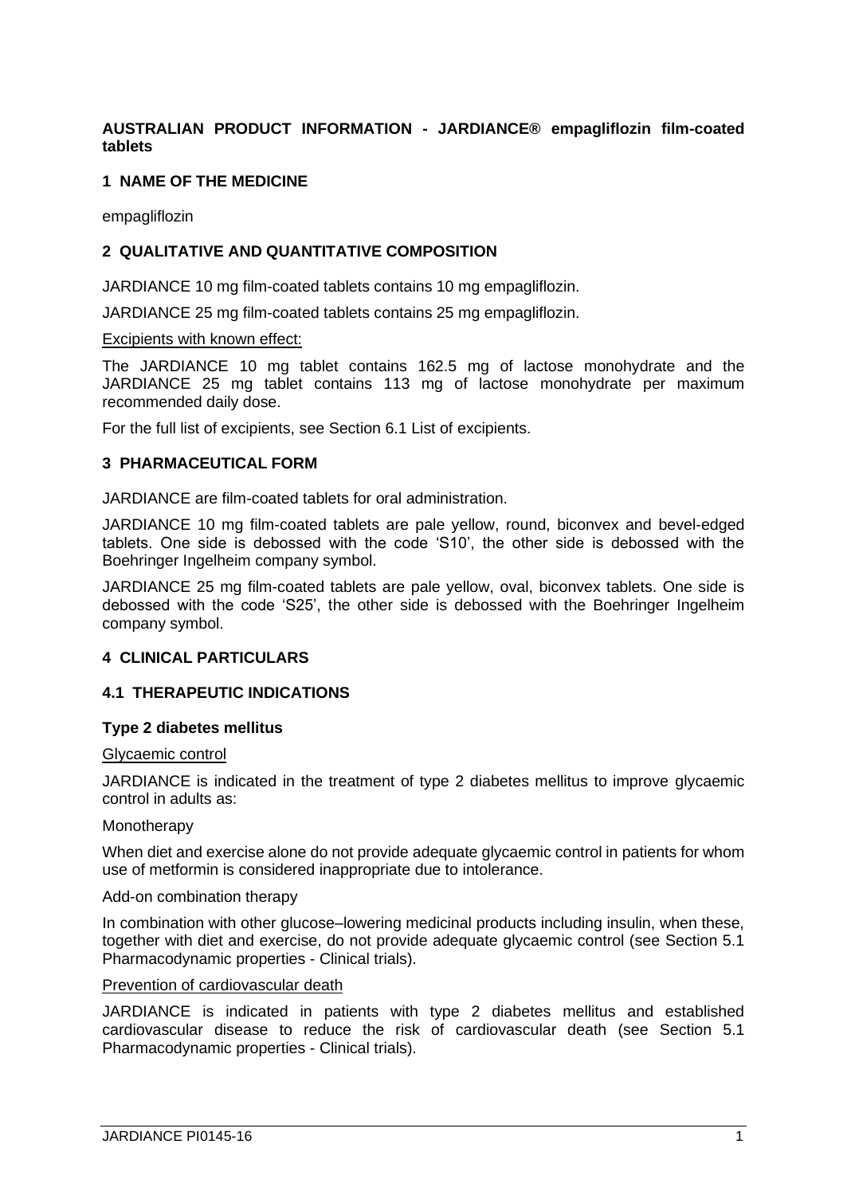**AUSTRALIAN PRODUCT INFORMATION - JARDIANCE® empagliflozin film-coated tablets**

## 1 NAME OF THE MEDICINE

empagliflozin

## 2 QUALITATIVE AND QUANTITATIVE COMPOSITION

JARDIANCE 10 mg film-coated tablets contains 10 mg empagliflozin.

JARDIANCE 25 mg film-coated tablets contains 25 mg empagliflozin.

Excipients with known effect:

The JARDIANCE 10 mg tablet contains 162.5 mg of lactose monohydrate and the JARDIANCE 25 mg tablet contains 113 mg of lactose monohydrate per maximum recommended daily dose.

For the full list of excipients, see Section 6.1 List of excipients.

## 3 PHARMACEUTICAL FORM

JARDIANCE are film-coated tablets for oral administration.

JARDIANCE 10 mg film-coated tablets are pale yellow, round, biconvex and bevel-edged tablets. One side is debossed with the code 'S10', the other side is debossed with the Boehringer Ingelheim company symbol.

JARDIANCE 25 mg film-coated tablets are pale yellow, oval, biconvex tablets. One side is debossed with the code 'S25', the other side is debossed with the Boehringer Ingelheim company symbol.

## 4 CLINICAL PARTICULARS

### 4.1 THERAPEUTIC INDICATIONS

**Type 2 diabetes mellitus**

Glycaemic control

JARDIANCE is indicated in the treatment of type 2 diabetes mellitus to improve glycaemic control in adults as:

Monotherapy

When diet and exercise alone do not provide adequate glycaemic control in patients for whom use of metformin is considered inappropriate due to intolerance.

Add-on combination therapy

In combination with other glucose–lowering medicinal products including insulin, when these, together with diet and exercise, do not provide adequate glycaemic control (see Section 5.1 Pharmacodynamic properties - Clinical trials).

Prevention of cardiovascular death

JARDIANCE is indicated in patients with type 2 diabetes mellitus and established cardiovascular disease to reduce the risk of cardiovascular death (see Section 5.1 Pharmacodynamic properties - Clinical trials).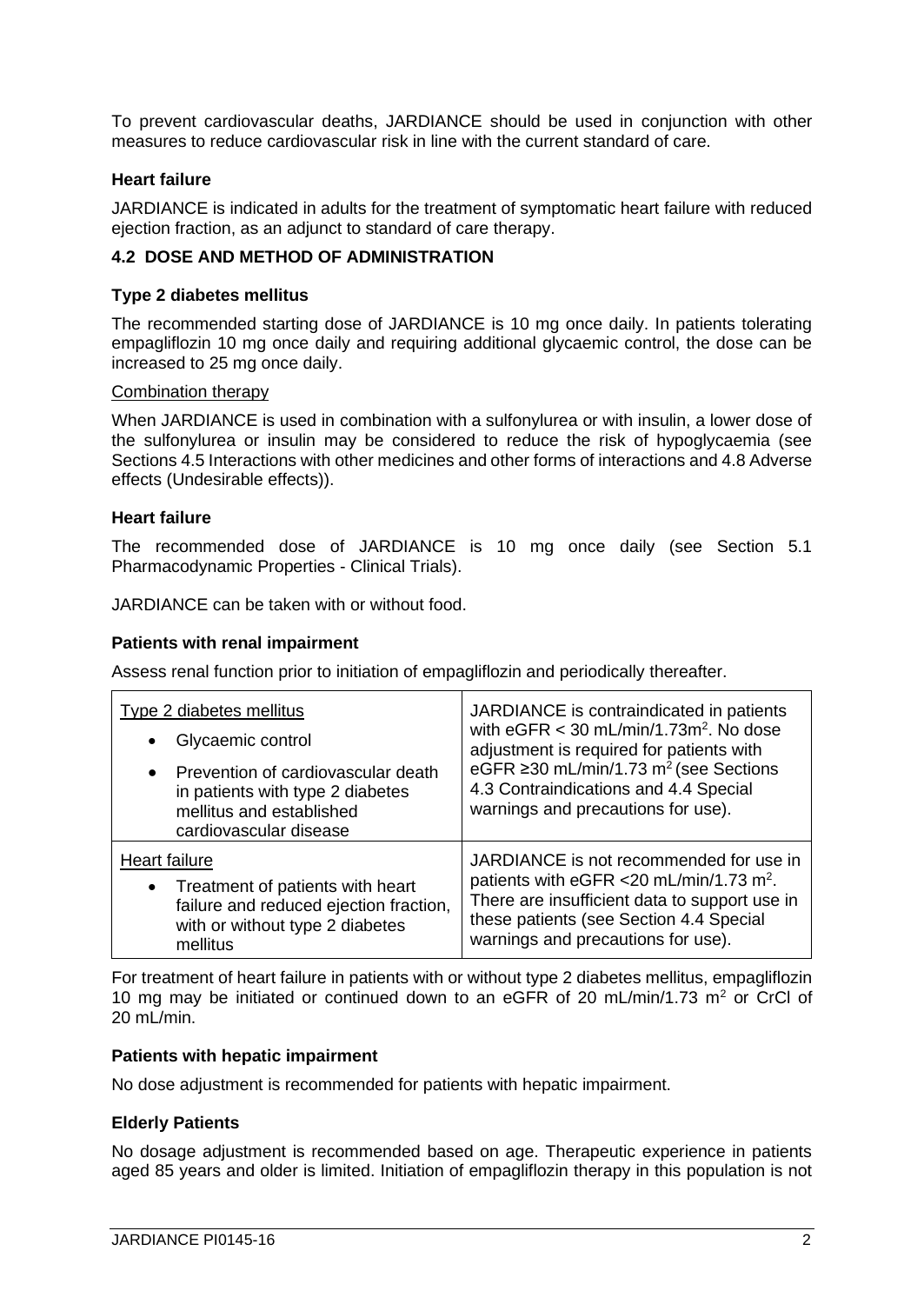To prevent cardiovascular deaths, JARDIANCE should be used in conjunction with other measures to reduce cardiovascular risk in line with the current standard of care.

### Heart failure

JARDIANCE is indicated in adults for the treatment of symptomatic heart failure with reduced ejection fraction, as an adjunct to standard of care therapy.

## 4.2 DOSE AND METHOD OF ADMINISTRATION

### Type 2 diabetes mellitus

The recommended starting dose of JARDIANCE is 10 mg once daily. In patients tolerating empagliflozin 10 mg once daily and requiring additional glycaemic control, the dose can be increased to 25 mg once daily.

Combination therapy

When JARDIANCE is used in combination with a sulfonylurea or with insulin, a lower dose of the sulfonylurea or insulin may be considered to reduce the risk of hypoglycaemia (see Sections 4.5 Interactions with other medicines and other forms of interactions and 4.8 Adverse effects (Undesirable effects)).

### Heart failure

The recommended dose of JARDIANCE is 10 mg once daily (see Section 5.1 Pharmacodynamic Properties - Clinical Trials).

JARDIANCE can be taken with or without food.

### Patients with renal impairment

Assess renal function prior to initiation of empagliflozin and periodically thereafter.

| | |
|---|---|
| Type 2 diabetes mellitus<br>• Glycaemic control<br>• Prevention of cardiovascular death in patients with type 2 diabetes mellitus and established cardiovascular disease | JARDIANCE is contraindicated in patients with eGFR < 30 mL/min/1.73m$^2$. No dose adjustment is required for patients with eGFR ≥30 mL/min/1.73 m$^2$ (see Sections 4.3 Contraindications and 4.4 Special warnings and precautions for use). |
| Heart failure<br>• Treatment of patients with heart failure and reduced ejection fraction, with or without type 2 diabetes mellitus | JARDIANCE is not recommended for use in patients with eGFR <20 mL/min/1.73 m$^2$. There are insufficient data to support use in these patients (see Section 4.4 Special warnings and precautions for use). |

For treatment of heart failure in patients with or without type 2 diabetes mellitus, empagliflozin 10 mg may be initiated or continued down to an eGFR of 20 mL/min/1.73 m$^2$ or CrCl of 20 mL/min.

### Patients with hepatic impairment

No dose adjustment is recommended for patients with hepatic impairment.

### Elderly Patients

No dosage adjustment is recommended based on age. Therapeutic experience in patients aged 85 years and older is limited. Initiation of empagliflozin therapy in this population is not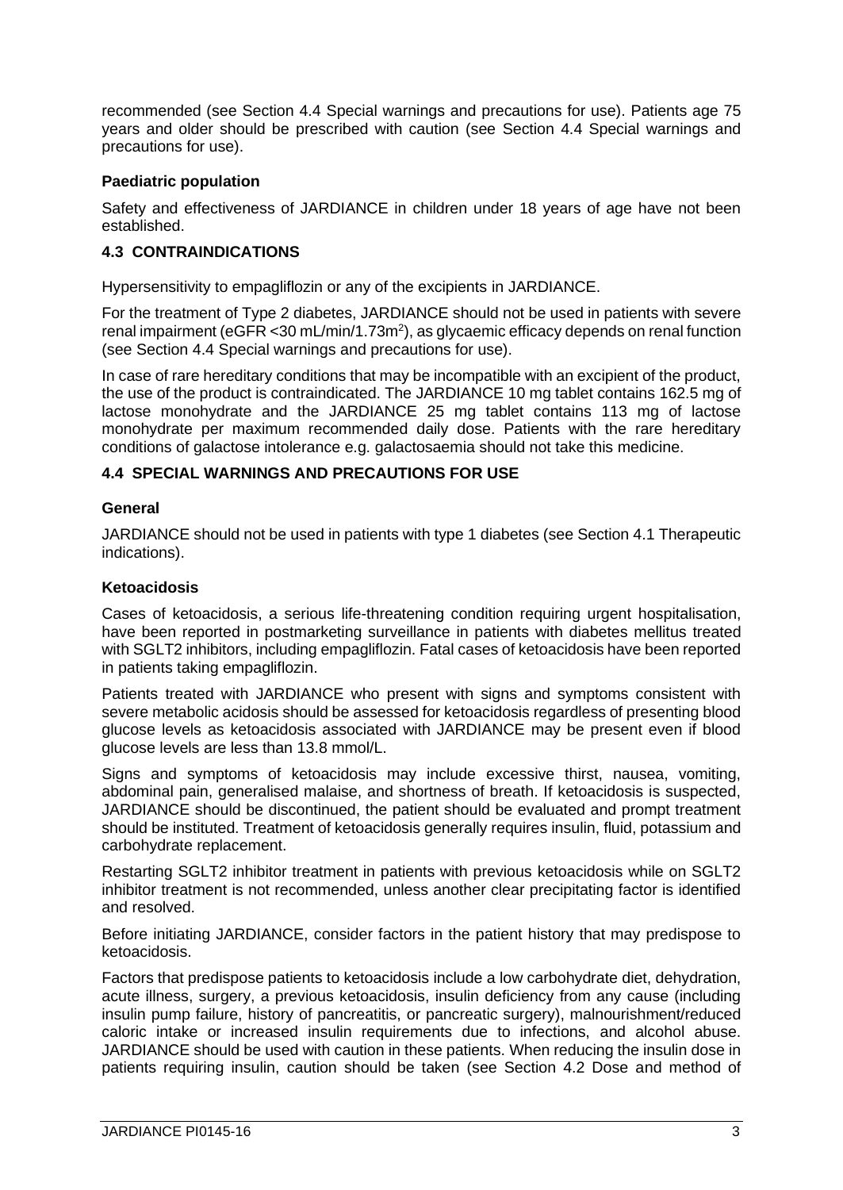recommended (see Section 4.4 Special warnings and precautions for use). Patients age 75 years and older should be prescribed with caution (see Section 4.4 Special warnings and precautions for use).

**Paediatric population**

Safety and effectiveness of JARDIANCE in children under 18 years of age have not been established.

### 4.3 CONTRAINDICATIONS

Hypersensitivity to empagliflozin or any of the excipients in JARDIANCE.

For the treatment of Type 2 diabetes, JARDIANCE should not be used in patients with severe renal impairment (eGFR <30 mL/min/1.73m$^2$), as glycaemic efficacy depends on renal function (see Section 4.4 Special warnings and precautions for use).

In case of rare hereditary conditions that may be incompatible with an excipient of the product, the use of the product is contraindicated. The JARDIANCE 10 mg tablet contains 162.5 mg of lactose monohydrate and the JARDIANCE 25 mg tablet contains 113 mg of lactose monohydrate per maximum recommended daily dose. Patients with the rare hereditary conditions of galactose intolerance e.g. galactosaemia should not take this medicine.

### 4.4 SPECIAL WARNINGS AND PRECAUTIONS FOR USE

**General**

JARDIANCE should not be used in patients with type 1 diabetes (see Section 4.1 Therapeutic indications).

**Ketoacidosis**

Cases of ketoacidosis, a serious life-threatening condition requiring urgent hospitalisation, have been reported in postmarketing surveillance in patients with diabetes mellitus treated with SGLT2 inhibitors, including empagliflozin. Fatal cases of ketoacidosis have been reported in patients taking empagliflozin.

Patients treated with JARDIANCE who present with signs and symptoms consistent with severe metabolic acidosis should be assessed for ketoacidosis regardless of presenting blood glucose levels as ketoacidosis associated with JARDIANCE may be present even if blood glucose levels are less than 13.8 mmol/L.

Signs and symptoms of ketoacidosis may include excessive thirst, nausea, vomiting, abdominal pain, generalised malaise, and shortness of breath. If ketoacidosis is suspected, JARDIANCE should be discontinued, the patient should be evaluated and prompt treatment should be instituted. Treatment of ketoacidosis generally requires insulin, fluid, potassium and carbohydrate replacement.

Restarting SGLT2 inhibitor treatment in patients with previous ketoacidosis while on SGLT2 inhibitor treatment is not recommended, unless another clear precipitating factor is identified and resolved.

Before initiating JARDIANCE, consider factors in the patient history that may predispose to ketoacidosis.

Factors that predispose patients to ketoacidosis include a low carbohydrate diet, dehydration, acute illness, surgery, a previous ketoacidosis, insulin deficiency from any cause (including insulin pump failure, history of pancreatitis, or pancreatic surgery), malnourishment/reduced caloric intake or increased insulin requirements due to infections, and alcohol abuse. JARDIANCE should be used with caution in these patients. When reducing the insulin dose in patients requiring insulin, caution should be taken (see Section 4.2 Dose and method of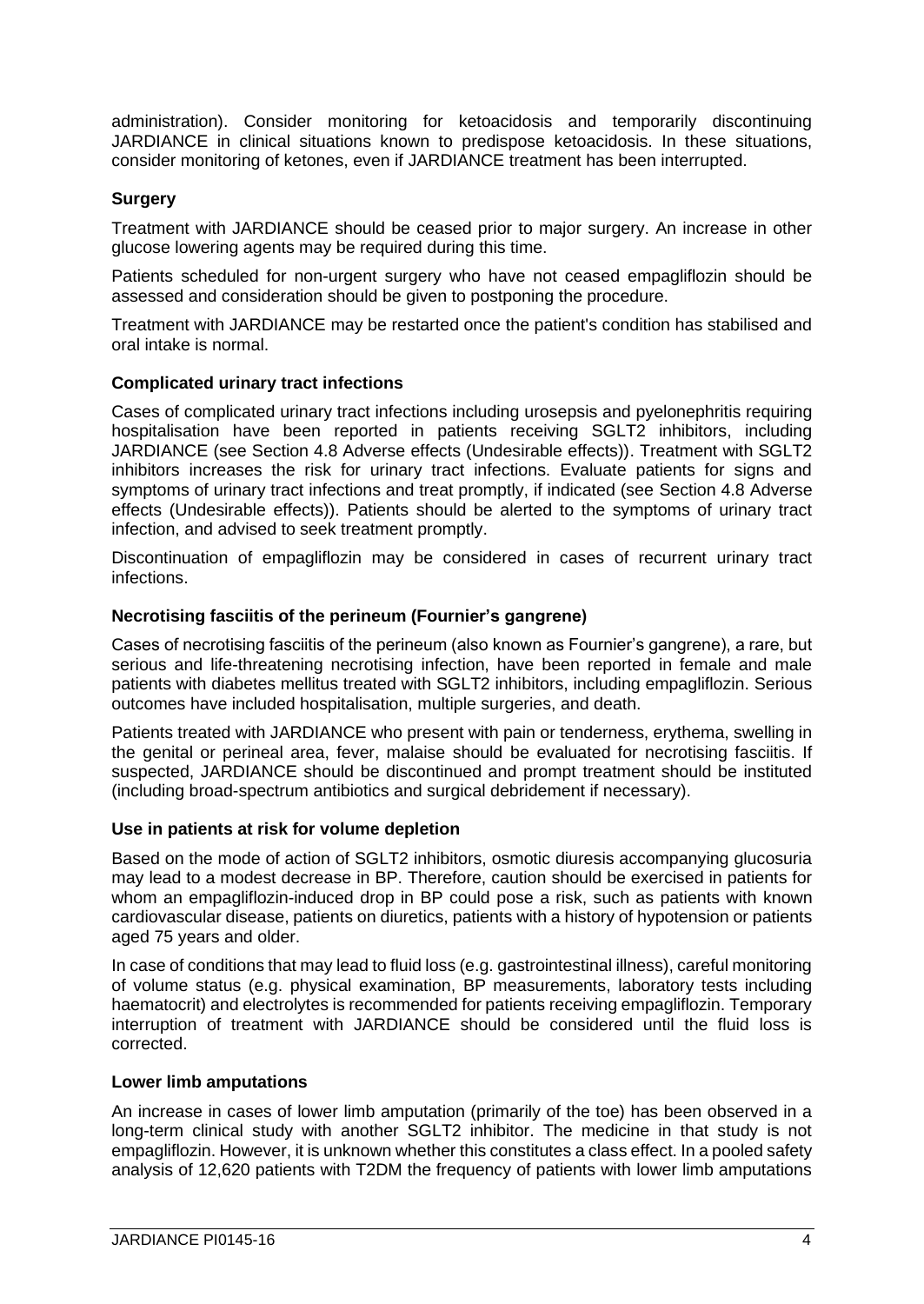administration). Consider monitoring for ketoacidosis and temporarily discontinuing JARDIANCE in clinical situations known to predispose ketoacidosis. In these situations, consider monitoring of ketones, even if JARDIANCE treatment has been interrupted.

#### Surgery

Treatment with JARDIANCE should be ceased prior to major surgery. An increase in other glucose lowering agents may be required during this time.

Patients scheduled for non-urgent surgery who have not ceased empagliflozin should be assessed and consideration should be given to postponing the procedure.

Treatment with JARDIANCE may be restarted once the patient's condition has stabilised and oral intake is normal.

#### Complicated urinary tract infections

Cases of complicated urinary tract infections including urosepsis and pyelonephritis requiring hospitalisation have been reported in patients receiving SGLT2 inhibitors, including JARDIANCE (see Section 4.8 Adverse effects (Undesirable effects)). Treatment with SGLT2 inhibitors increases the risk for urinary tract infections. Evaluate patients for signs and symptoms of urinary tract infections and treat promptly, if indicated (see Section 4.8 Adverse effects (Undesirable effects)). Patients should be alerted to the symptoms of urinary tract infection, and advised to seek treatment promptly.

Discontinuation of empagliflozin may be considered in cases of recurrent urinary tract infections.

#### Necrotising fasciitis of the perineum (Fournier's gangrene)

Cases of necrotising fasciitis of the perineum (also known as Fournier's gangrene), a rare, but serious and life-threatening necrotising infection, have been reported in female and male patients with diabetes mellitus treated with SGLT2 inhibitors, including empagliflozin. Serious outcomes have included hospitalisation, multiple surgeries, and death.

Patients treated with JARDIANCE who present with pain or tenderness, erythema, swelling in the genital or perineal area, fever, malaise should be evaluated for necrotising fasciitis. If suspected, JARDIANCE should be discontinued and prompt treatment should be instituted (including broad-spectrum antibiotics and surgical debridement if necessary).

#### Use in patients at risk for volume depletion

Based on the mode of action of SGLT2 inhibitors, osmotic diuresis accompanying glucosuria may lead to a modest decrease in BP. Therefore, caution should be exercised in patients for whom an empagliflozin-induced drop in BP could pose a risk, such as patients with known cardiovascular disease, patients on diuretics, patients with a history of hypotension or patients aged 75 years and older.

In case of conditions that may lead to fluid loss (e.g. gastrointestinal illness), careful monitoring of volume status (e.g. physical examination, BP measurements, laboratory tests including haematocrit) and electrolytes is recommended for patients receiving empagliflozin. Temporary interruption of treatment with JARDIANCE should be considered until the fluid loss is corrected.

#### Lower limb amputations

An increase in cases of lower limb amputation (primarily of the toe) has been observed in a long-term clinical study with another SGLT2 inhibitor. The medicine in that study is not empagliflozin. However, it is unknown whether this constitutes a class effect. In a pooled safety analysis of 12,620 patients with T2DM the frequency of patients with lower limb amputations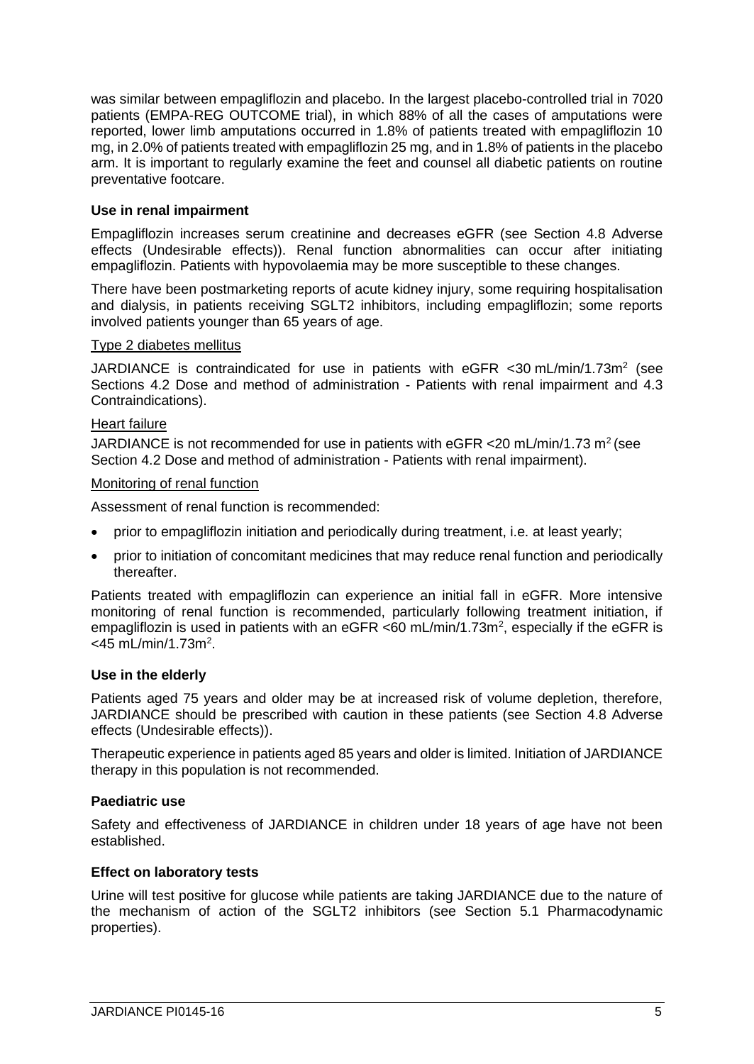was similar between empagliflozin and placebo. In the largest placebo-controlled trial in 7020 patients (EMPA-REG OUTCOME trial), in which 88% of all the cases of amputations were reported, lower limb amputations occurred in 1.8% of patients treated with empagliflozin 10 mg, in 2.0% of patients treated with empagliflozin 25 mg, and in 1.8% of patients in the placebo arm. It is important to regularly examine the feet and counsel all diabetic patients on routine preventative footcare.

**Use in renal impairment**

Empagliflozin increases serum creatinine and decreases eGFR (see Section 4.8 Adverse effects (Undesirable effects)). Renal function abnormalities can occur after initiating empagliflozin. Patients with hypovolaemia may be more susceptible to these changes.

There have been postmarketing reports of acute kidney injury, some requiring hospitalisation and dialysis, in patients receiving SGLT2 inhibitors, including empagliflozin; some reports involved patients younger than 65 years of age.

Type 2 diabetes mellitus

JARDIANCE is contraindicated for use in patients with eGFR <30 mL/min/1.73m$^2$ (see Sections 4.2 Dose and method of administration - Patients with renal impairment and 4.3 Contraindications).

Heart failure

JARDIANCE is not recommended for use in patients with eGFR <20 mL/min/1.73 m$^2$ (see Section 4.2 Dose and method of administration - Patients with renal impairment).

Monitoring of renal function

Assessment of renal function is recommended:

- prior to empagliflozin initiation and periodically during treatment, i.e. at least yearly;
- prior to initiation of concomitant medicines that may reduce renal function and periodically thereafter.

Patients treated with empagliflozin can experience an initial fall in eGFR. More intensive monitoring of renal function is recommended, particularly following treatment initiation, if empagliflozin is used in patients with an eGFR <60 mL/min/1.73m$^2$, especially if the eGFR is <45 mL/min/1.73m$^2$.

**Use in the elderly**

Patients aged 75 years and older may be at increased risk of volume depletion, therefore, JARDIANCE should be prescribed with caution in these patients (see Section 4.8 Adverse effects (Undesirable effects)).

Therapeutic experience in patients aged 85 years and older is limited. Initiation of JARDIANCE therapy in this population is not recommended.

**Paediatric use**

Safety and effectiveness of JARDIANCE in children under 18 years of age have not been established.

**Effect on laboratory tests**

Urine will test positive for glucose while patients are taking JARDIANCE due to the nature of the mechanism of action of the SGLT2 inhibitors (see Section 5.1 Pharmacodynamic properties).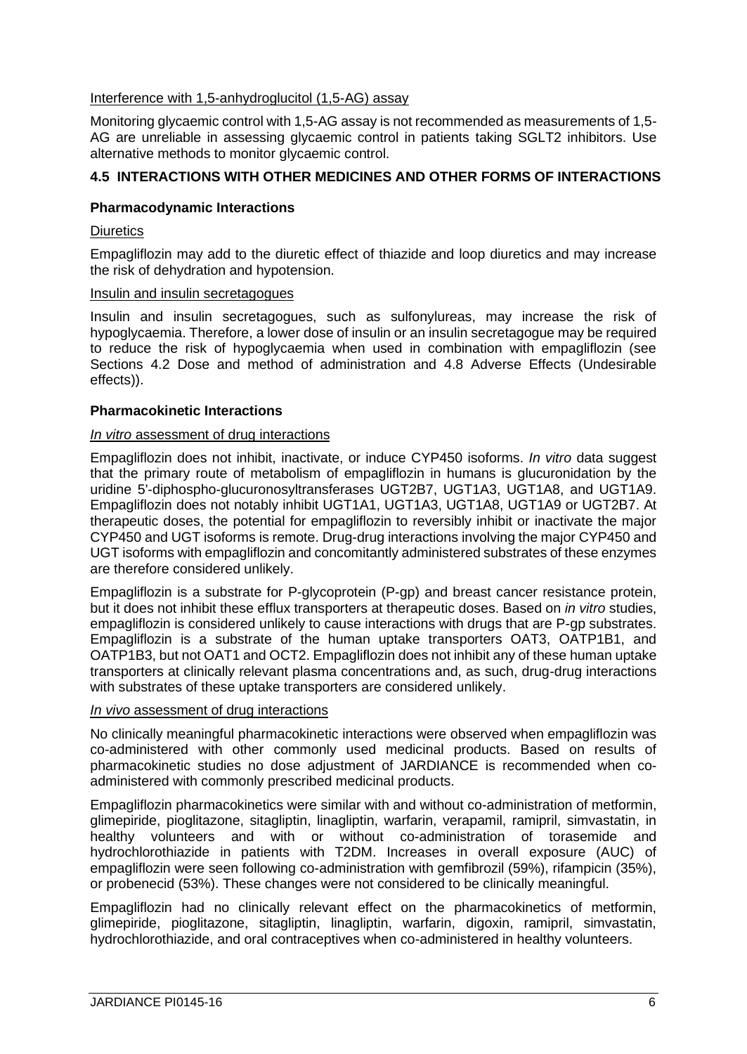Interference with 1,5-anhydroglucitol (1,5-AG) assay

Monitoring glycaemic control with 1,5-AG assay is not recommended as measurements of 1,5-AG are unreliable in assessing glycaemic control in patients taking SGLT2 inhibitors. Use alternative methods to monitor glycaemic control.

## 4.5 INTERACTIONS WITH OTHER MEDICINES AND OTHER FORMS OF INTERACTIONS

### Pharmacodynamic Interactions

Diuretics

Empagliflozin may add to the diuretic effect of thiazide and loop diuretics and may increase the risk of dehydration and hypotension.

Insulin and insulin secretagogues

Insulin and insulin secretagogues, such as sulfonylureas, may increase the risk of hypoglycaemia. Therefore, a lower dose of insulin or an insulin secretagogue may be required to reduce the risk of hypoglycaemia when used in combination with empagliflozin (see Sections 4.2 Dose and method of administration and 4.8 Adverse Effects (Undesirable effects)).

### Pharmacokinetic Interactions

*In vitro* assessment of drug interactions

Empagliflozin does not inhibit, inactivate, or induce CYP450 isoforms. *In vitro* data suggest that the primary route of metabolism of empagliflozin in humans is glucuronidation by the uridine 5'-diphospho-glucuronosyltransferases UGT2B7, UGT1A3, UGT1A8, and UGT1A9. Empagliflozin does not notably inhibit UGT1A1, UGT1A3, UGT1A8, UGT1A9 or UGT2B7. At therapeutic doses, the potential for empagliflozin to reversibly inhibit or inactivate the major CYP450 and UGT isoforms is remote. Drug-drug interactions involving the major CYP450 and UGT isoforms with empagliflozin and concomitantly administered substrates of these enzymes are therefore considered unlikely.

Empagliflozin is a substrate for P-glycoprotein (P-gp) and breast cancer resistance protein, but it does not inhibit these efflux transporters at therapeutic doses. Based on *in vitro* studies, empagliflozin is considered unlikely to cause interactions with drugs that are P-gp substrates. Empagliflozin is a substrate of the human uptake transporters OAT3, OATP1B1, and OATP1B3, but not OAT1 and OCT2. Empagliflozin does not inhibit any of these human uptake transporters at clinically relevant plasma concentrations and, as such, drug-drug interactions with substrates of these uptake transporters are considered unlikely.

*In vivo* assessment of drug interactions

No clinically meaningful pharmacokinetic interactions were observed when empagliflozin was co-administered with other commonly used medicinal products. Based on results of pharmacokinetic studies no dose adjustment of JARDIANCE is recommended when co-administered with commonly prescribed medicinal products.

Empagliflozin pharmacokinetics were similar with and without co-administration of metformin, glimepiride, pioglitazone, sitagliptin, linagliptin, warfarin, verapamil, ramipril, simvastatin, in healthy volunteers and with or without co-administration of torasemide and hydrochlorothiazide in patients with T2DM. Increases in overall exposure (AUC) of empagliflozin were seen following co-administration with gemfibrozil (59%), rifampicin (35%), or probenecid (53%). These changes were not considered to be clinically meaningful.

Empagliflozin had no clinically relevant effect on the pharmacokinetics of metformin, glimepiride, pioglitazone, sitagliptin, linagliptin, warfarin, digoxin, ramipril, simvastatin, hydrochlorothiazide, and oral contraceptives when co-administered in healthy volunteers.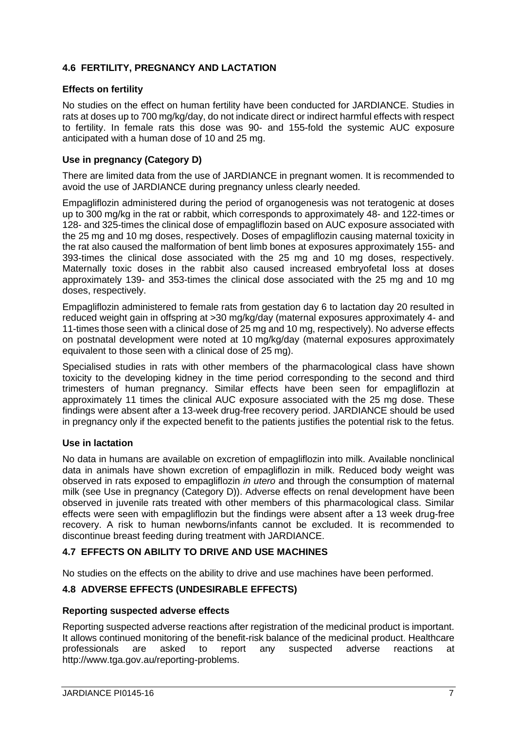## 4.6 FERTILITY, PREGNANCY AND LACTATION

### Effects on fertility

No studies on the effect on human fertility have been conducted for JARDIANCE. Studies in rats at doses up to 700 mg/kg/day, do not indicate direct or indirect harmful effects with respect to fertility. In female rats this dose was 90- and 155-fold the systemic AUC exposure anticipated with a human dose of 10 and 25 mg.

### Use in pregnancy (Category D)

There are limited data from the use of JARDIANCE in pregnant women. It is recommended to avoid the use of JARDIANCE during pregnancy unless clearly needed.

Empagliflozin administered during the period of organogenesis was not teratogenic at doses up to 300 mg/kg in the rat or rabbit, which corresponds to approximately 48- and 122-times or 128- and 325-times the clinical dose of empagliflozin based on AUC exposure associated with the 25 mg and 10 mg doses, respectively. Doses of empagliflozin causing maternal toxicity in the rat also caused the malformation of bent limb bones at exposures approximately 155- and 393-times the clinical dose associated with the 25 mg and 10 mg doses, respectively. Maternally toxic doses in the rabbit also caused increased embryofetal loss at doses approximately 139- and 353-times the clinical dose associated with the 25 mg and 10 mg doses, respectively.

Empagliflozin administered to female rats from gestation day 6 to lactation day 20 resulted in reduced weight gain in offspring at >30 mg/kg/day (maternal exposures approximately 4- and 11-times those seen with a clinical dose of 25 mg and 10 mg, respectively). No adverse effects on postnatal development were noted at 10 mg/kg/day (maternal exposures approximately equivalent to those seen with a clinical dose of 25 mg).

Specialised studies in rats with other members of the pharmacological class have shown toxicity to the developing kidney in the time period corresponding to the second and third trimesters of human pregnancy. Similar effects have been seen for empagliflozin at approximately 11 times the clinical AUC exposure associated with the 25 mg dose. These findings were absent after a 13-week drug-free recovery period. JARDIANCE should be used in pregnancy only if the expected benefit to the patients justifies the potential risk to the fetus.

### Use in lactation

No data in humans are available on excretion of empagliflozin into milk. Available nonclinical data in animals have shown excretion of empagliflozin in milk. Reduced body weight was observed in rats exposed to empagliflozin *in utero* and through the consumption of maternal milk (see Use in pregnancy (Category D)). Adverse effects on renal development have been observed in juvenile rats treated with other members of this pharmacological class. Similar effects were seen with empagliflozin but the findings were absent after a 13 week drug-free recovery. A risk to human newborns/infants cannot be excluded. It is recommended to discontinue breast feeding during treatment with JARDIANCE.

## 4.7 EFFECTS ON ABILITY TO DRIVE AND USE MACHINES

No studies on the effects on the ability to drive and use machines have been performed.

## 4.8 ADVERSE EFFECTS (UNDESIRABLE EFFECTS)

### Reporting suspected adverse effects

Reporting suspected adverse reactions after registration of the medicinal product is important. It allows continued monitoring of the benefit-risk balance of the medicinal product. Healthcare professionals are asked to report any suspected adverse reactions at http://www.tga.gov.au/reporting-problems.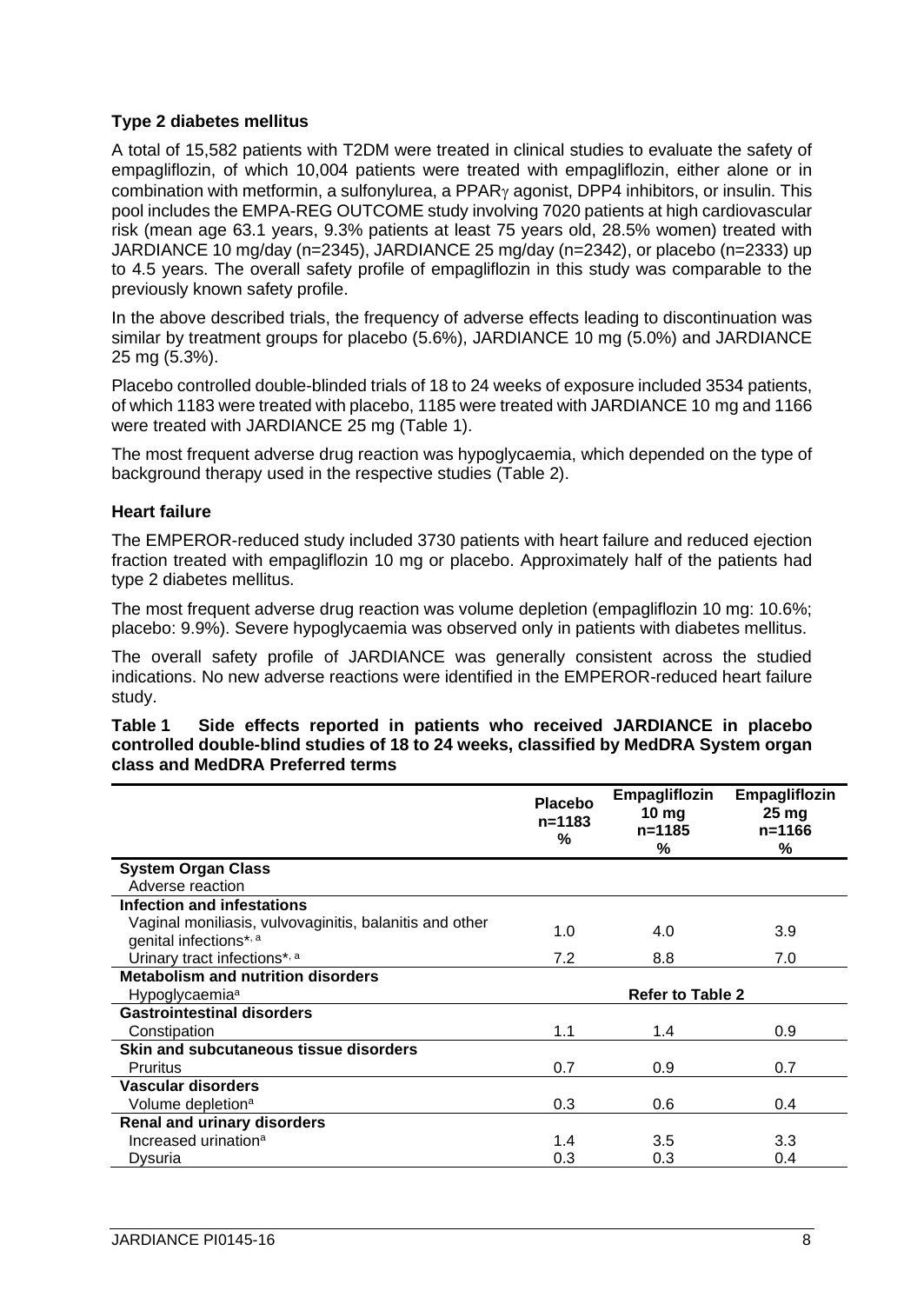**Type 2 diabetes mellitus**

A total of 15,582 patients with T2DM were treated in clinical studies to evaluate the safety of empagliflozin, of which 10,004 patients were treated with empagliflozin, either alone or in combination with metformin, a sulfonylurea, a PPARγ agonist, DPP4 inhibitors, or insulin. This pool includes the EMPA-REG OUTCOME study involving 7020 patients at high cardiovascular risk (mean age 63.1 years, 9.3% patients at least 75 years old, 28.5% women) treated with JARDIANCE 10 mg/day (n=2345), JARDIANCE 25 mg/day (n=2342), or placebo (n=2333) up to 4.5 years. The overall safety profile of empagliflozin in this study was comparable to the previously known safety profile.

In the above described trials, the frequency of adverse effects leading to discontinuation was similar by treatment groups for placebo (5.6%), JARDIANCE 10 mg (5.0%) and JARDIANCE 25 mg (5.3%).

Placebo controlled double-blinded trials of 18 to 24 weeks of exposure included 3534 patients, of which 1183 were treated with placebo, 1185 were treated with JARDIANCE 10 mg and 1166 were treated with JARDIANCE 25 mg (Table 1).

The most frequent adverse drug reaction was hypoglycaemia, which depended on the type of background therapy used in the respective studies (Table 2).

**Heart failure**

The EMPEROR-reduced study included 3730 patients with heart failure and reduced ejection fraction treated with empagliflozin 10 mg or placebo. Approximately half of the patients had type 2 diabetes mellitus.

The most frequent adverse drug reaction was volume depletion (empagliflozin 10 mg: 10.6%; placebo: 9.9%). Severe hypoglycaemia was observed only in patients with diabetes mellitus.

The overall safety profile of JARDIANCE was generally consistent across the studied indications. No new adverse reactions were identified in the EMPEROR-reduced heart failure study.

**Table 1 Side effects reported in patients who received JARDIANCE in placebo controlled double-blind studies of 18 to 24 weeks, classified by MedDRA System organ class and MedDRA Preferred terms**

| | Placebo n=1183 % | Empagliflozin 10 mg n=1185 % | Empagliflozin 25 mg n=1166 % |
|---|---|---|---|
| **System Organ Class** Adverse reaction | | | |
| **Infection and infestations** | | | |
| Vaginal moniliasis, vulvovaginitis, balanitis and other genital infections*, [a] | 1.0 | 4.0 | 3.9 |
| Urinary tract infections*, [a] | 7.2 | 8.8 | 7.0 |
| **Metabolism and nutrition disorders** | | | |
| Hypoglycaemia[a] | | **Refer to Table 2** | |
| **Gastrointestinal disorders** | | | |
| Constipation | 1.1 | 1.4 | 0.9 |
| **Skin and subcutaneous tissue disorders** | | | |
| Pruritus | 0.7 | 0.9 | 0.7 |
| **Vascular disorders** | | | |
| Volume depletion[a] | 0.3 | 0.6 | 0.4 |
| **Renal and urinary disorders** | | | |
| Increased urination[a] | 1.4 | 3.5 | 3.3 |
| Dysuria | 0.3 | 0.3 | 0.4 |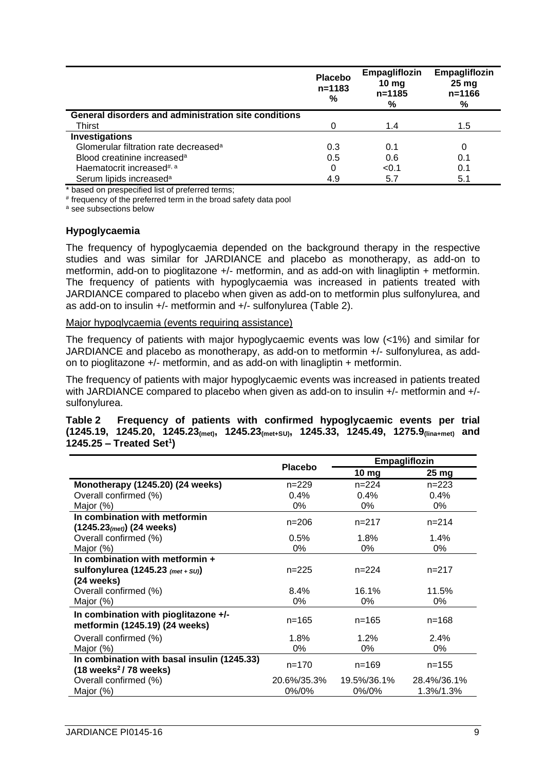| | Placebo n=1183 % | Empagliflozin 10 mg n=1185 % | Empagliflozin 25 mg n=1166 % |
|---|---|---|---|
| **General disorders and administration site conditions** | | | |
| Thirst | 0 | 1.4 | 1.5 |
| **Investigations** | | | |
| Glomerular filtration rate decreased[a] | 0.3 | 0.1 | 0 |
| Blood creatinine increased[a] | 0.5 | 0.6 | 0.1 |
| Haematocrit increased[#, a] | 0 | <0.1 | 0.1 |
| Serum lipids increased[a] | 4.9 | 5.7 | 5.1 |

* based on prespecified list of preferred terms;

[#] frequency of the preferred term in the broad safety data pool

[a] see subsections below

### Hypoglycaemia

The frequency of hypoglycaemia depended on the background therapy in the respective studies and was similar for JARDIANCE and placebo as monotherapy, as add-on to metformin, add-on to pioglitazone +/- metformin, and as add-on with linagliptin + metformin. The frequency of patients with hypoglycaemia was increased in patients treated with JARDIANCE compared to placebo when given as add-on to metformin plus sulfonylurea, and as add-on to insulin +/- metformin and +/- sulfonylurea (Table 2).

Major hypoglycaemia (events requiring assistance)

The frequency of patients with major hypoglycaemic events was low (<1%) and similar for JARDIANCE and placebo as monotherapy, as add-on to metformin +/- sulfonylurea, as add-on to pioglitazone +/- metformin, and as add-on with linagliptin + metformin.

The frequency of patients with major hypoglycaemic events was increased in patients treated with JARDIANCE compared to placebo when given as add-on to insulin +/- metformin and +/- sulfonylurea.

**Table 2 Frequency of patients with confirmed hypoglycaemic events per trial (1245.19, 1245.20, 1245.23$_{(met)}$, 1245.23$_{(met+SU)}$, 1245.33, 1245.49, 1275.9$_{(lina+met)}$ and 1245.25 – Treated Set[1])**

| | Placebo | Empagliflozin | |
|---|---|---|---|
| | | **10 mg** | **25 mg** |
| **Monotherapy (1245.20) (24 weeks)** | n=229 | n=224 | n=223 |
| Overall confirmed (%) | 0.4% | 0.4% | 0.4% |
| Major (%) | 0% | 0% | 0% |
| **In combination with metformin (1245.23$_{(met)}$) (24 weeks)** | n=206 | n=217 | n=214 |
| Overall confirmed (%) | 0.5% | 1.8% | 1.4% |
| Major (%) | 0% | 0% | 0% |
| **In combination with metformin + sulfonylurea (1245.23$_{(met + SU)}$) (24 weeks)** | n=225 | n=224 | n=217 |
| Overall confirmed (%) | 8.4% | 16.1% | 11.5% |
| Major (%) | 0% | 0% | 0% |
| **In combination with pioglitazone +/- metformin (1245.19) (24 weeks)** | n=165 | n=165 | n=168 |
| Overall confirmed (%) | 1.8% | 1.2% | 2.4% |
| Major (%) | 0% | 0% | 0% |
| **In combination with basal insulin (1245.33) (18 weeks[2] / 78 weeks)** | n=170 | n=169 | n=155 |
| Overall confirmed (%) | 20.6%/35.3% | 19.5%/36.1% | 28.4%/36.1% |
| Major (%) | 0%/0% | 0%/0% | 1.3%/1.3% |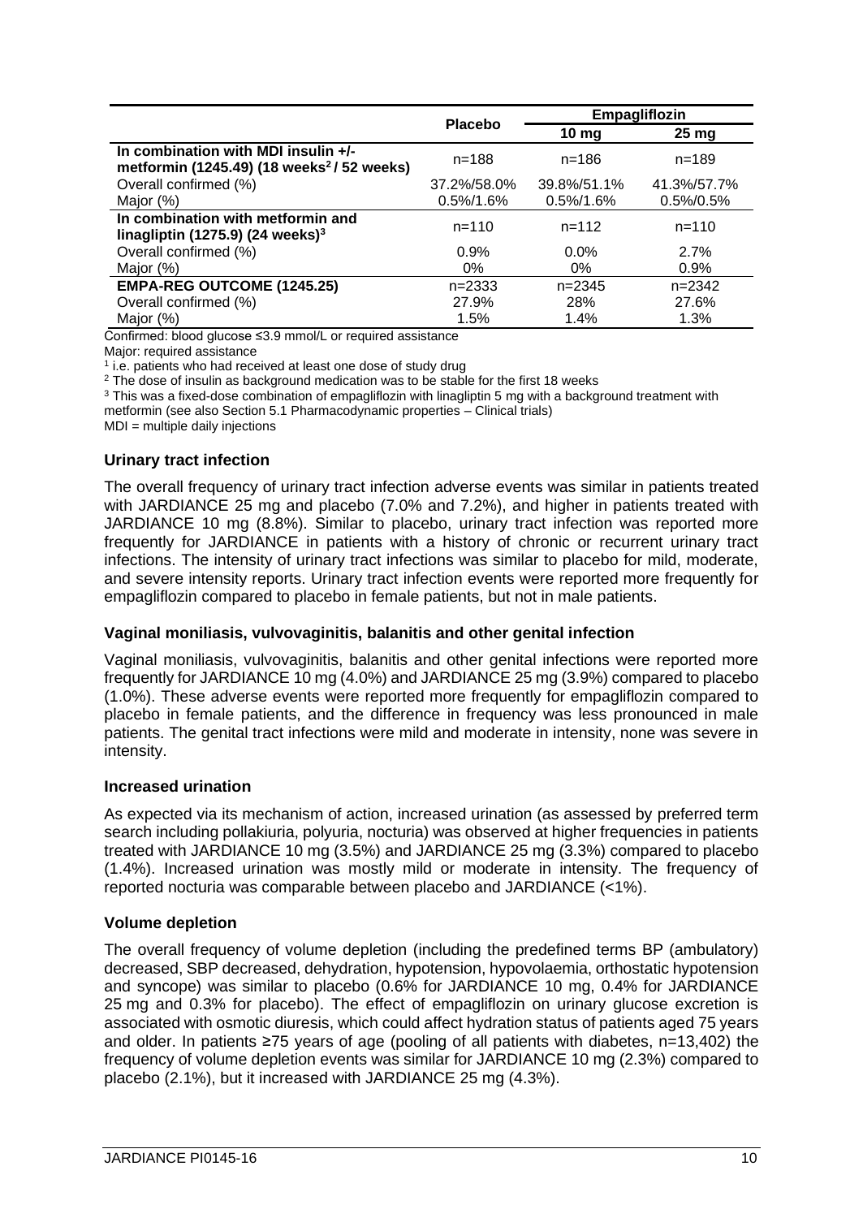| | Placebo | Empagliflozin | |
|---|---|---|---|
| | | 10 mg | 25 mg |
| **In combination with MDI insulin +/- metformin (1245.49) (18 weeks[2] / 52 weeks)** | n=188 | n=186 | n=189 |
| Overall confirmed (%) | 37.2%/58.0% | 39.8%/51.1% | 41.3%/57.7% |
| Major (%) | 0.5%/1.6% | 0.5%/1.6% | 0.5%/0.5% |
| **In combination with metformin and linagliptin (1275.9) (24 weeks)[3]** | n=110 | n=112 | n=110 |
| Overall confirmed (%) | 0.9% | 0.0% | 2.7% |
| Major (%) | 0% | 0% | 0.9% |
| **EMPA-REG OUTCOME (1245.25)** | n=2333 | n=2345 | n=2342 |
| Overall confirmed (%) | 27.9% | 28% | 27.6% |
| Major (%) | 1.5% | 1.4% | 1.3% |

Confirmed: blood glucose ≤3.9 mmol/L or required assistance

Major: required assistance

[1] i.e. patients who had received at least one dose of study drug

[2] The dose of insulin as background medication was to be stable for the first 18 weeks

[3] This was a fixed-dose combination of empagliflozin with linagliptin 5 mg with a background treatment with metformin (see also Section 5.1 Pharmacodynamic properties – Clinical trials)

MDI = multiple daily injections

### Urinary tract infection

The overall frequency of urinary tract infection adverse events was similar in patients treated with JARDIANCE 25 mg and placebo (7.0% and 7.2%), and higher in patients treated with JARDIANCE 10 mg (8.8%). Similar to placebo, urinary tract infection was reported more frequently for JARDIANCE in patients with a history of chronic or recurrent urinary tract infections. The intensity of urinary tract infections was similar to placebo for mild, moderate, and severe intensity reports. Urinary tract infection events were reported more frequently for empagliflozin compared to placebo in female patients, but not in male patients.

### Vaginal moniliasis, vulvovaginitis, balanitis and other genital infection

Vaginal moniliasis, vulvovaginitis, balanitis and other genital infections were reported more frequently for JARDIANCE 10 mg (4.0%) and JARDIANCE 25 mg (3.9%) compared to placebo (1.0%). These adverse events were reported more frequently for empagliflozin compared to placebo in female patients, and the difference in frequency was less pronounced in male patients. The genital tract infections were mild and moderate in intensity, none was severe in intensity.

### Increased urination

As expected via its mechanism of action, increased urination (as assessed by preferred term search including pollakiuria, polyuria, nocturia) was observed at higher frequencies in patients treated with JARDIANCE 10 mg (3.5%) and JARDIANCE 25 mg (3.3%) compared to placebo (1.4%). Increased urination was mostly mild or moderate in intensity. The frequency of reported nocturia was comparable between placebo and JARDIANCE (<1%).

### Volume depletion

The overall frequency of volume depletion (including the predefined terms BP (ambulatory) decreased, SBP decreased, dehydration, hypotension, hypovolaemia, orthostatic hypotension and syncope) was similar to placebo (0.6% for JARDIANCE 10 mg, 0.4% for JARDIANCE 25 mg and 0.3% for placebo). The effect of empagliflozin on urinary glucose excretion is associated with osmotic diuresis, which could affect hydration status of patients aged 75 years and older. In patients ≥75 years of age (pooling of all patients with diabetes, n=13,402) the frequency of volume depletion events was similar for JARDIANCE 10 mg (2.3%) compared to placebo (2.1%), but it increased with JARDIANCE 25 mg (4.3%).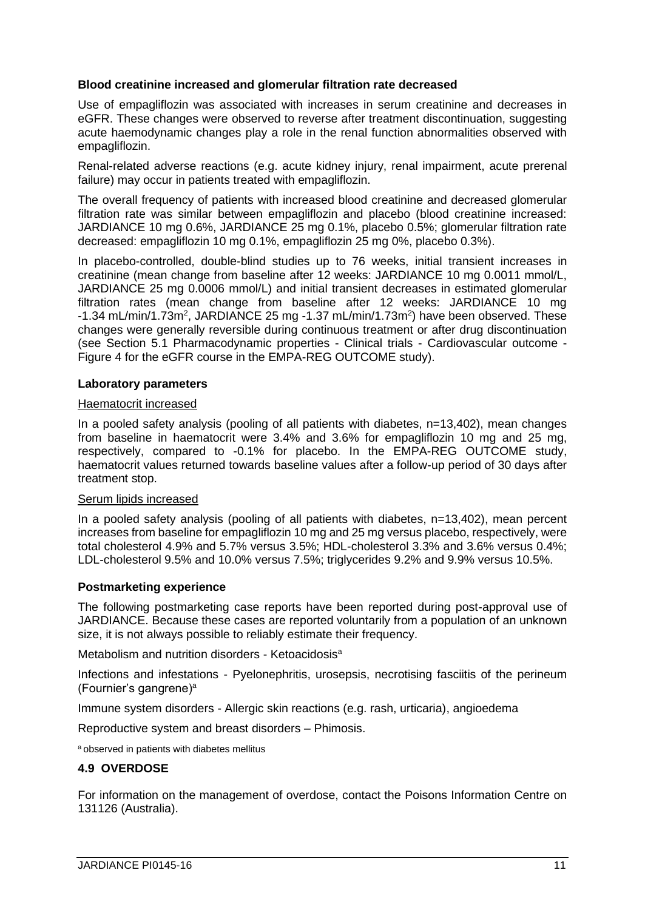**Blood creatinine increased and glomerular filtration rate decreased**

Use of empagliflozin was associated with increases in serum creatinine and decreases in eGFR. These changes were observed to reverse after treatment discontinuation, suggesting acute haemodynamic changes play a role in the renal function abnormalities observed with empagliflozin.

Renal-related adverse reactions (e.g. acute kidney injury, renal impairment, acute prerenal failure) may occur in patients treated with empagliflozin.

The overall frequency of patients with increased blood creatinine and decreased glomerular filtration rate was similar between empagliflozin and placebo (blood creatinine increased: JARDIANCE 10 mg 0.6%, JARDIANCE 25 mg 0.1%, placebo 0.5%; glomerular filtration rate decreased: empagliflozin 10 mg 0.1%, empagliflozin 25 mg 0%, placebo 0.3%).

In placebo-controlled, double-blind studies up to 76 weeks, initial transient increases in creatinine (mean change from baseline after 12 weeks: JARDIANCE 10 mg 0.0011 mmol/L, JARDIANCE 25 mg 0.0006 mmol/L) and initial transient decreases in estimated glomerular filtration rates (mean change from baseline after 12 weeks: JARDIANCE 10 mg -1.34 mL/min/1.73m$^2$, JARDIANCE 25 mg -1.37 mL/min/1.73m$^2$) have been observed. These changes were generally reversible during continuous treatment or after drug discontinuation (see Section 5.1 Pharmacodynamic properties - Clinical trials - Cardiovascular outcome - Figure 4 for the eGFR course in the EMPA-REG OUTCOME study).

**Laboratory parameters**

Haematocrit increased

In a pooled safety analysis (pooling of all patients with diabetes, n=13,402), mean changes from baseline in haematocrit were 3.4% and 3.6% for empagliflozin 10 mg and 25 mg, respectively, compared to -0.1% for placebo. In the EMPA-REG OUTCOME study, haematocrit values returned towards baseline values after a follow-up period of 30 days after treatment stop.

Serum lipids increased

In a pooled safety analysis (pooling of all patients with diabetes, n=13,402), mean percent increases from baseline for empagliflozin 10 mg and 25 mg versus placebo, respectively, were total cholesterol 4.9% and 5.7% versus 3.5%; HDL-cholesterol 3.3% and 3.6% versus 0.4%; LDL-cholesterol 9.5% and 10.0% versus 7.5%; triglycerides 9.2% and 9.9% versus 10.5%.

**Postmarketing experience**

The following postmarketing case reports have been reported during post-approval use of JARDIANCE. Because these cases are reported voluntarily from a population of an unknown size, it is not always possible to reliably estimate their frequency.

Metabolism and nutrition disorders - Ketoacidosis[a]

Infections and infestations - Pyelonephritis, urosepsis, necrotising fasciitis of the perineum (Fournier's gangrene)[a]

Immune system disorders - Allergic skin reactions (e.g. rash, urticaria), angioedema

Reproductive system and breast disorders – Phimosis.

[a] observed in patients with diabetes mellitus

## 4.9 OVERDOSE

For information on the management of overdose, contact the Poisons Information Centre on 131126 (Australia).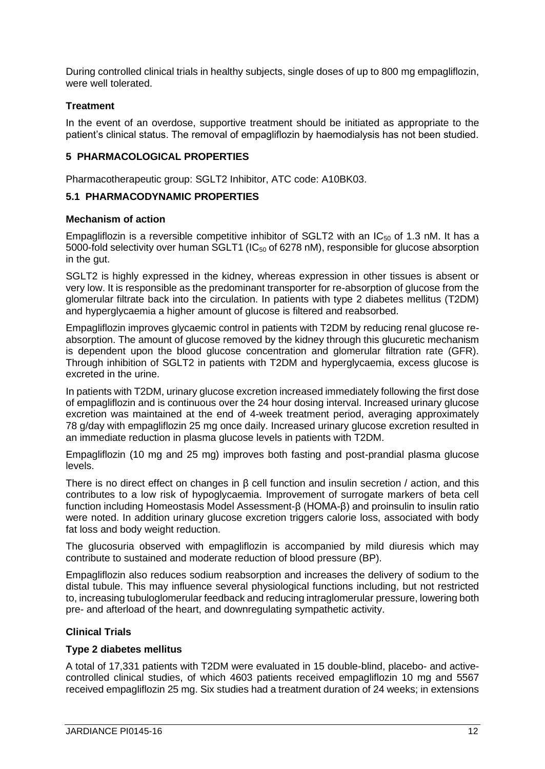During controlled clinical trials in healthy subjects, single doses of up to 800 mg empagliflozin, were well tolerated.

**Treatment**

In the event of an overdose, supportive treatment should be initiated as appropriate to the patient's clinical status. The removal of empagliflozin by haemodialysis has not been studied.

## 5 PHARMACOLOGICAL PROPERTIES

Pharmacotherapeutic group: SGLT2 Inhibitor, ATC code: A10BK03.

### 5.1 PHARMACODYNAMIC PROPERTIES

**Mechanism of action**

Empagliflozin is a reversible competitive inhibitor of SGLT2 with an $IC_{50}$ of 1.3 nM. It has a 5000-fold selectivity over human SGLT1 ($IC_{50}$ of 6278 nM), responsible for glucose absorption in the gut.

SGLT2 is highly expressed in the kidney, whereas expression in other tissues is absent or very low. It is responsible as the predominant transporter for re-absorption of glucose from the glomerular filtrate back into the circulation. In patients with type 2 diabetes mellitus (T2DM) and hyperglycaemia a higher amount of glucose is filtered and reabsorbed.

Empagliflozin improves glycaemic control in patients with T2DM by reducing renal glucose re-absorption. The amount of glucose removed by the kidney through this glucuretic mechanism is dependent upon the blood glucose concentration and glomerular filtration rate (GFR). Through inhibition of SGLT2 in patients with T2DM and hyperglycaemia, excess glucose is excreted in the urine.

In patients with T2DM, urinary glucose excretion increased immediately following the first dose of empagliflozin and is continuous over the 24 hour dosing interval. Increased urinary glucose excretion was maintained at the end of 4-week treatment period, averaging approximately 78 g/day with empagliflozin 25 mg once daily. Increased urinary glucose excretion resulted in an immediate reduction in plasma glucose levels in patients with T2DM.

Empagliflozin (10 mg and 25 mg) improves both fasting and post-prandial plasma glucose levels.

There is no direct effect on changes in β cell function and insulin secretion / action, and this contributes to a low risk of hypoglycaemia. Improvement of surrogate markers of beta cell function including Homeostasis Model Assessment-β (HOMA-β) and proinsulin to insulin ratio were noted. In addition urinary glucose excretion triggers calorie loss, associated with body fat loss and body weight reduction.

The glucosuria observed with empagliflozin is accompanied by mild diuresis which may contribute to sustained and moderate reduction of blood pressure (BP).

Empagliflozin also reduces sodium reabsorption and increases the delivery of sodium to the distal tubule. This may influence several physiological functions including, but not restricted to, increasing tubuloglomerular feedback and reducing intraglomerular pressure, lowering both pre- and afterload of the heart, and downregulating sympathetic activity.

**Clinical Trials**

**Type 2 diabetes mellitus**

A total of 17,331 patients with T2DM were evaluated in 15 double-blind, placebo- and active-controlled clinical studies, of which 4603 patients received empagliflozin 10 mg and 5567 received empagliflozin 25 mg. Six studies had a treatment duration of 24 weeks; in extensions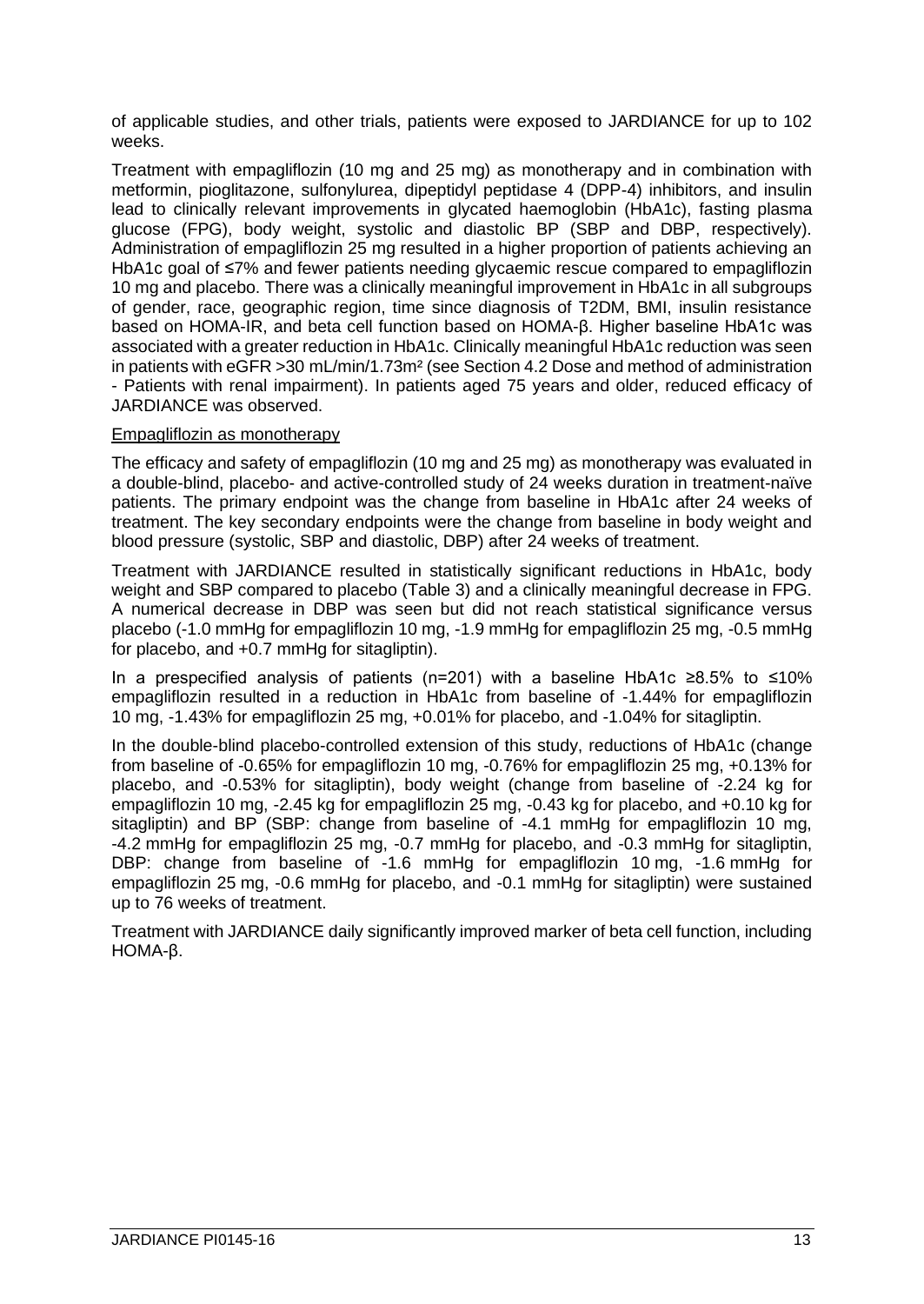of applicable studies, and other trials, patients were exposed to JARDIANCE for up to 102 weeks.

Treatment with empagliflozin (10 mg and 25 mg) as monotherapy and in combination with metformin, pioglitazone, sulfonylurea, dipeptidyl peptidase 4 (DPP-4) inhibitors, and insulin lead to clinically relevant improvements in glycated haemoglobin (HbA1c), fasting plasma glucose (FPG), body weight, systolic and diastolic BP (SBP and DBP, respectively). Administration of empagliflozin 25 mg resulted in a higher proportion of patients achieving an HbA1c goal of ≤7% and fewer patients needing glycaemic rescue compared to empagliflozin 10 mg and placebo. There was a clinically meaningful improvement in HbA1c in all subgroups of gender, race, geographic region, time since diagnosis of T2DM, BMI, insulin resistance based on HOMA-IR, and beta cell function based on HOMA-β. Higher baseline HbA1c was associated with a greater reduction in HbA1c. Clinically meaningful HbA1c reduction was seen in patients with eGFR >30 mL/min/1.73m² (see Section 4.2 Dose and method of administration - Patients with renal impairment). In patients aged 75 years and older, reduced efficacy of JARDIANCE was observed.

Empagliflozin as monotherapy

The efficacy and safety of empagliflozin (10 mg and 25 mg) as monotherapy was evaluated in a double-blind, placebo- and active-controlled study of 24 weeks duration in treatment-naïve patients. The primary endpoint was the change from baseline in HbA1c after 24 weeks of treatment. The key secondary endpoints were the change from baseline in body weight and blood pressure (systolic, SBP and diastolic, DBP) after 24 weeks of treatment.

Treatment with JARDIANCE resulted in statistically significant reductions in HbA1c, body weight and SBP compared to placebo (Table 3) and a clinically meaningful decrease in FPG. A numerical decrease in DBP was seen but did not reach statistical significance versus placebo (-1.0 mmHg for empagliflozin 10 mg, -1.9 mmHg for empagliflozin 25 mg, -0.5 mmHg for placebo, and +0.7 mmHg for sitagliptin).

In a prespecified analysis of patients (n=201) with a baseline HbA1c ≥8.5% to ≤10% empagliflozin resulted in a reduction in HbA1c from baseline of -1.44% for empagliflozin 10 mg, -1.43% for empagliflozin 25 mg, +0.01% for placebo, and -1.04% for sitagliptin.

In the double-blind placebo-controlled extension of this study, reductions of HbA1c (change from baseline of -0.65% for empagliflozin 10 mg, -0.76% for empagliflozin 25 mg, +0.13% for placebo, and -0.53% for sitagliptin), body weight (change from baseline of -2.24 kg for empagliflozin 10 mg, -2.45 kg for empagliflozin 25 mg, -0.43 kg for placebo, and +0.10 kg for sitagliptin) and BP (SBP: change from baseline of -4.1 mmHg for empagliflozin 10 mg, -4.2 mmHg for empagliflozin 25 mg, -0.7 mmHg for placebo, and -0.3 mmHg for sitagliptin, DBP: change from baseline of -1.6 mmHg for empagliflozin 10 mg, -1.6 mmHg for empagliflozin 25 mg, -0.6 mmHg for placebo, and -0.1 mmHg for sitagliptin) were sustained up to 76 weeks of treatment.

Treatment with JARDIANCE daily significantly improved marker of beta cell function, including HOMA-β.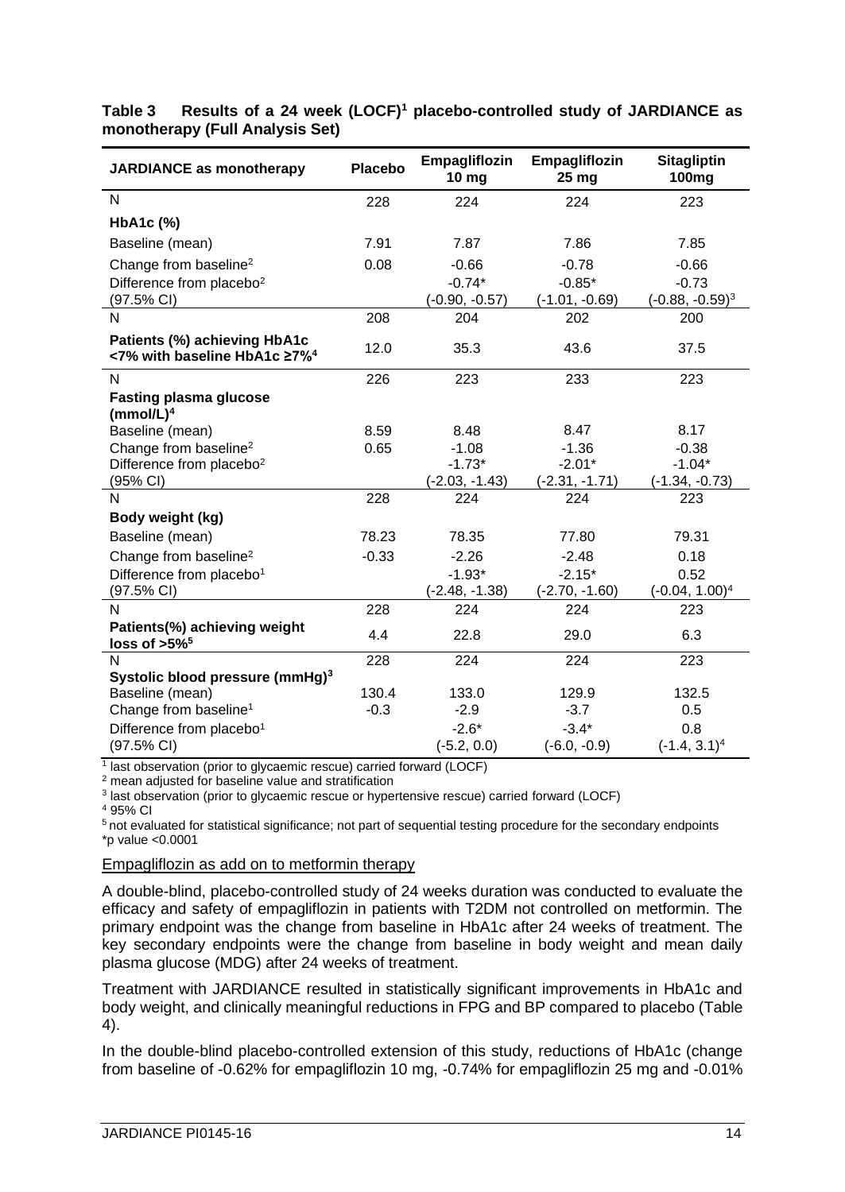**Table 3 Results of a 24 week (LOCF)[1] placebo-controlled study of JARDIANCE as monotherapy (Full Analysis Set)**

| JARDIANCE as monotherapy | Placebo | Empagliflozin 10 mg | Empagliflozin 25 mg | Sitagliptin 100mg |
|---|---|---|---|---|
| N | 228 | 224 | 224 | 223 |
| **HbA1c (%)** | | | | |
| Baseline (mean) | 7.91 | 7.87 | 7.86 | 7.85 |
| Change from baseline[2] | 0.08 | -0.66 | -0.78 | -0.66 |
| Difference from placebo[2] (97.5% CI) | | -0.74* (-0.90, -0.57) | -0.85* (-1.01, -0.69) | -0.73 (-0.88, -0.59)[3] |
| N | 208 | 204 | 202 | 200 |
| **Patients (%) achieving HbA1c <7% with baseline HbA1c ≥7%[4]** | 12.0 | 35.3 | 43.6 | 37.5 |
| N | 226 | 223 | 233 | 223 |
| **Fasting plasma glucose (mmol/L)[4]** | | | | |
| Baseline (mean) | 8.59 | 8.48 | 8.47 | 8.17 |
| Change from baseline[2] | 0.65 | -1.08 | -1.36 | -0.38 |
| Difference from placebo[2] (95% CI) | | -1.73* (-2.03, -1.43) | -2.01* (-2.31, -1.71) | -1.04* (-1.34, -0.73) |
| N | 228 | 224 | 224 | 223 |
| **Body weight (kg)** | | | | |
| Baseline (mean) | 78.23 | 78.35 | 77.80 | 79.31 |
| Change from baseline[2] | -0.33 | -2.26 | -2.48 | 0.18 |
| Difference from placebo[1] (97.5% CI) | | -1.93* (-2.48, -1.38) | -2.15* (-2.70, -1.60) | 0.52 (-0.04, 1.00)[4] |
| N | 228 | 224 | 224 | 223 |
| **Patients(%) achieving weight loss of >5%[5]** | 4.4 | 22.8 | 29.0 | 6.3 |
| N | 228 | 224 | 224 | 223 |
| **Systolic blood pressure (mmHg)[3]** | | | | |
| Baseline (mean) | 130.4 | 133.0 | 129.9 | 132.5 |
| Change from baseline[1] | -0.3 | -2.9 | -3.7 | 0.5 |
| Difference from placebo[1] (97.5% CI) | | -2.6* (-5.2, 0.0) | -3.4* (-6.0, -0.9) | 0.8 (-1.4, 3.1)[4] |

[1] last observation (prior to glycaemic rescue) carried forward (LOCF)
[2] mean adjusted for baseline value and stratification
[3] last observation (prior to glycaemic rescue or hypertensive rescue) carried forward (LOCF)
[4] 95% CI
[5] not evaluated for statistical significance; not part of sequential testing procedure for the secondary endpoints
*p value <0.0001

Empagliflozin as add on to metformin therapy

A double-blind, placebo-controlled study of 24 weeks duration was conducted to evaluate the efficacy and safety of empagliflozin in patients with T2DM not controlled on metformin. The primary endpoint was the change from baseline in HbA1c after 24 weeks of treatment. The key secondary endpoints were the change from baseline in body weight and mean daily plasma glucose (MDG) after 24 weeks of treatment.

Treatment with JARDIANCE resulted in statistically significant improvements in HbA1c and body weight, and clinically meaningful reductions in FPG and BP compared to placebo (Table 4).

In the double-blind placebo-controlled extension of this study, reductions of HbA1c (change from baseline of -0.62% for empagliflozin 10 mg, -0.74% for empagliflozin 25 mg and -0.01%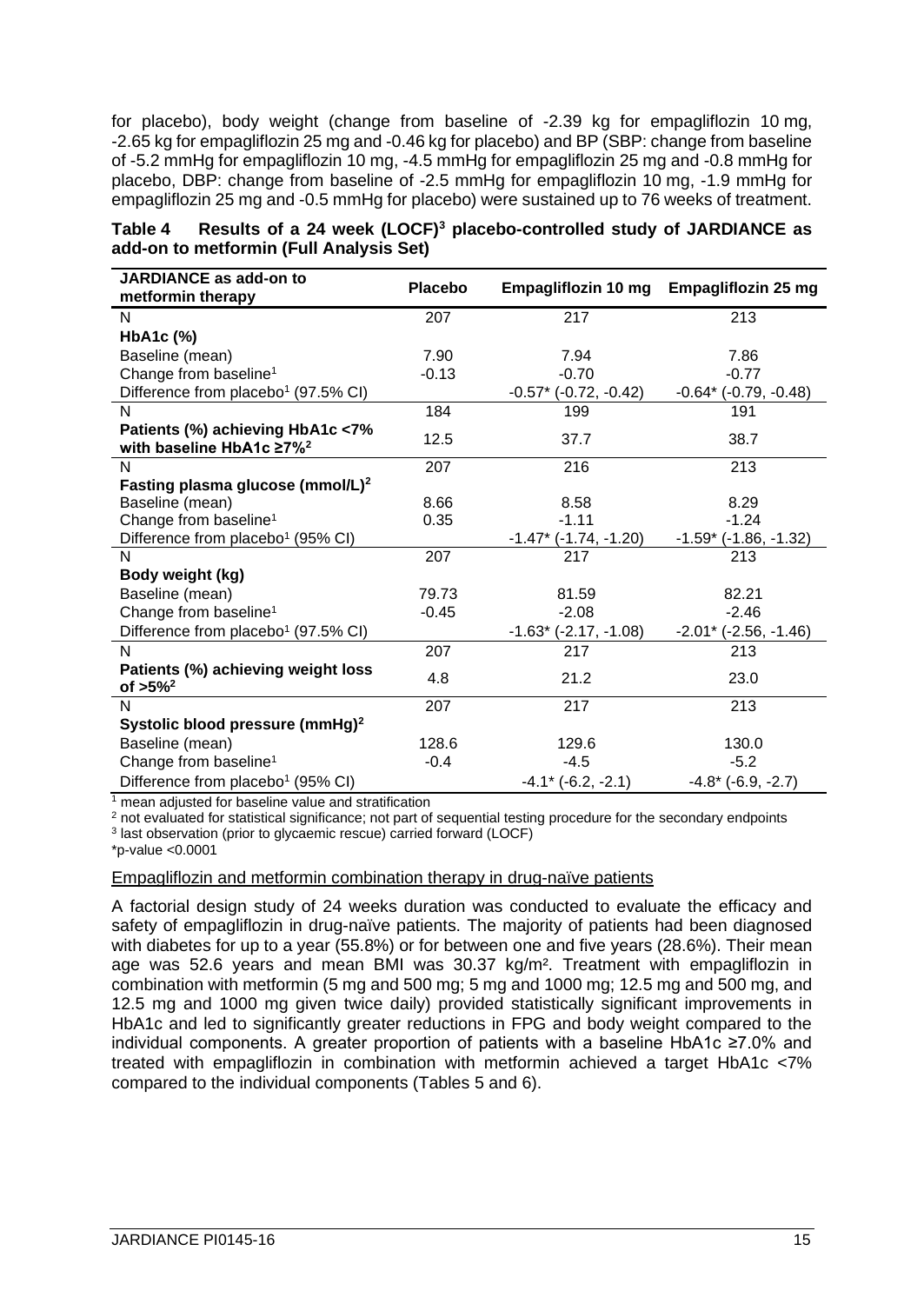for placebo), body weight (change from baseline of -2.39 kg for empagliflozin 10 mg, -2.65 kg for empagliflozin 25 mg and -0.46 kg for placebo) and BP (SBP: change from baseline of -5.2 mmHg for empagliflozin 10 mg, -4.5 mmHg for empagliflozin 25 mg and -0.8 mmHg for placebo, DBP: change from baseline of -2.5 mmHg for empagliflozin 10 mg, -1.9 mmHg for empagliflozin 25 mg and -0.5 mmHg for placebo) were sustained up to 76 weeks of treatment.

**Table 4 Results of a 24 week (LOCF)[3] placebo-controlled study of JARDIANCE as add-on to metformin (Full Analysis Set)**

| JARDIANCE as add-on to metformin therapy | Placebo | Empagliflozin 10 mg | Empagliflozin 25 mg |
|---|---|---|---|
| N | 207 | 217 | 213 |
| **HbA1c (%)** | | | |
| Baseline (mean) | 7.90 | 7.94 | 7.86 |
| Change from baseline[1] | -0.13 | -0.70 | -0.77 |
| Difference from placebo[1] (97.5% CI) | | -0.57* (-0.72, -0.42) | -0.64* (-0.79, -0.48) |
| N | 184 | 199 | 191 |
| **Patients (%) achieving HbA1c <7% with baseline HbA1c ≥7%[2]** | 12.5 | 37.7 | 38.7 |
| N | 207 | 216 | 213 |
| **Fasting plasma glucose (mmol/L)[2]** | | | |
| Baseline (mean) | 8.66 | 8.58 | 8.29 |
| Change from baseline[1] | 0.35 | -1.11 | -1.24 |
| Difference from placebo[1] (95% CI) | | -1.47* (-1.74, -1.20) | -1.59* (-1.86, -1.32) |
| N | 207 | 217 | 213 |
| **Body weight (kg)** | | | |
| Baseline (mean) | 79.73 | 81.59 | 82.21 |
| Change from baseline[1] | -0.45 | -2.08 | -2.46 |
| Difference from placebo[1] (97.5% CI) | | -1.63* (-2.17, -1.08) | -2.01* (-2.56, -1.46) |
| N | 207 | 217 | 213 |
| **Patients (%) achieving weight loss of >5%[2]** | 4.8 | 21.2 | 23.0 |
| N | 207 | 217 | 213 |
| **Systolic blood pressure (mmHg)[2]** | | | |
| Baseline (mean) | 128.6 | 129.6 | 130.0 |
| Change from baseline[1] | -0.4 | -4.5 | -5.2 |
| Difference from placebo[1] (95% CI) | | -4.1* (-6.2, -2.1) | -4.8* (-6.9, -2.7) |

[1] mean adjusted for baseline value and stratification
[2] not evaluated for statistical significance; not part of sequential testing procedure for the secondary endpoints
[3] last observation (prior to glycaemic rescue) carried forward (LOCF)
*p-value <0.0001

Empagliflozin and metformin combination therapy in drug-naïve patients

A factorial design study of 24 weeks duration was conducted to evaluate the efficacy and safety of empagliflozin in drug-naïve patients. The majority of patients had been diagnosed with diabetes for up to a year (55.8%) or for between one and five years (28.6%). Their mean age was 52.6 years and mean BMI was 30.37 kg/m². Treatment with empagliflozin in combination with metformin (5 mg and 500 mg; 5 mg and 1000 mg; 12.5 mg and 500 mg, and 12.5 mg and 1000 mg given twice daily) provided statistically significant improvements in HbA1c and led to significantly greater reductions in FPG and body weight compared to the individual components. A greater proportion of patients with a baseline HbA1c ≥7.0% and treated with empagliflozin in combination with metformin achieved a target HbA1c <7% compared to the individual components (Tables 5 and 6).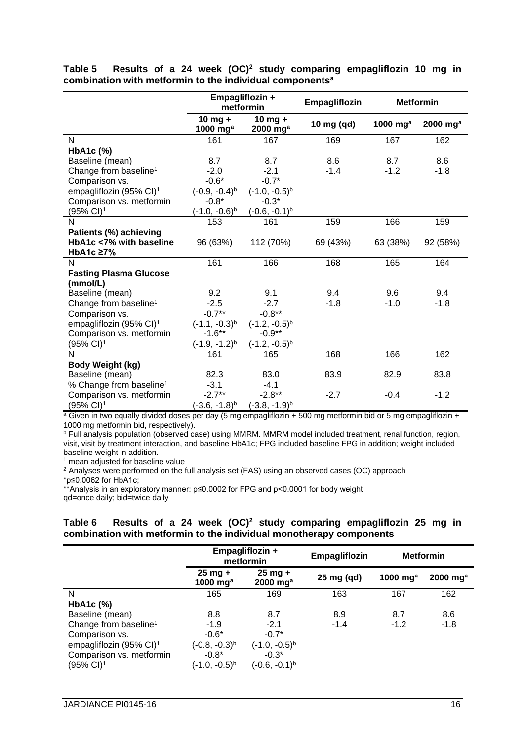**Table 5 Results of a 24 week (OC)[2] study comparing empagliflozin 10 mg in combination with metformin to the individual components[a]**

| | Empagliflozin + metformin | | Empagliflozin | Metformin | |
|---|---|---|---|---|---|
| | 10 mg + 1000 mg[a] | 10 mg + 2000 mg[a] | 10 mg (qd) | 1000 mg[a] | 2000 mg[a] |
| N | 161 | 167 | 169 | 167 | 162 |
| **HbA1c (%)** | | | | | |
| Baseline (mean) | 8.7 | 8.7 | 8.6 | 8.7 | 8.6 |
| Change from baseline[1] | -2.0 | -2.1 | -1.4 | -1.2 | -1.8 |
| Comparison vs. empagliflozin (95% CI)[1] | -0.6* (-0.9, -0.4)[b] | -0.7* (-1.0, -0.5)[b] | | | |
| Comparison vs. metformin (95% CI)[1] | -0.8* (-1.0, -0.6)[b] | -0.3* (-0.6, -0.1)[b] | | | |
| N | 153 | 161 | 159 | 166 | 159 |
| **Patients (%) achieving HbA1c <7% with baseline HbA1c ≥7%** | 96 (63%) | 112 (70%) | 69 (43%) | 63 (38%) | 92 (58%) |
| N | 161 | 166 | 168 | 165 | 164 |
| **Fasting Plasma Glucose (mmol/L)** | | | | | |
| Baseline (mean) | 9.2 | 9.1 | 9.4 | 9.6 | 9.4 |
| Change from baseline[1] | -2.5 | -2.7 | -1.8 | -1.0 | -1.8 |
| Comparison vs. empagliflozin (95% CI)[1] | -0.7** (-1.1, -0.3)[b] | -0.8** (-1.2, -0.5)[b] | | | |
| Comparison vs. metformin (95% CI)[1] | -1.6** (-1.9, -1.2)[b] | -0.9** (-1.2, -0.5)[b] | | | |
| N | 161 | 165 | 168 | 166 | 162 |
| **Body Weight (kg)** | | | | | |
| Baseline (mean) | 82.3 | 83.0 | 83.9 | 82.9 | 83.8 |
| % Change from baseline[1] | -3.1 | -4.1 | | | |
| Comparison vs. metformin (95% CI)[1] | -2.7** (-3.6, -1.8)[b] | -2.8** (-3.8, -1.9)[b] | -2.7 | -0.4 | -1.2 |

[a] Given in two equally divided doses per day (5 mg empagliflozin + 500 mg metformin bid or 5 mg empagliflozin + 1000 mg metformin bid, respectively).
[b] Full analysis population (observed case) using MMRM. MMRM model included treatment, renal function, region, visit, visit by treatment interaction, and baseline HbA1c; FPG included baseline FPG in addition; weight included baseline weight in addition.
[1] mean adjusted for baseline value
[2] Analyses were performed on the full analysis set (FAS) using an observed cases (OC) approach
*p≤0.0062 for HbA1c;
**Analysis in an exploratory manner: p≤0.0002 for FPG and p<0.0001 for body weight
qd=once daily; bid=twice daily

**Table 6 Results of a 24 week (OC)[2] study comparing empagliflozin 25 mg in combination with metformin to the individual monotherapy components**

| | Empagliflozin + metformin | | Empagliflozin | Metformin | |
|---|---|---|---|---|---|
| | 25 mg + 1000 mg[a] | 25 mg + 2000 mg[a] | 25 mg (qd) | 1000 mg[a] | 2000 mg[a] |
| N | 165 | 169 | 163 | 167 | 162 |
| **HbA1c (%)** | | | | | |
| Baseline (mean) | 8.8 | 8.7 | 8.9 | 8.7 | 8.6 |
| Change from baseline[1] | -1.9 | -2.1 | -1.4 | -1.2 | -1.8 |
| Comparison vs. empagliflozin (95% CI)[1] | -0.6* (-0.8, -0.3)[b] | -0.7* (-1.0, -0.5)[b] | | | |
| Comparison vs. metformin (95% CI)[1] | -0.8* (-1.0, -0.5)[b] | -0.3* (-0.6, -0.1)[b] | | | |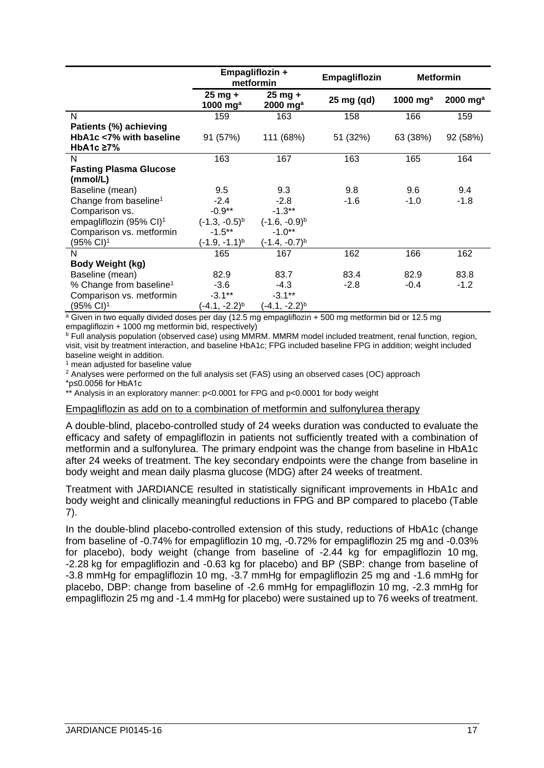| | Empagliflozin + metformin | | Empagliflozin | Metformin | |
|---|---|---|---|---|---|
| | 25 mg + 1000 mg[a] | 25 mg + 2000 mg[a] | 25 mg (qd) | 1000 mg[a] | 2000 mg[a] |
| N | 159 | 163 | 158 | 166 | 159 |
| **Patients (%) achieving HbA1c <7% with baseline HbA1c ≥7%** | 91 (57%) | 111 (68%) | 51 (32%) | 63 (38%) | 92 (58%) |
| N | 163 | 167 | 163 | 165 | 164 |
| **Fasting Plasma Glucose (mmol/L)** | | | | | |
| Baseline (mean) | 9.5 | 9.3 | 9.8 | 9.6 | 9.4 |
| Change from baseline[1] | -2.4 | -2.8 | -1.6 | -1.0 | -1.8 |
| Comparison vs. empagliflozin (95% CI)[1] | -0.9** (-1.3, -0.5)[b] | -1.3** (-1.6, -0.9)[b] | | | |
| Comparison vs. metformin (95% CI)[1] | -1.5** (-1.9, -1.1)[b] | -1.0** (-1.4, -0.7)[b] | | | |
| N | 165 | 167 | 162 | 166 | 162 |
| **Body Weight (kg)** | | | | | |
| Baseline (mean) | 82.9 | 83.7 | 83.4 | 82.9 | 83.8 |
| % Change from baseline[1] | -3.6 | -4.3 | -2.8 | -0.4 | -1.2 |
| Comparison vs. metformin (95% CI)[1] | -3.1** (-4.1, -2.2)[b] | -3.1** (-4.1, -2.2)[b] | | | |

[a] Given in two equally divided doses per day (12.5 mg empagliflozin + 500 mg metformin bid or 12.5 mg empagliflozin + 1000 mg metformin bid, respectively)

[b] Full analysis population (observed case) using MMRM. MMRM model included treatment, renal function, region, visit, visit by treatment interaction, and baseline HbA1c; FPG included baseline FPG in addition; weight included baseline weight in addition.

[1] mean adjusted for baseline value

[2] Analyses were performed on the full analysis set (FAS) using an observed cases (OC) approach

*p≤0.0056 for HbA1c

** Analysis in an exploratory manner: p<0.0001 for FPG and p<0.0001 for body weight

<u>Empagliflozin as add on to a combination of metformin and sulfonylurea therapy</u>

A double-blind, placebo-controlled study of 24 weeks duration was conducted to evaluate the efficacy and safety of empagliflozin in patients not sufficiently treated with a combination of metformin and a sulfonylurea. The primary endpoint was the change from baseline in HbA1c after 24 weeks of treatment. The key secondary endpoints were the change from baseline in body weight and mean daily plasma glucose (MDG) after 24 weeks of treatment.

Treatment with JARDIANCE resulted in statistically significant improvements in HbA1c and body weight and clinically meaningful reductions in FPG and BP compared to placebo (Table 7).

In the double-blind placebo-controlled extension of this study, reductions of HbA1c (change from baseline of -0.74% for empagliflozin 10 mg, -0.72% for empagliflozin 25 mg and -0.03% for placebo), body weight (change from baseline of -2.44 kg for empagliflozin 10 mg, -2.28 kg for empagliflozin and -0.63 kg for placebo) and BP (SBP: change from baseline of -3.8 mmHg for empagliflozin 10 mg, -3.7 mmHg for empagliflozin 25 mg and -1.6 mmHg for placebo, DBP: change from baseline of -2.6 mmHg for empagliflozin 10 mg, -2.3 mmHg for empagliflozin 25 mg and -1.4 mmHg for placebo) were sustained up to 76 weeks of treatment.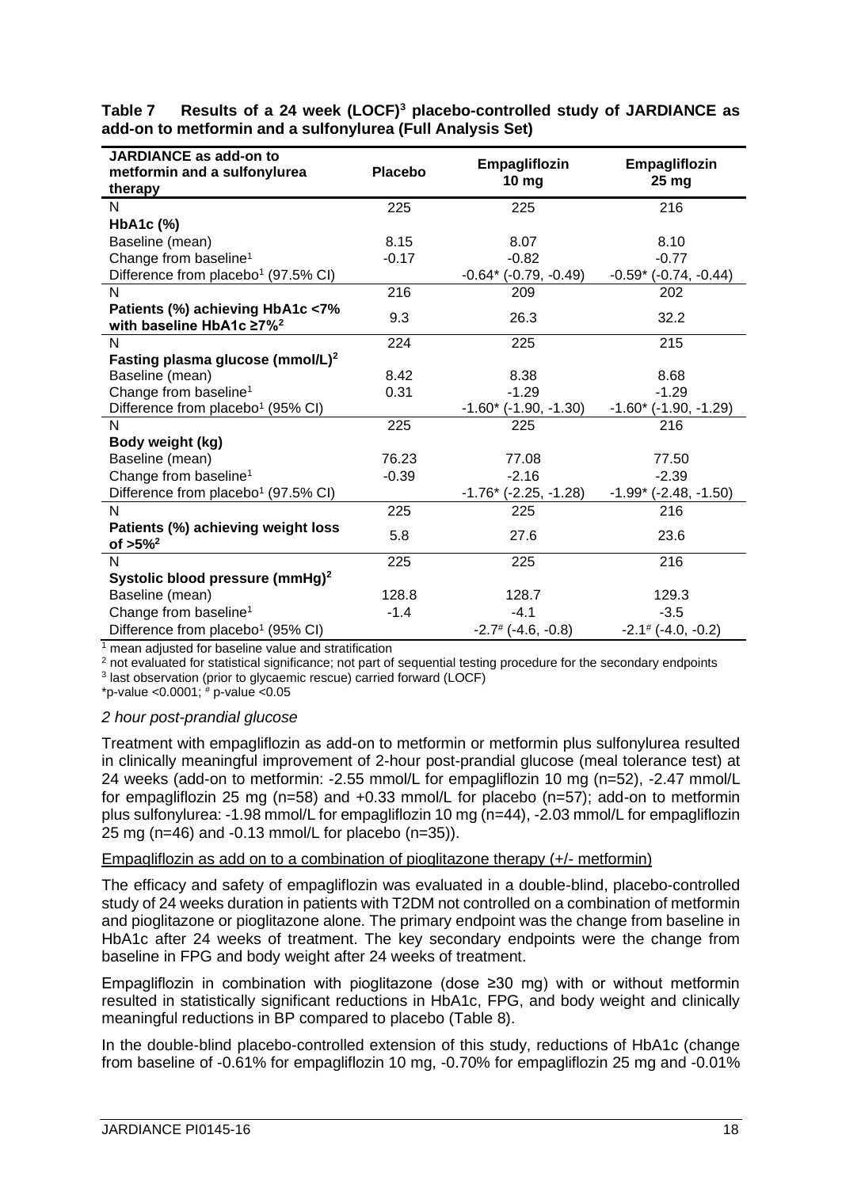**Table 7 Results of a 24 week (LOCF)[3] placebo-controlled study of JARDIANCE as add-on to metformin and a sulfonylurea (Full Analysis Set)**

| JARDIANCE as add-on to metformin and a sulfonylurea therapy | Placebo | Empagliflozin 10 mg | Empagliflozin 25 mg |
|---|---|---|---|
| N | 225 | 225 | 216 |
| **HbA1c (%)** | | | |
| Baseline (mean) | 8.15 | 8.07 | 8.10 |
| Change from baseline[1] | -0.17 | -0.82 | -0.77 |
| Difference from placebo[1] (97.5% CI) | | -0.64* (-0.79, -0.49) | -0.59* (-0.74, -0.44) |
| N | 216 | 209 | 202 |
| **Patients (%) achieving HbA1c <7% with baseline HbA1c ≥7%[2]** | 9.3 | 26.3 | 32.2 |
| N | 224 | 225 | 215 |
| **Fasting plasma glucose (mmol/L)[2]** | | | |
| Baseline (mean) | 8.42 | 8.38 | 8.68 |
| Change from baseline[1] | 0.31 | -1.29 | -1.29 |
| Difference from placebo[1] (95% CI) | | -1.60* (-1.90, -1.30) | -1.60* (-1.90, -1.29) |
| N | 225 | 225 | 216 |
| **Body weight (kg)** | | | |
| Baseline (mean) | 76.23 | 77.08 | 77.50 |
| Change from baseline[1] | -0.39 | -2.16 | -2.39 |
| Difference from placebo[1] (97.5% CI) | | -1.76* (-2.25, -1.28) | -1.99* (-2.48, -1.50) |
| N | 225 | 225 | 216 |
| **Patients (%) achieving weight loss of >5%[2]** | 5.8 | 27.6 | 23.6 |
| N | 225 | 225 | 216 |
| **Systolic blood pressure (mmHg)[2]** | | | |
| Baseline (mean) | 128.8 | 128.7 | 129.3 |
| Change from baseline[1] | -1.4 | -4.1 | -3.5 |
| Difference from placebo[1] (95% CI) | | -2.7# (-4.6, -0.8) | -2.1# (-4.0, -0.2) |

[1] mean adjusted for baseline value and stratification
[2] not evaluated for statistical significance; not part of sequential testing procedure for the secondary endpoints
[3] last observation (prior to glycaemic rescue) carried forward (LOCF)
*p-value <0.0001; # p-value <0.05

*2 hour post-prandial glucose*

Treatment with empagliflozin as add-on to metformin or metformin plus sulfonylurea resulted in clinically meaningful improvement of 2-hour post-prandial glucose (meal tolerance test) at 24 weeks (add-on to metformin: -2.55 mmol/L for empagliflozin 10 mg (n=52), -2.47 mmol/L for empagliflozin 25 mg (n=58) and +0.33 mmol/L for placebo (n=57); add-on to metformin plus sulfonylurea: -1.98 mmol/L for empagliflozin 10 mg (n=44), -2.03 mmol/L for empagliflozin 25 mg (n=46) and -0.13 mmol/L for placebo (n=35)).

Empagliflozin as add on to a combination of pioglitazone therapy (+/- metformin)

The efficacy and safety of empagliflozin was evaluated in a double-blind, placebo-controlled study of 24 weeks duration in patients with T2DM not controlled on a combination of metformin and pioglitazone or pioglitazone alone. The primary endpoint was the change from baseline in HbA1c after 24 weeks of treatment. The key secondary endpoints were the change from baseline in FPG and body weight after 24 weeks of treatment.

Empagliflozin in combination with pioglitazone (dose ≥30 mg) with or without metformin resulted in statistically significant reductions in HbA1c, FPG, and body weight and clinically meaningful reductions in BP compared to placebo (Table 8).

In the double-blind placebo-controlled extension of this study, reductions of HbA1c (change from baseline of -0.61% for empagliflozin 10 mg, -0.70% for empagliflozin 25 mg and -0.01%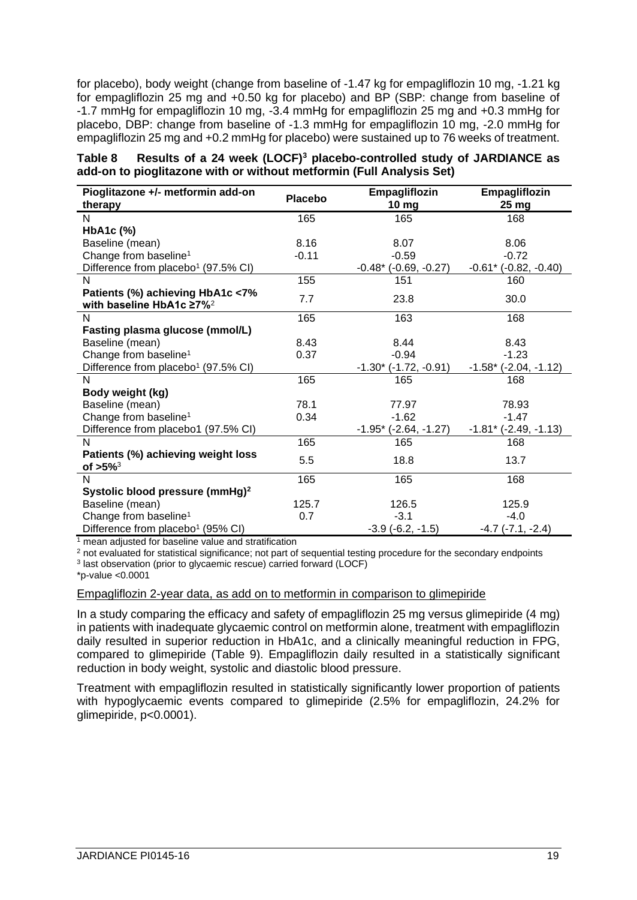for placebo), body weight (change from baseline of -1.47 kg for empagliflozin 10 mg, -1.21 kg for empagliflozin 25 mg and +0.50 kg for placebo) and BP (SBP: change from baseline of -1.7 mmHg for empagliflozin 10 mg, -3.4 mmHg for empagliflozin 25 mg and +0.3 mmHg for placebo, DBP: change from baseline of -1.3 mmHg for empagliflozin 10 mg, -2.0 mmHg for empagliflozin 25 mg and +0.2 mmHg for placebo) were sustained up to 76 weeks of treatment.

**Table 8 Results of a 24 week (LOCF)[3] placebo-controlled study of JARDIANCE as add-on to pioglitazone with or without metformin (Full Analysis Set)**

| Pioglitazone +/- metformin add-on therapy | Placebo | Empagliflozin 10 mg | Empagliflozin 25 mg |
|---|---|---|---|
| N | 165 | 165 | 168 |
| **HbA1c (%)** | | | |
| Baseline (mean) | 8.16 | 8.07 | 8.06 |
| Change from baseline[1] | -0.11 | -0.59 | -0.72 |
| Difference from placebo[1] (97.5% CI) | | -0.48* (-0.69, -0.27) | -0.61* (-0.82, -0.40) |
| N | 155 | 151 | 160 |
| **Patients (%) achieving HbA1c <7% with baseline HbA1c ≥7%**[2] | 7.7 | 23.8 | 30.0 |
| N | 165 | 163 | 168 |
| **Fasting plasma glucose (mmol/L)** | | | |
| Baseline (mean) | 8.43 | 8.44 | 8.43 |
| Change from baseline[1] | 0.37 | -0.94 | -1.23 |
| Difference from placebo[1] (97.5% CI) | | -1.30* (-1.72, -0.91) | -1.58* (-2.04, -1.12) |
| N | 165 | 165 | 168 |
| **Body weight (kg)** | | | |
| Baseline (mean) | 78.1 | 77.97 | 78.93 |
| Change from baseline[1] | 0.34 | -1.62 | -1.47 |
| Difference from placebo1 (97.5% CI) | | -1.95* (-2.64, -1.27) | -1.81* (-2.49, -1.13) |
| N | 165 | 165 | 168 |
| **Patients (%) achieving weight loss of >5%**[3] | 5.5 | 18.8 | 13.7 |
| N | 165 | 165 | 168 |
| **Systolic blood pressure (mmHg)**[2] | | | |
| Baseline (mean) | 125.7 | 126.5 | 125.9 |
| Change from baseline[1] | 0.7 | -3.1 | -4.0 |
| Difference from placebo[1] (95% CI) | | -3.9 (-6.2, -1.5) | -4.7 (-7.1, -2.4) |

[1] mean adjusted for baseline value and stratification
[2] not evaluated for statistical significance; not part of sequential testing procedure for the secondary endpoints
[3] last observation (prior to glycaemic rescue) carried forward (LOCF)
*p-value <0.0001

Empagliflozin 2-year data, as add on to metformin in comparison to glimepiride

In a study comparing the efficacy and safety of empagliflozin 25 mg versus glimepiride (4 mg) in patients with inadequate glycaemic control on metformin alone, treatment with empagliflozin daily resulted in superior reduction in HbA1c, and a clinically meaningful reduction in FPG, compared to glimepiride (Table 9). Empagliflozin daily resulted in a statistically significant reduction in body weight, systolic and diastolic blood pressure.

Treatment with empagliflozin resulted in statistically significantly lower proportion of patients with hypoglycaemic events compared to glimepiride (2.5% for empagliflozin, 24.2% for glimepiride, p<0.0001).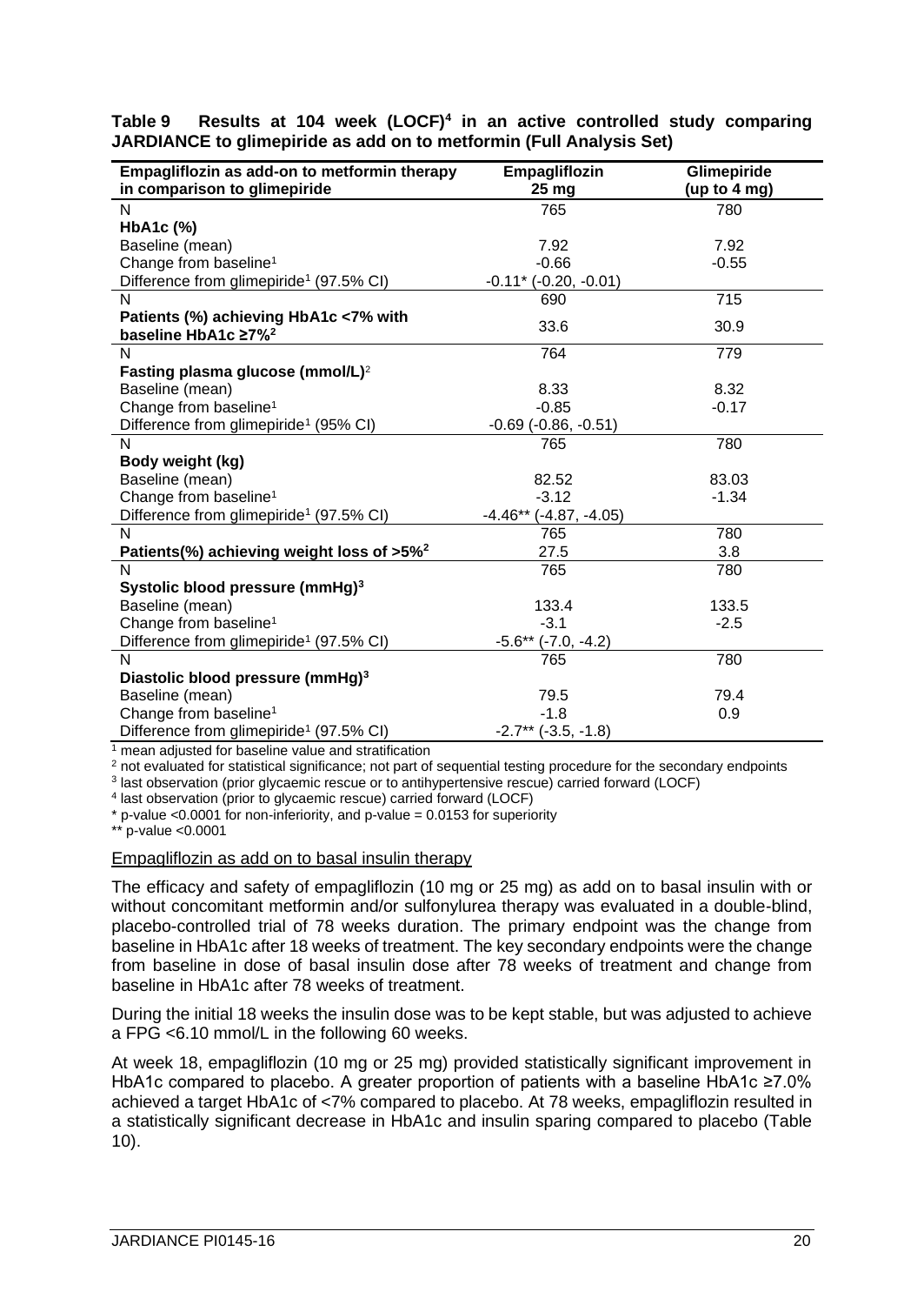**Table 9 Results at 104 week (LOCF)[4] in an active controlled study comparing JARDIANCE to glimepiride as add on to metformin (Full Analysis Set)**

| Empagliflozin as add-on to metformin therapy in comparison to glimepiride | Empagliflozin 25 mg | Glimepiride (up to 4 mg) |
|---|---|---|
| N | 765 | 780 |
| **HbA1c (%)** | | |
| Baseline (mean) | 7.92 | 7.92 |
| Change from baseline[1] | -0.66 | -0.55 |
| Difference from glimepiride[1] (97.5% CI) | -0.11* (-0.20, -0.01) | |
| N | 690 | 715 |
| **Patients (%) achieving HbA1c <7% with baseline HbA1c ≥7%[2]** | 33.6 | 30.9 |
| N | 764 | 779 |
| **Fasting plasma glucose (mmol/L)[2]** | | |
| Baseline (mean) | 8.33 | 8.32 |
| Change from baseline[1] | -0.85 | -0.17 |
| Difference from glimepiride[1] (95% CI) | -0.69 (-0.86, -0.51) | |
| N | 765 | 780 |
| **Body weight (kg)** | | |
| Baseline (mean) | 82.52 | 83.03 |
| Change from baseline[1] | -3.12 | -1.34 |
| Difference from glimepiride[1] (97.5% CI) | -4.46** (-4.87, -4.05) | |
| N | 765 | 780 |
| **Patients(%) achieving weight loss of >5%[2]** | 27.5 | 3.8 |
| N | 765 | 780 |
| **Systolic blood pressure (mmHg)[3]** | | |
| Baseline (mean) | 133.4 | 133.5 |
| Change from baseline[1] | -3.1 | -2.5 |
| Difference from glimepiride[1] (97.5% CI) | -5.6** (-7.0, -4.2) | |
| N | 765 | 780 |
| **Diastolic blood pressure (mmHg)[3]** | | |
| Baseline (mean) | 79.5 | 79.4 |
| Change from baseline[1] | -1.8 | 0.9 |
| Difference from glimepiride[1] (97.5% CI) | -2.7** (-3.5, -1.8) | |

[1] mean adjusted for baseline value and stratification
[2] not evaluated for statistical significance; not part of sequential testing procedure for the secondary endpoints
[3] last observation (prior glycaemic rescue or to antihypertensive rescue) carried forward (LOCF)
[4] last observation (prior to glycaemic rescue) carried forward (LOCF)
* p-value <0.0001 for non-inferiority, and p-value = 0.0153 for superiority
** p-value <0.0001

Empagliflozin as add on to basal insulin therapy

The efficacy and safety of empagliflozin (10 mg or 25 mg) as add on to basal insulin with or without concomitant metformin and/or sulfonylurea therapy was evaluated in a double-blind, placebo-controlled trial of 78 weeks duration. The primary endpoint was the change from baseline in HbA1c after 18 weeks of treatment. The key secondary endpoints were the change from baseline in dose of basal insulin dose after 78 weeks of treatment and change from baseline in HbA1c after 78 weeks of treatment.

During the initial 18 weeks the insulin dose was to be kept stable, but was adjusted to achieve a FPG <6.10 mmol/L in the following 60 weeks.

At week 18, empagliflozin (10 mg or 25 mg) provided statistically significant improvement in HbA1c compared to placebo. A greater proportion of patients with a baseline HbA1c ≥7.0% achieved a target HbA1c of <7% compared to placebo. At 78 weeks, empagliflozin resulted in a statistically significant decrease in HbA1c and insulin sparing compared to placebo (Table 10).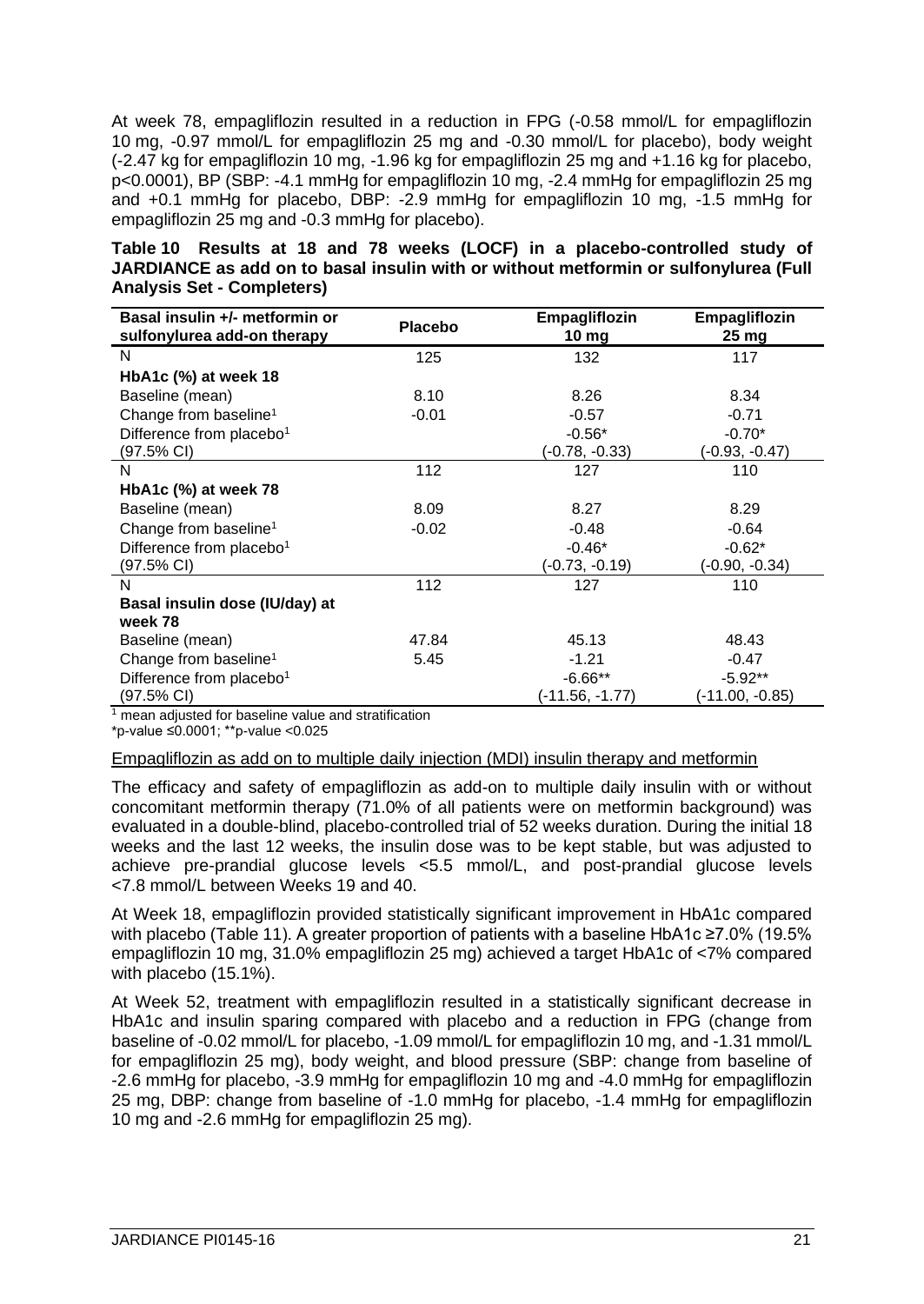At week 78, empagliflozin resulted in a reduction in FPG (-0.58 mmol/L for empagliflozin 10 mg, -0.97 mmol/L for empagliflozin 25 mg and -0.30 mmol/L for placebo), body weight (-2.47 kg for empagliflozin 10 mg, -1.96 kg for empagliflozin 25 mg and +1.16 kg for placebo, p<0.0001), BP (SBP: -4.1 mmHg for empagliflozin 10 mg, -2.4 mmHg for empagliflozin 25 mg and +0.1 mmHg for placebo, DBP: -2.9 mmHg for empagliflozin 10 mg, -1.5 mmHg for empagliflozin 25 mg and -0.3 mmHg for placebo).

**Table 10 Results at 18 and 78 weeks (LOCF) in a placebo-controlled study of JARDIANCE as add on to basal insulin with or without metformin or sulfonylurea (Full Analysis Set - Completers)**

| Basal insulin +/- metformin or sulfonylurea add-on therapy | Placebo | Empagliflozin 10 mg | Empagliflozin 25 mg |
|---|---|---|---|
| N | 125 | 132 | 117 |
| **HbA1c (%) at week 18** | | | |
| Baseline (mean) | 8.10 | 8.26 | 8.34 |
| Change from baseline[1] | -0.01 | -0.57 | -0.71 |
| Difference from placebo[1] (97.5% CI) | | -0.56* (-0.78, -0.33) | -0.70* (-0.93, -0.47) |
| N | 112 | 127 | 110 |
| **HbA1c (%) at week 78** | | | |
| Baseline (mean) | 8.09 | 8.27 | 8.29 |
| Change from baseline[1] | -0.02 | -0.48 | -0.64 |
| Difference from placebo[1] (97.5% CI) | | -0.46* (-0.73, -0.19) | -0.62* (-0.90, -0.34) |
| N | 112 | 127 | 110 |
| **Basal insulin dose (IU/day) at week 78** | | | |
| Baseline (mean) | 47.84 | 45.13 | 48.43 |
| Change from baseline[1] | 5.45 | -1.21 | -0.47 |
| Difference from placebo[1] (97.5% CI) | | -6.66** (-11.56, -1.77) | -5.92** (-11.00, -0.85) |

[1] mean adjusted for baseline value and stratification

*p-value ≤0.0001; **p-value <0.025

Empagliflozin as add on to multiple daily injection (MDI) insulin therapy and metformin

The efficacy and safety of empagliflozin as add-on to multiple daily insulin with or without concomitant metformin therapy (71.0% of all patients were on metformin background) was evaluated in a double-blind, placebo-controlled trial of 52 weeks duration. During the initial 18 weeks and the last 12 weeks, the insulin dose was to be kept stable, but was adjusted to achieve pre-prandial glucose levels <5.5 mmol/L, and post-prandial glucose levels <7.8 mmol/L between Weeks 19 and 40.

At Week 18, empagliflozin provided statistically significant improvement in HbA1c compared with placebo (Table 11). A greater proportion of patients with a baseline HbA1c ≥7.0% (19.5% empagliflozin 10 mg, 31.0% empagliflozin 25 mg) achieved a target HbA1c of <7% compared with placebo (15.1%).

At Week 52, treatment with empagliflozin resulted in a statistically significant decrease in HbA1c and insulin sparing compared with placebo and a reduction in FPG (change from baseline of -0.02 mmol/L for placebo, -1.09 mmol/L for empagliflozin 10 mg, and -1.31 mmol/L for empagliflozin 25 mg), body weight, and blood pressure (SBP: change from baseline of -2.6 mmHg for placebo, -3.9 mmHg for empagliflozin 10 mg and -4.0 mmHg for empagliflozin 25 mg, DBP: change from baseline of -1.0 mmHg for placebo, -1.4 mmHg for empagliflozin 10 mg and -2.6 mmHg for empagliflozin 25 mg).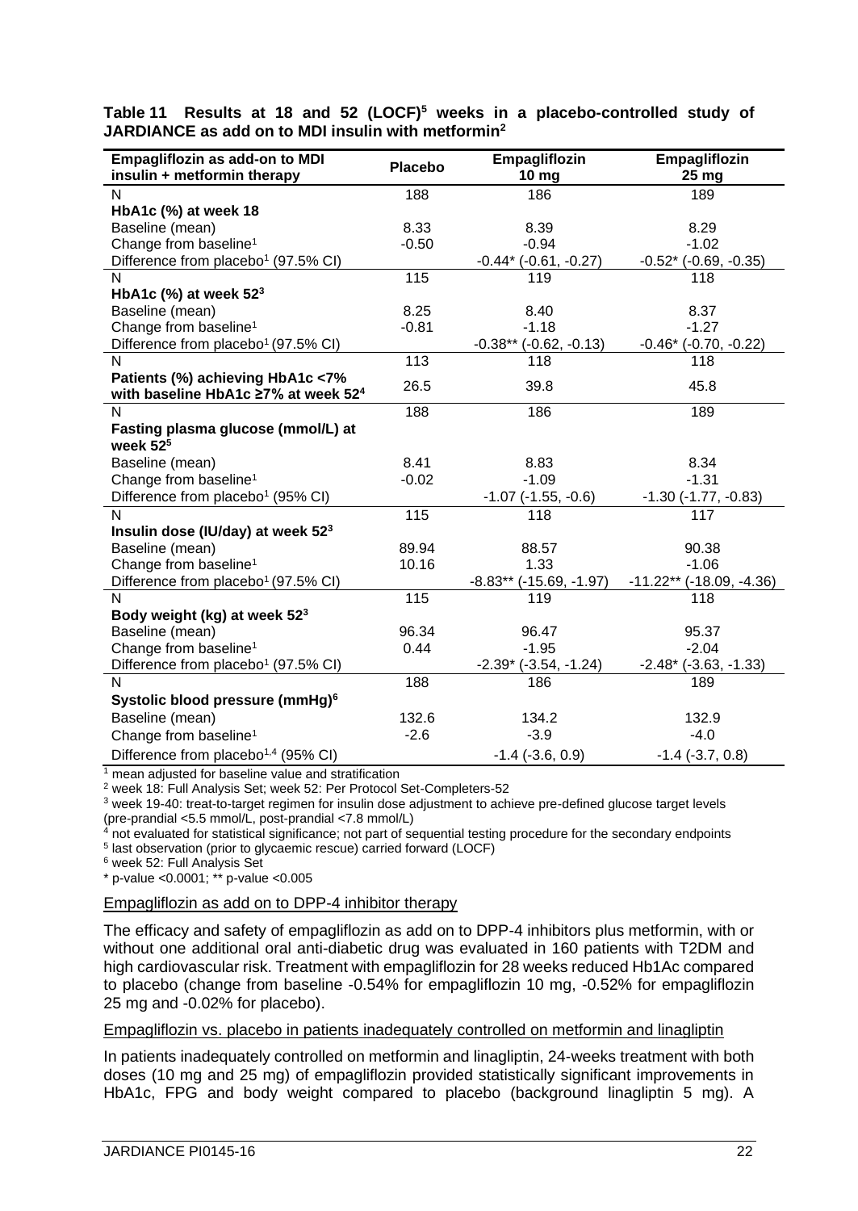**Table 11 Results at 18 and 52 (LOCF)[5] weeks in a placebo-controlled study of JARDIANCE as add on to MDI insulin with metformin[2]**

| Empagliflozin as add-on to MDI insulin + metformin therapy | Placebo | Empagliflozin 10 mg | Empagliflozin 25 mg |
|---|---|---|---|
| N | 188 | 186 | 189 |
| **HbA1c (%) at week 18** | | | |
| Baseline (mean) | 8.33 | 8.39 | 8.29 |
| Change from baseline[1] | -0.50 | -0.94 | -1.02 |
| Difference from placebo[1] (97.5% CI) | | -0.44* (-0.61, -0.27) | -0.52* (-0.69, -0.35) |
| N | 115 | 119 | 118 |
| **HbA1c (%) at week 52[3]** | | | |
| Baseline (mean) | 8.25 | 8.40 | 8.37 |
| Change from baseline[1] | -0.81 | -1.18 | -1.27 |
| Difference from placebo[1] (97.5% CI) | | -0.38** (-0.62, -0.13) | -0.46* (-0.70, -0.22) |
| N | 113 | 118 | 118 |
| **Patients (%) achieving HbA1c <7% with baseline HbA1c ≥7% at week 52[4]** | 26.5 | 39.8 | 45.8 |
| N | 188 | 186 | 189 |
| **Fasting plasma glucose (mmol/L) at week 52[5]** | | | |
| Baseline (mean) | 8.41 | 8.83 | 8.34 |
| Change from baseline[1] | -0.02 | -1.09 | -1.31 |
| Difference from placebo[1] (95% CI) | | -1.07 (-1.55, -0.6) | -1.30 (-1.77, -0.83) |
| N | 115 | 118 | 117 |
| **Insulin dose (IU/day) at week 52[3]** | | | |
| Baseline (mean) | 89.94 | 88.57 | 90.38 |
| Change from baseline[1] | 10.16 | 1.33 | -1.06 |
| Difference from placebo[1] (97.5% CI) | | -8.83** (-15.69, -1.97) | -11.22** (-18.09, -4.36) |
| N | 115 | 119 | 118 |
| **Body weight (kg) at week 52[3]** | | | |
| Baseline (mean) | 96.34 | 96.47 | 95.37 |
| Change from baseline[1] | 0.44 | -1.95 | -2.04 |
| Difference from placebo[1] (97.5% CI) | | -2.39* (-3.54, -1.24) | -2.48* (-3.63, -1.33) |
| N | 188 | 186 | 189 |
| **Systolic blood pressure (mmHg)[6]** | | | |
| Baseline (mean) | 132.6 | 134.2 | 132.9 |
| Change from baseline[1] | -2.6 | -3.9 | -4.0 |
| Difference from placebo[1,4] (95% CI) | | -1.4 (-3.6, 0.9) | -1.4 (-3.7, 0.8) |

[1] mean adjusted for baseline value and stratification
[2] week 18: Full Analysis Set; week 52: Per Protocol Set-Completers-52
[3] week 19-40: treat-to-target regimen for insulin dose adjustment to achieve pre-defined glucose target levels (pre-prandial <5.5 mmol/L, post-prandial <7.8 mmol/L)
[4] not evaluated for statistical significance; not part of sequential testing procedure for the secondary endpoints
[5] last observation (prior to glycaemic rescue) carried forward (LOCF)
[6] week 52: Full Analysis Set
\* p-value <0.0001; ** p-value <0.005

Empagliflozin as add on to DPP-4 inhibitor therapy

The efficacy and safety of empagliflozin as add on to DPP-4 inhibitors plus metformin, with or without one additional oral anti-diabetic drug was evaluated in 160 patients with T2DM and high cardiovascular risk. Treatment with empagliflozin for 28 weeks reduced Hb1Ac compared to placebo (change from baseline -0.54% for empagliflozin 10 mg, -0.52% for empagliflozin 25 mg and -0.02% for placebo).

Empagliflozin vs. placebo in patients inadequately controlled on metformin and linagliptin

In patients inadequately controlled on metformin and linagliptin, 24-weeks treatment with both doses (10 mg and 25 mg) of empagliflozin provided statistically significant improvements in HbA1c, FPG and body weight compared to placebo (background linagliptin 5 mg). A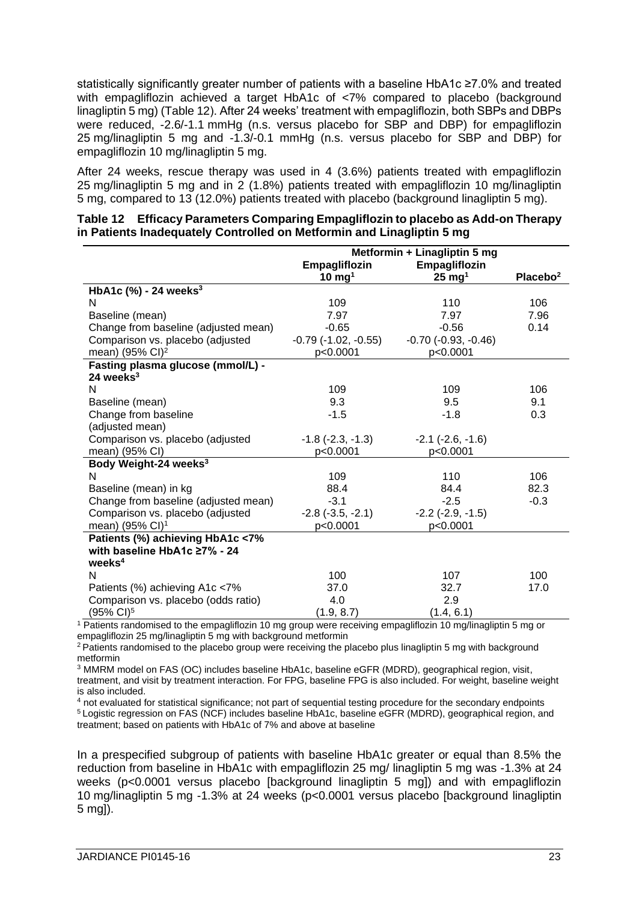statistically significantly greater number of patients with a baseline HbA1c ≥7.0% and treated with empagliflozin achieved a target HbA1c of <7% compared to placebo (background linagliptin 5 mg) (Table 12). After 24 weeks' treatment with empagliflozin, both SBPs and DBPs were reduced, -2.6/-1.1 mmHg (n.s. versus placebo for SBP and DBP) for empagliflozin 25 mg/linagliptin 5 mg and -1.3/-0.1 mmHg (n.s. versus placebo for SBP and DBP) for empagliflozin 10 mg/linagliptin 5 mg.

After 24 weeks, rescue therapy was used in 4 (3.6%) patients treated with empagliflozin 25 mg/linagliptin 5 mg and in 2 (1.8%) patients treated with empagliflozin 10 mg/linagliptin 5 mg, compared to 13 (12.0%) patients treated with placebo (background linagliptin 5 mg).

**Table 12 Efficacy Parameters Comparing Empagliflozin to placebo as Add-on Therapy in Patients Inadequately Controlled on Metformin and Linagliptin 5 mg**

| | Metformin + Linagliptin 5 mg | | |
|---|---|---|---|
| | **Empagliflozin 10 mg[1]** | **Empagliflozin 25 mg[1]** | **Placebo[2]** |
| **HbA1c (%) - 24 weeks[3]** | | | |
| N | 109 | 110 | 106 |
| Baseline (mean) | 7.97 | 7.97 | 7.96 |
| Change from baseline (adjusted mean) | -0.65 | -0.56 | 0.14 |
| Comparison vs. placebo (adjusted mean) (95% CI)[2] | -0.79 (-1.02, -0.55) p<0.0001 | -0.70 (-0.93, -0.46) p<0.0001 | |
| **Fasting plasma glucose (mmol/L) - 24 weeks[3]** | | | |
| N | 109 | 109 | 106 |
| Baseline (mean) | 9.3 | 9.5 | 9.1 |
| Change from baseline (adjusted mean) | -1.5 | -1.8 | 0.3 |
| Comparison vs. placebo (adjusted mean) (95% CI) | -1.8 (-2.3, -1.3) p<0.0001 | -2.1 (-2.6, -1.6) p<0.0001 | |
| **Body Weight-24 weeks[3]** | | | |
| N | 109 | 110 | 106 |
| Baseline (mean) in kg | 88.4 | 84.4 | 82.3 |
| Change from baseline (adjusted mean) | -3.1 | -2.5 | -0.3 |
| Comparison vs. placebo (adjusted mean) (95% CI)[1] | -2.8 (-3.5, -2.1) p<0.0001 | -2.2 (-2.9, -1.5) p<0.0001 | |
| **Patients (%) achieving HbA1c <7% with baseline HbA1c ≥7% - 24 weeks[4]** | | | |
| N | 100 | 107 | 100 |
| Patients (%) achieving A1c <7% | 37.0 | 32.7 | 17.0 |
| Comparison vs. placebo (odds ratio) (95% CI)[5] | 4.0 (1.9, 8.7) | 2.9 (1.4, 6.1) | |

[1] Patients randomised to the empagliflozin 10 mg group were receiving empagliflozin 10 mg/linagliptin 5 mg or empagliflozin 25 mg/linagliptin 5 mg with background metformin

[2] Patients randomised to the placebo group were receiving the placebo plus linagliptin 5 mg with background metformin

[3] MMRM model on FAS (OC) includes baseline HbA1c, baseline eGFR (MDRD), geographical region, visit, treatment, and visit by treatment interaction. For FPG, baseline FPG is also included. For weight, baseline weight is also included.

[4] not evaluated for statistical significance; not part of sequential testing procedure for the secondary endpoints

[5] Logistic regression on FAS (NCF) includes baseline HbA1c, baseline eGFR (MDRD), geographical region, and treatment; based on patients with HbA1c of 7% and above at baseline

In a prespecified subgroup of patients with baseline HbA1c greater or equal than 8.5% the reduction from baseline in HbA1c with empagliflozin 25 mg/ linagliptin 5 mg was -1.3% at 24 weeks (p<0.0001 versus placebo [background linagliptin 5 mg]) and with empagliflozin 10 mg/linagliptin 5 mg -1.3% at 24 weeks (p<0.0001 versus placebo [background linagliptin 5 mg]).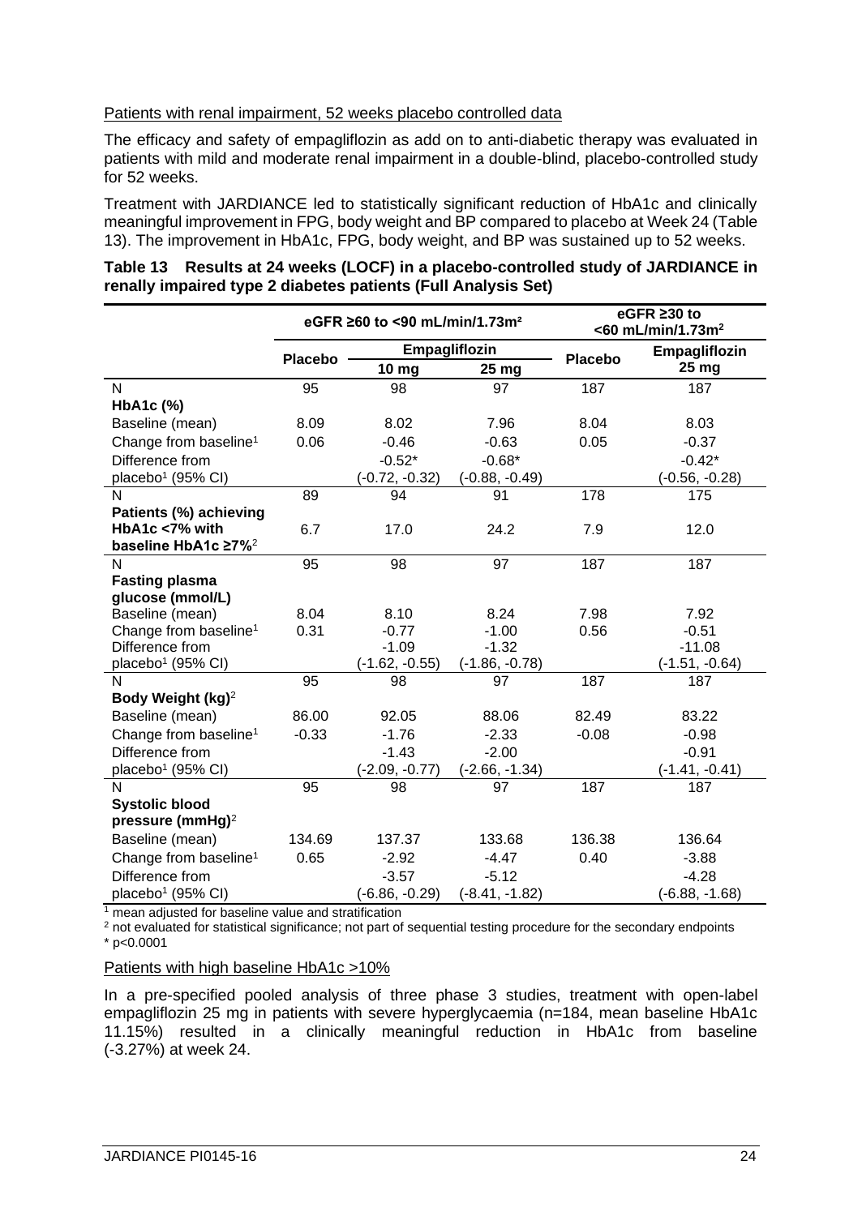Patients with renal impairment, 52 weeks placebo controlled data

The efficacy and safety of empagliflozin as add on to anti-diabetic therapy was evaluated in patients with mild and moderate renal impairment in a double-blind, placebo-controlled study for 52 weeks.

Treatment with JARDIANCE led to statistically significant reduction of HbA1c and clinically meaningful improvement in FPG, body weight and BP compared to placebo at Week 24 (Table 13). The improvement in HbA1c, FPG, body weight, and BP was sustained up to 52 weeks.

**Table 13 Results at 24 weeks (LOCF) in a placebo-controlled study of JARDIANCE in renally impaired type 2 diabetes patients (Full Analysis Set)**

| | eGFR ≥60 to <90 mL/min/1.73m² | | | eGFR ≥30 to <60 mL/min/1.73m² | |
|---|---|---|---|---|---|
| | Placebo | Empagliflozin 10 mg | Empagliflozin 25 mg | Placebo | Empagliflozin 25 mg |
| N | 95 | 98 | 97 | 187 | 187 |
| **HbA1c (%)** | | | | | |
| Baseline (mean) | 8.09 | 8.02 | 7.96 | 8.04 | 8.03 |
| Change from baseline[1] | 0.06 | -0.46 | -0.63 | 0.05 | -0.37 |
| Difference from placebo[1] (95% CI) | | -0.52* (-0.72, -0.32) | -0.68* (-0.88, -0.49) | | -0.42* (-0.56, -0.28) |
| N | 89 | 94 | 91 | 178 | 175 |
| **Patients (%) achieving HbA1c <7% with baseline HbA1c ≥7%**[2] | 6.7 | 17.0 | 24.2 | 7.9 | 12.0 |
| N | 95 | 98 | 97 | 187 | 187 |
| **Fasting plasma glucose (mmol/L)** | | | | | |
| Baseline (mean) | 8.04 | 8.10 | 8.24 | 7.98 | 7.92 |
| Change from baseline[1] | 0.31 | -0.77 | -1.00 | 0.56 | -0.51 |
| Difference from placebo[1] (95% CI) | | -1.09 (-1.62, -0.55) | -1.32 (-1.86, -0.78) | | -11.08 (-1.51, -0.64) |
| N | 95 | 98 | 97 | 187 | 187 |
| **Body Weight (kg)**[2] | | | | | |
| Baseline (mean) | 86.00 | 92.05 | 88.06 | 82.49 | 83.22 |
| Change from baseline[1] | -0.33 | -1.76 | -2.33 | -0.08 | -0.98 |
| Difference from placebo[1] (95% CI) | | -1.43 (-2.09, -0.77) | -2.00 (-2.66, -1.34) | | -0.91 (-1.41, -0.41) |
| N | 95 | 98 | 97 | 187 | 187 |
| **Systolic blood pressure (mmHg)**[2] | | | | | |
| Baseline (mean) | 134.69 | 137.37 | 133.68 | 136.38 | 136.64 |
| Change from baseline[1] | 0.65 | -2.92 | -4.47 | 0.40 | -3.88 |
| Difference from placebo[1] (95% CI) | | -3.57 (-6.86, -0.29) | -5.12 (-8.41, -1.82) | | -4.28 (-6.88, -1.68) |

[1] mean adjusted for baseline value and stratification
[2] not evaluated for statistical significance; not part of sequential testing procedure for the secondary endpoints
* p<0.0001

Patients with high baseline HbA1c >10%

In a pre-specified pooled analysis of three phase 3 studies, treatment with open-label empagliflozin 25 mg in patients with severe hyperglycaemia (n=184, mean baseline HbA1c 11.15%) resulted in a clinically meaningful reduction in HbA1c from baseline (-3.27%) at week 24.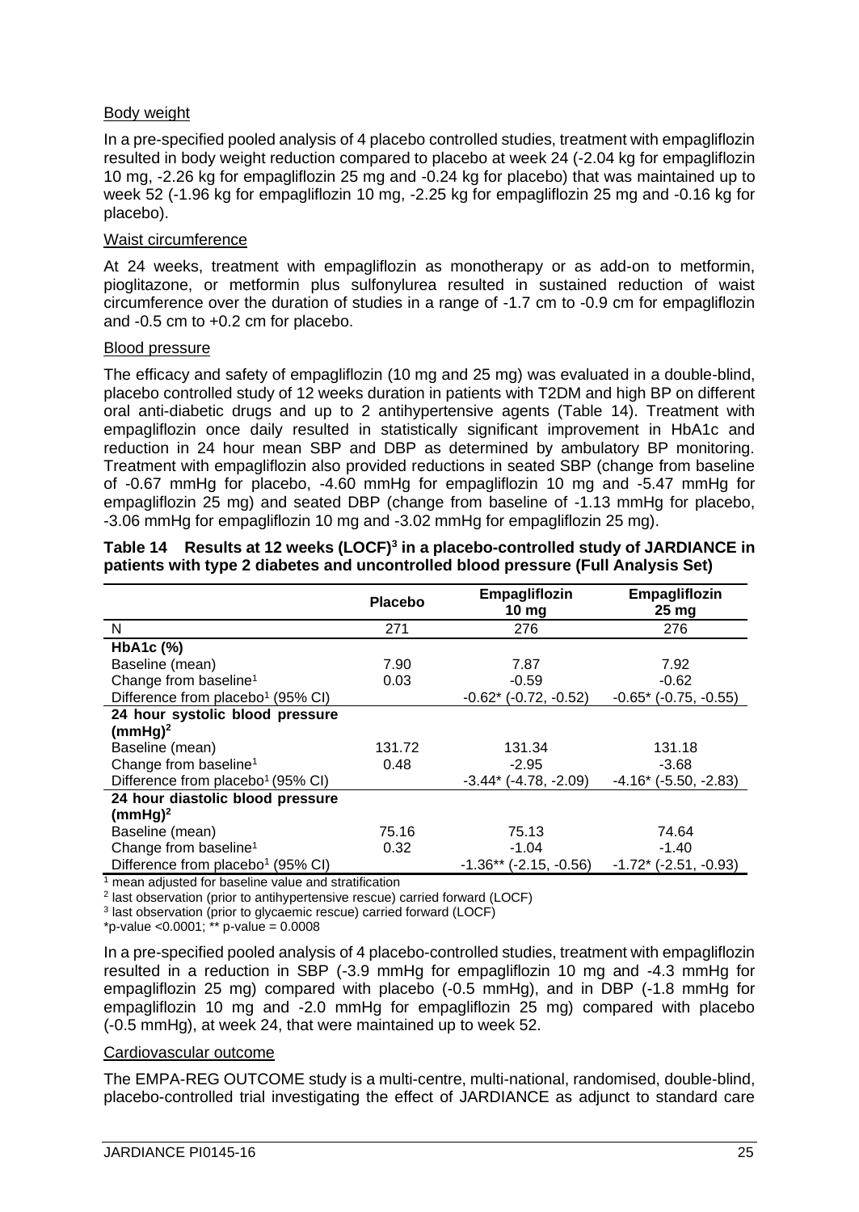### Body weight

In a pre-specified pooled analysis of 4 placebo controlled studies, treatment with empagliflozin resulted in body weight reduction compared to placebo at week 24 (-2.04 kg for empagliflozin 10 mg, -2.26 kg for empagliflozin 25 mg and -0.24 kg for placebo) that was maintained up to week 52 (-1.96 kg for empagliflozin 10 mg, -2.25 kg for empagliflozin 25 mg and -0.16 kg for placebo).

### Waist circumference

At 24 weeks, treatment with empagliflozin as monotherapy or as add-on to metformin, pioglitazone, or metformin plus sulfonylurea resulted in sustained reduction of waist circumference over the duration of studies in a range of -1.7 cm to -0.9 cm for empagliflozin and -0.5 cm to +0.2 cm for placebo.

### Blood pressure

The efficacy and safety of empagliflozin (10 mg and 25 mg) was evaluated in a double-blind, placebo controlled study of 12 weeks duration in patients with T2DM and high BP on different oral anti-diabetic drugs and up to 2 antihypertensive agents (Table 14). Treatment with empagliflozin once daily resulted in statistically significant improvement in HbA1c and reduction in 24 hour mean SBP and DBP as determined by ambulatory BP monitoring. Treatment with empagliflozin also provided reductions in seated SBP (change from baseline of -0.67 mmHg for placebo, -4.60 mmHg for empagliflozin 10 mg and -5.47 mmHg for empagliflozin 25 mg) and seated DBP (change from baseline of -1.13 mmHg for placebo, -3.06 mmHg for empagliflozin 10 mg and -3.02 mmHg for empagliflozin 25 mg).

**Table 14 Results at 12 weeks (LOCF)[3] in a placebo-controlled study of JARDIANCE in patients with type 2 diabetes and uncontrolled blood pressure (Full Analysis Set)**

| | Placebo | Empagliflozin 10 mg | Empagliflozin 25 mg |
|---|---|---|---|
| N | 271 | 276 | 276 |
| **HbA1c (%)** | | | |
| Baseline (mean) | 7.90 | 7.87 | 7.92 |
| Change from baseline[1] | 0.03 | -0.59 | -0.62 |
| Difference from placebo[1] (95% CI) | | -0.62* (-0.72, -0.52) | -0.65* (-0.75, -0.55) |
| **24 hour systolic blood pressure (mmHg)[2]** | | | |
| Baseline (mean) | 131.72 | 131.34 | 131.18 |
| Change from baseline[1] | 0.48 | -2.95 | -3.68 |
| Difference from placebo[1] (95% CI) | | -3.44* (-4.78, -2.09) | -4.16* (-5.50, -2.83) |
| **24 hour diastolic blood pressure (mmHg)[2]** | | | |
| Baseline (mean) | 75.16 | 75.13 | 74.64 |
| Change from baseline[1] | 0.32 | -1.04 | -1.40 |
| Difference from placebo[1] (95% CI) | | -1.36** (-2.15, -0.56) | -1.72* (-2.51, -0.93) |

[1] mean adjusted for baseline value and stratification
[2] last observation (prior to antihypertensive rescue) carried forward (LOCF)
[3] last observation (prior to glycaemic rescue) carried forward (LOCF)
*p-value <0.0001; ** p-value = 0.0008

In a pre-specified pooled analysis of 4 placebo-controlled studies, treatment with empagliflozin resulted in a reduction in SBP (-3.9 mmHg for empagliflozin 10 mg and -4.3 mmHg for empagliflozin 25 mg) compared with placebo (-0.5 mmHg), and in DBP (-1.8 mmHg for empagliflozin 10 mg and -2.0 mmHg for empagliflozin 25 mg) compared with placebo (-0.5 mmHg), at week 24, that were maintained up to week 52.

### Cardiovascular outcome

The EMPA-REG OUTCOME study is a multi-centre, multi-national, randomised, double-blind, placebo-controlled trial investigating the effect of JARDIANCE as adjunct to standard care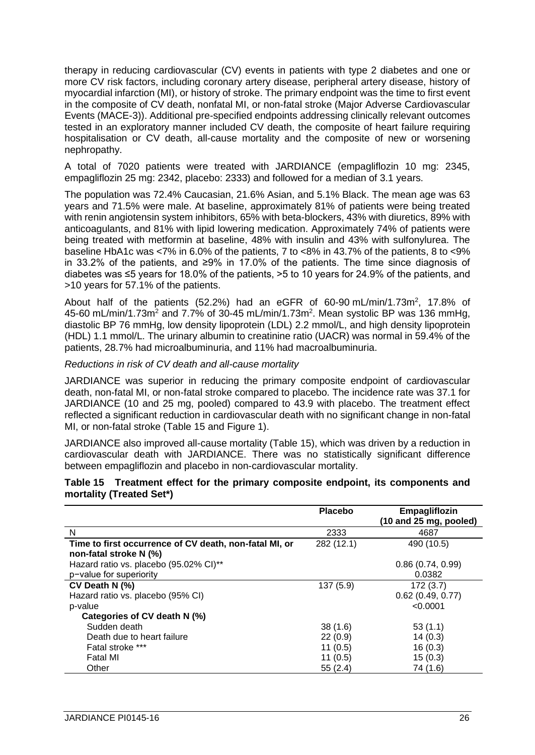therapy in reducing cardiovascular (CV) events in patients with type 2 diabetes and one or more CV risk factors, including coronary artery disease, peripheral artery disease, history of myocardial infarction (MI), or history of stroke. The primary endpoint was the time to first event in the composite of CV death, nonfatal MI, or non-fatal stroke (Major Adverse Cardiovascular Events (MACE-3)). Additional pre-specified endpoints addressing clinically relevant outcomes tested in an exploratory manner included CV death, the composite of heart failure requiring hospitalisation or CV death, all-cause mortality and the composite of new or worsening nephropathy.

A total of 7020 patients were treated with JARDIANCE (empagliflozin 10 mg: 2345, empagliflozin 25 mg: 2342, placebo: 2333) and followed for a median of 3.1 years.

The population was 72.4% Caucasian, 21.6% Asian, and 5.1% Black. The mean age was 63 years and 71.5% were male. At baseline, approximately 81% of patients were being treated with renin angiotensin system inhibitors, 65% with beta-blockers, 43% with diuretics, 89% with anticoagulants, and 81% with lipid lowering medication. Approximately 74% of patients were being treated with metformin at baseline, 48% with insulin and 43% with sulfonylurea. The baseline HbA1c was <7% in 6.0% of the patients, 7 to <8% in 43.7% of the patients, 8 to <9% in 33.2% of the patients, and ≥9% in 17.0% of the patients. The time since diagnosis of diabetes was ≤5 years for 18.0% of the patients, >5 to 10 years for 24.9% of the patients, and >10 years for 57.1% of the patients.

About half of the patients (52.2%) had an eGFR of 60-90 mL/min/1.73m$^2$, 17.8% of 45-60 mL/min/1.73m$^2$ and 7.7% of 30-45 mL/min/1.73m$^2$. Mean systolic BP was 136 mmHg, diastolic BP 76 mmHg, low density lipoprotein (LDL) 2.2 mmol/L, and high density lipoprotein (HDL) 1.1 mmol/L. The urinary albumin to creatinine ratio (UACR) was normal in 59.4% of the patients, 28.7% had microalbuminuria, and 11% had macroalbuminuria.

*Reductions in risk of CV death and all-cause mortality*

JARDIANCE was superior in reducing the primary composite endpoint of cardiovascular death, non-fatal MI, or non-fatal stroke compared to placebo. The incidence rate was 37.1 for JARDIANCE (10 and 25 mg, pooled) compared to 43.9 with placebo. The treatment effect reflected a significant reduction in cardiovascular death with no significant change in non-fatal MI, or non-fatal stroke (Table 15 and Figure 1).

JARDIANCE also improved all-cause mortality (Table 15), which was driven by a reduction in cardiovascular death with JARDIANCE. There was no statistically significant difference between empagliflozin and placebo in non-cardiovascular mortality.

**Table 15 Treatment effect for the primary composite endpoint, its components and mortality (Treated Set*)**

| | **Placebo** | **Empagliflozin (10 and 25 mg, pooled)** |
|---|---|---|
| N | 2333 | 4687 |
| **Time to first occurrence of CV death, non-fatal MI, or non-fatal stroke N (%)** | 282 (12.1) | 490 (10.5) |
| Hazard ratio vs. placebo (95.02% CI)** | | 0.86 (0.74, 0.99) |
| p−value for superiority | | 0.0382 |
| **CV Death N (%)** | 137 (5.9) | 172 (3.7) |
| Hazard ratio vs. placebo (95% CI) | | 0.62 (0.49, 0.77) |
| p-value | | <0.0001 |
| **Categories of CV death N (%)** | | |
| Sudden death | 38 (1.6) | 53 (1.1) |
| Death due to heart failure | 22 (0.9) | 14 (0.3) |
| Fatal stroke *** | 11 (0.5) | 16 (0.3) |
| Fatal MI | 11 (0.5) | 15 (0.3) |
| Other | 55 (2.4) | 74 (1.6) |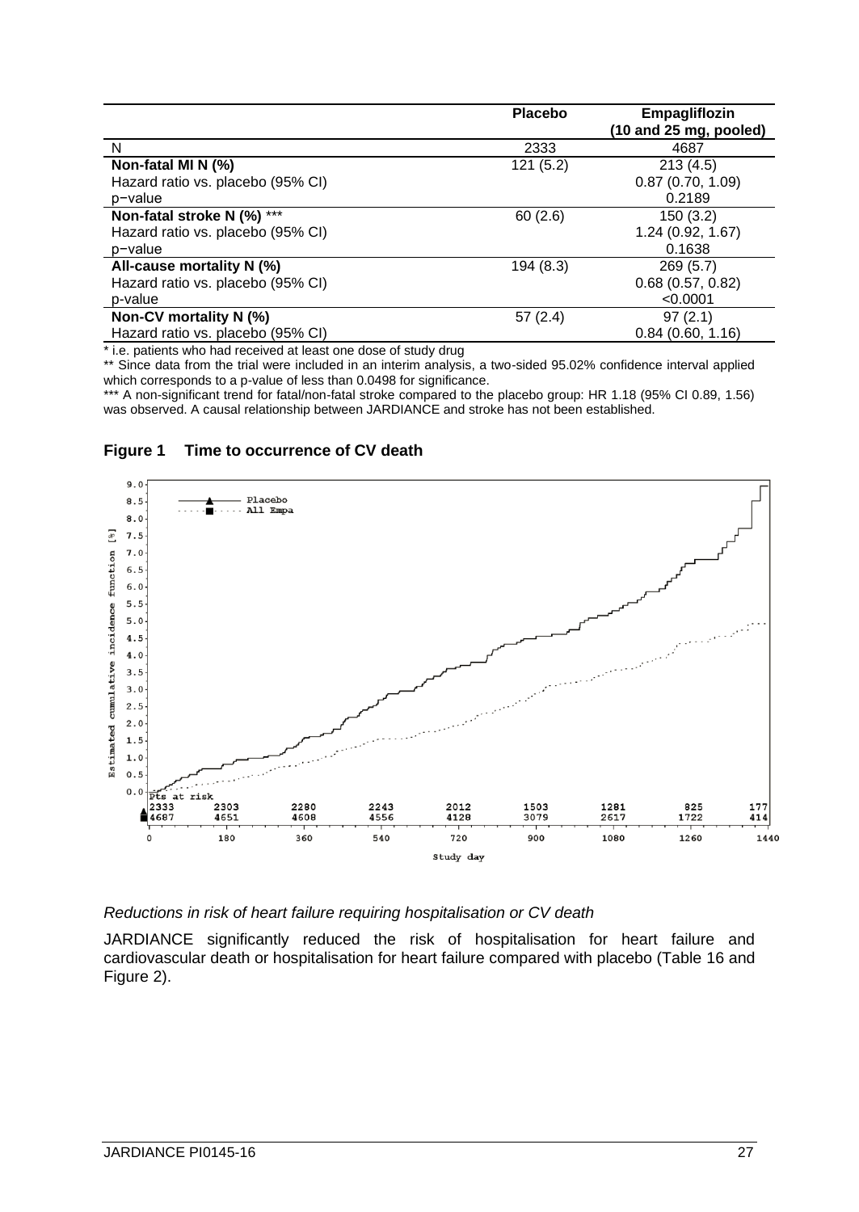| | Placebo | Empagliflozin (10 and 25 mg, pooled) |
|---|---|---|
| N | 2333 | 4687 |
| **Non-fatal MI N (%)** | 121 (5.2) | 213 (4.5) |
| Hazard ratio vs. placebo (95% CI) | | 0.87 (0.70, 1.09) |
| p−value | | 0.2189 |
| **Non-fatal stroke N (%)** *** | 60 (2.6) | 150 (3.2) |
| Hazard ratio vs. placebo (95% CI) | | 1.24 (0.92, 1.67) |
| p−value | | 0.1638 |
| **All-cause mortality N (%)** | 194 (8.3) | 269 (5.7) |
| Hazard ratio vs. placebo (95% CI) | | 0.68 (0.57, 0.82) |
| p-value | | <0.0001 |
| **Non-CV mortality N (%)** | 57 (2.4) | 97 (2.1) |
| Hazard ratio vs. placebo (95% CI) | | 0.84 (0.60, 1.16) |

* i.e. patients who had received at least one dose of study drug

** Since data from the trial were included in an interim analysis, a two-sided 95.02% confidence interval applied which corresponds to a p-value of less than 0.0498 for significance.

*** A non-significant trend for fatal/non-fatal stroke compared to the placebo group: HR 1.18 (95% CI 0.89, 1.56) was observed. A causal relationship between JARDIANCE and stroke has not been established.

**Figure 1 Time to occurrence of CV death**

*Reductions in risk of heart failure requiring hospitalisation or CV death*

JARDIANCE significantly reduced the risk of hospitalisation for heart failure and cardiovascular death or hospitalisation for heart failure compared with placebo (Table 16 and Figure 2).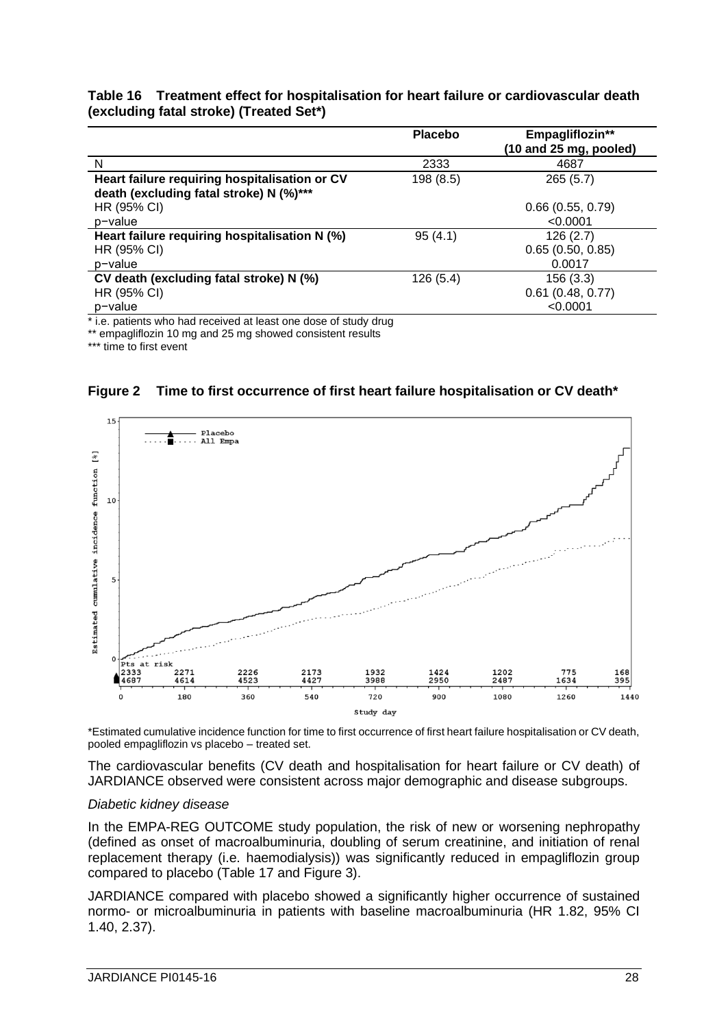**Table 16 Treatment effect for hospitalisation for heart failure or cardiovascular death (excluding fatal stroke) (Treated Set*)**

| | Placebo | Empagliflozin** (10 and 25 mg, pooled) |
|---|---|---|
| N | 2333 | 4687 |
| **Heart failure requiring hospitalisation or CV death (excluding fatal stroke) N (%)*** ** | 198 (8.5) | 265 (5.7) |
| HR (95% CI) | | 0.66 (0.55, 0.79) |
| p−value | | <0.0001 |
| **Heart failure requiring hospitalisation N (%)** | 95 (4.1) | 126 (2.7) |
| HR (95% CI) | | 0.65 (0.50, 0.85) |
| p−value | | 0.0017 |
| **CV death (excluding fatal stroke) N (%)** | 126 (5.4) | 156 (3.3) |
| HR (95% CI) | | 0.61 (0.48, 0.77) |
| p−value | | <0.0001 |

* i.e. patients who had received at least one dose of study drug

** empagliflozin 10 mg and 25 mg showed consistent results

*** time to first event

**Figure 2 Time to first occurrence of first heart failure hospitalisation or CV death***

*Estimated cumulative incidence function for time to first occurrence of first heart failure hospitalisation or CV death, pooled empagliflozin vs placebo – treated set.

The cardiovascular benefits (CV death and hospitalisation for heart failure or CV death) of JARDIANCE observed were consistent across major demographic and disease subgroups.

*Diabetic kidney disease*

In the EMPA-REG OUTCOME study population, the risk of new or worsening nephropathy (defined as onset of macroalbuminuria, doubling of serum creatinine, and initiation of renal replacement therapy (i.e. haemodialysis)) was significantly reduced in empagliflozin group compared to placebo (Table 17 and Figure 3).

JARDIANCE compared with placebo showed a significantly higher occurrence of sustained normo- or microalbuminuria in patients with baseline macroalbuminuria (HR 1.82, 95% CI 1.40, 2.37).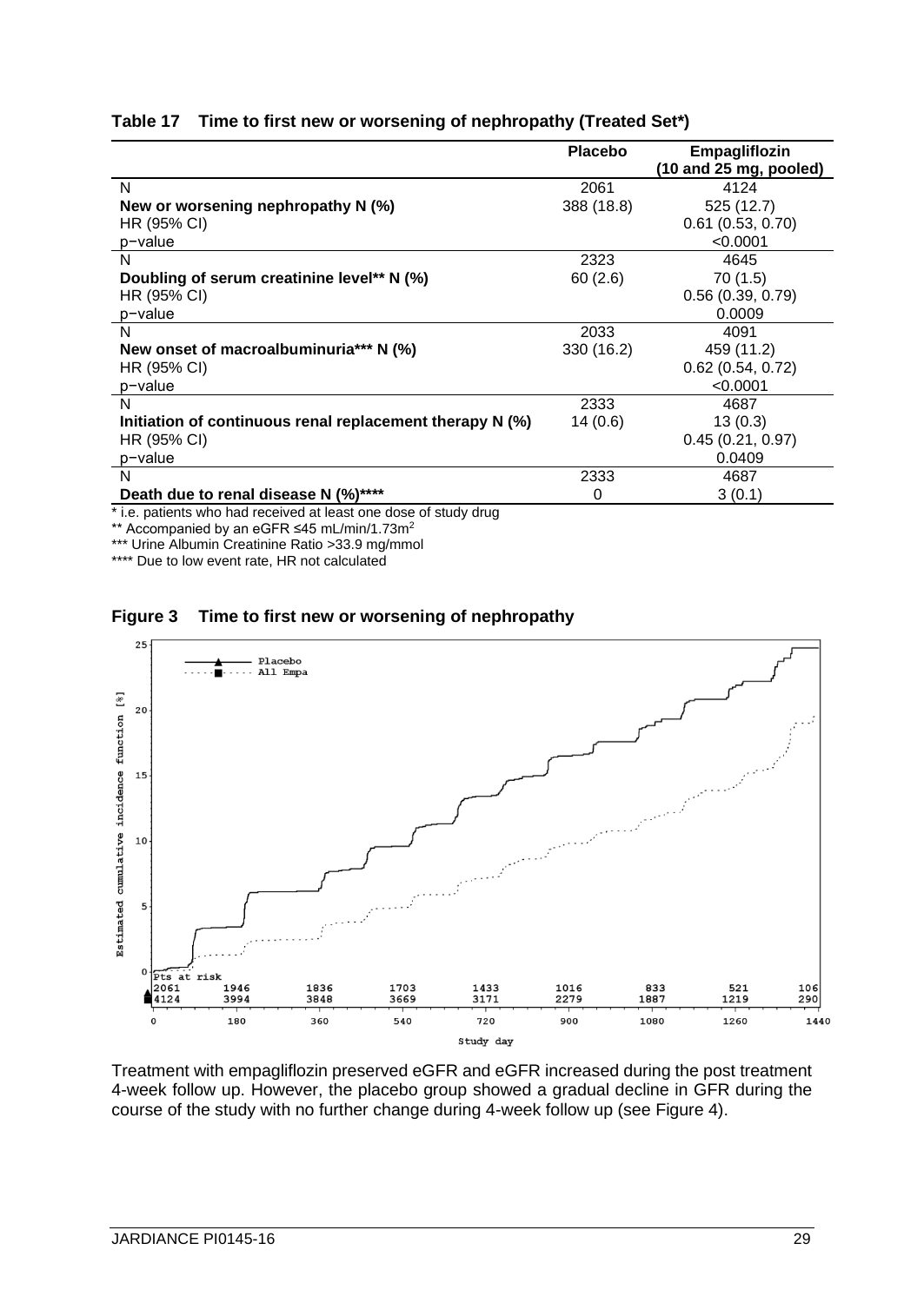**Table 17 Time to first new or worsening of nephropathy (Treated Set*)**

| | Placebo | Empagliflozin (10 and 25 mg, pooled) |
|---|---|---|
| N | 2061 | 4124 |
| **New or worsening nephropathy N (%)** | 388 (18.8) | 525 (12.7) |
| HR (95% CI) | | 0.61 (0.53, 0.70) |
| p−value | | <0.0001 |
| N | 2323 | 4645 |
| **Doubling of serum creatinine level** N (%)** | 60 (2.6) | 70 (1.5) |
| HR (95% CI) | | 0.56 (0.39, 0.79) |
| p−value | | 0.0009 |
| N | 2033 | 4091 |
| **New onset of macroalbuminuria*** N (%)** | 330 (16.2) | 459 (11.2) |
| HR (95% CI) | | 0.62 (0.54, 0.72) |
| p−value | | <0.0001 |
| N | 2333 | 4687 |
| **Initiation of continuous renal replacement therapy N (%)** | 14 (0.6) | 13 (0.3) |
| HR (95% CI) | | 0.45 (0.21, 0.97) |
| p−value | | 0.0409 |
| N | 2333 | 4687 |
| **Death due to renal disease N (%)******** | 0 | 3 (0.1) |

* i.e. patients who had received at least one dose of study drug

** Accompanied by an eGFR ≤45 mL/min/1.73m$^2$

*** Urine Albumin Creatinine Ratio >33.9 mg/mmol

**** Due to low event rate, HR not calculated

**Figure 3 Time to first new or worsening of nephropathy**

Treatment with empagliflozin preserved eGFR and eGFR increased during the post treatment 4-week follow up. However, the placebo group showed a gradual decline in GFR during the course of the study with no further change during 4-week follow up (see Figure 4).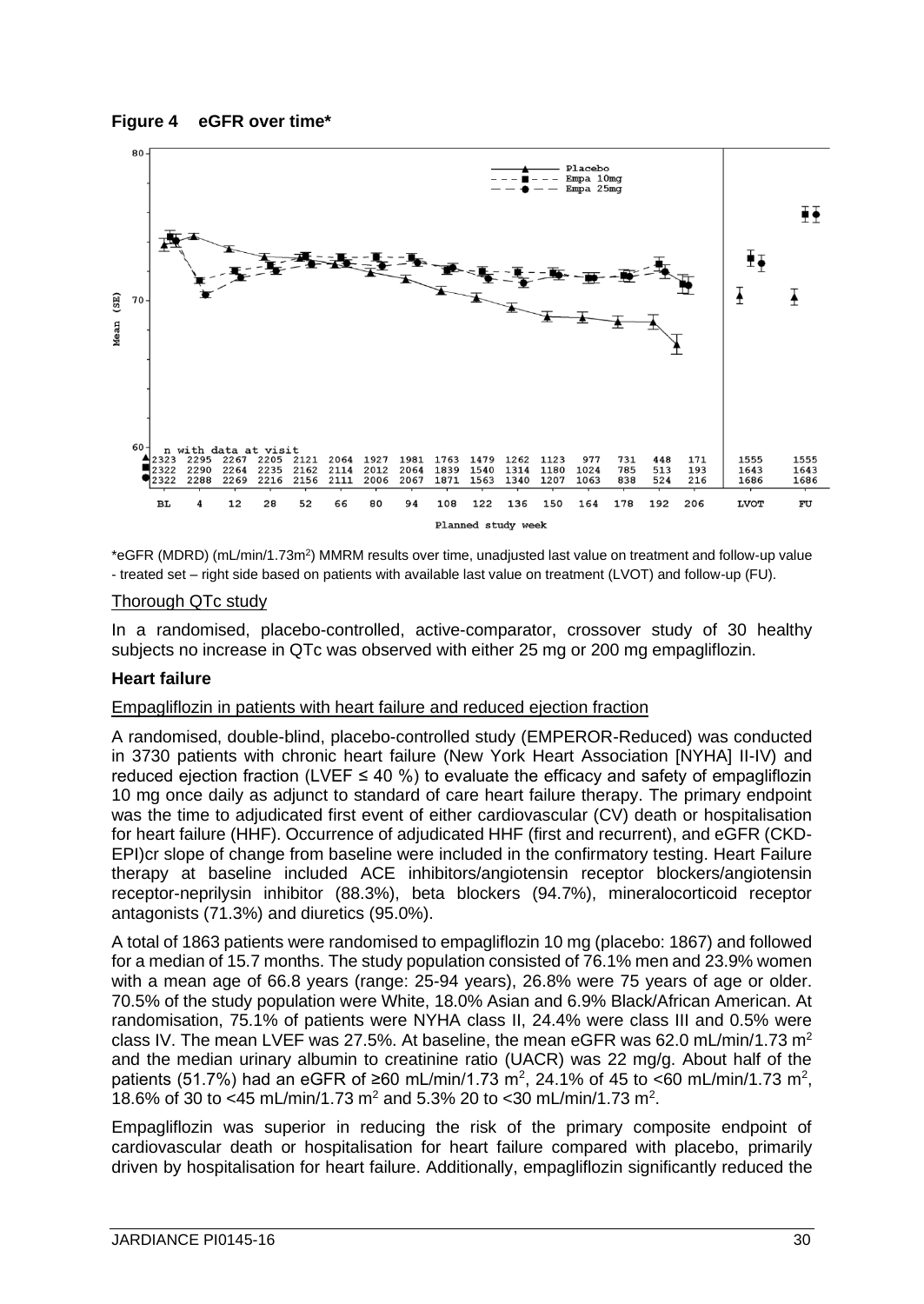**Figure 4 eGFR over time***

| n with data at visit | BL | 4 | 12 | 28 | 52 | 66 | 80 | 94 | 108 | 122 | 136 | 150 | 164 | 178 | 192 | 206 | LVOT | FU |
|---|---|---|---|---|---|---|---|---|---|---|---|---|---|---|---|---|---|---|
| Placebo | 2323 | 2295 | 2267 | 2205 | 2121 | 2064 | 1927 | 1981 | 1763 | 1479 | 1262 | 1123 | 977 | 731 | 448 | 171 | 1555 | 1555 |
| Empa 10mg | 2322 | 2290 | 2264 | 2235 | 2162 | 2114 | 2012 | 2064 | 1839 | 1540 | 1314 | 1180 | 1024 | 785 | 513 | 193 | 1643 | 1643 |
| Empa 25mg | 2322 | 2288 | 2269 | 2216 | 2156 | 2111 | 2006 | 2067 | 1871 | 1563 | 1340 | 1207 | 1063 | 838 | 524 | 216 | 1686 | 1686 |

*eGFR (MDRD) (mL/min/1.73m$^2$) MMRM results over time, unadjusted last value on treatment and follow-up value - treated set – right side based on patients with available last value on treatment (LVOT) and follow-up (FU).

Thorough QTc study

In a randomised, placebo-controlled, active-comparator, crossover study of 30 healthy subjects no increase in QTc was observed with either 25 mg or 200 mg empagliflozin.

**Heart failure**

Empagliflozin in patients with heart failure and reduced ejection fraction

A randomised, double-blind, placebo-controlled study (EMPEROR-Reduced) was conducted in 3730 patients with chronic heart failure (New York Heart Association [NYHA] II-IV) and reduced ejection fraction (LVEF ≤ 40 %) to evaluate the efficacy and safety of empagliflozin 10 mg once daily as adjunct to standard of care heart failure therapy. The primary endpoint was the time to adjudicated first event of either cardiovascular (CV) death or hospitalisation for heart failure (HHF). Occurrence of adjudicated HHF (first and recurrent), and eGFR (CKD-EPI)cr slope of change from baseline were included in the confirmatory testing. Heart Failure therapy at baseline included ACE inhibitors/angiotensin receptor blockers/angiotensin receptor-neprilysin inhibitor (88.3%), beta blockers (94.7%), mineralocorticoid receptor antagonists (71.3%) and diuretics (95.0%).

A total of 1863 patients were randomised to empagliflozin 10 mg (placebo: 1867) and followed for a median of 15.7 months. The study population consisted of 76.1% men and 23.9% women with a mean age of 66.8 years (range: 25-94 years), 26.8% were 75 years of age or older. 70.5% of the study population were White, 18.0% Asian and 6.9% Black/African American. At randomisation, 75.1% of patients were NYHA class II, 24.4% were class III and 0.5% were class IV. The mean LVEF was 27.5%. At baseline, the mean eGFR was 62.0 mL/min/1.73 m$^2$ and the median urinary albumin to creatinine ratio (UACR) was 22 mg/g. About half of the patients (51.7%) had an eGFR of ≥60 mL/min/1.73 m$^2$, 24.1% of 45 to <60 mL/min/1.73 m$^2$, 18.6% of 30 to <45 mL/min/1.73 m$^2$ and 5.3% 20 to <30 mL/min/1.73 m$^2$.

Empagliflozin was superior in reducing the risk of the primary composite endpoint of cardiovascular death or hospitalisation for heart failure compared with placebo, primarily driven by hospitalisation for heart failure. Additionally, empagliflozin significantly reduced the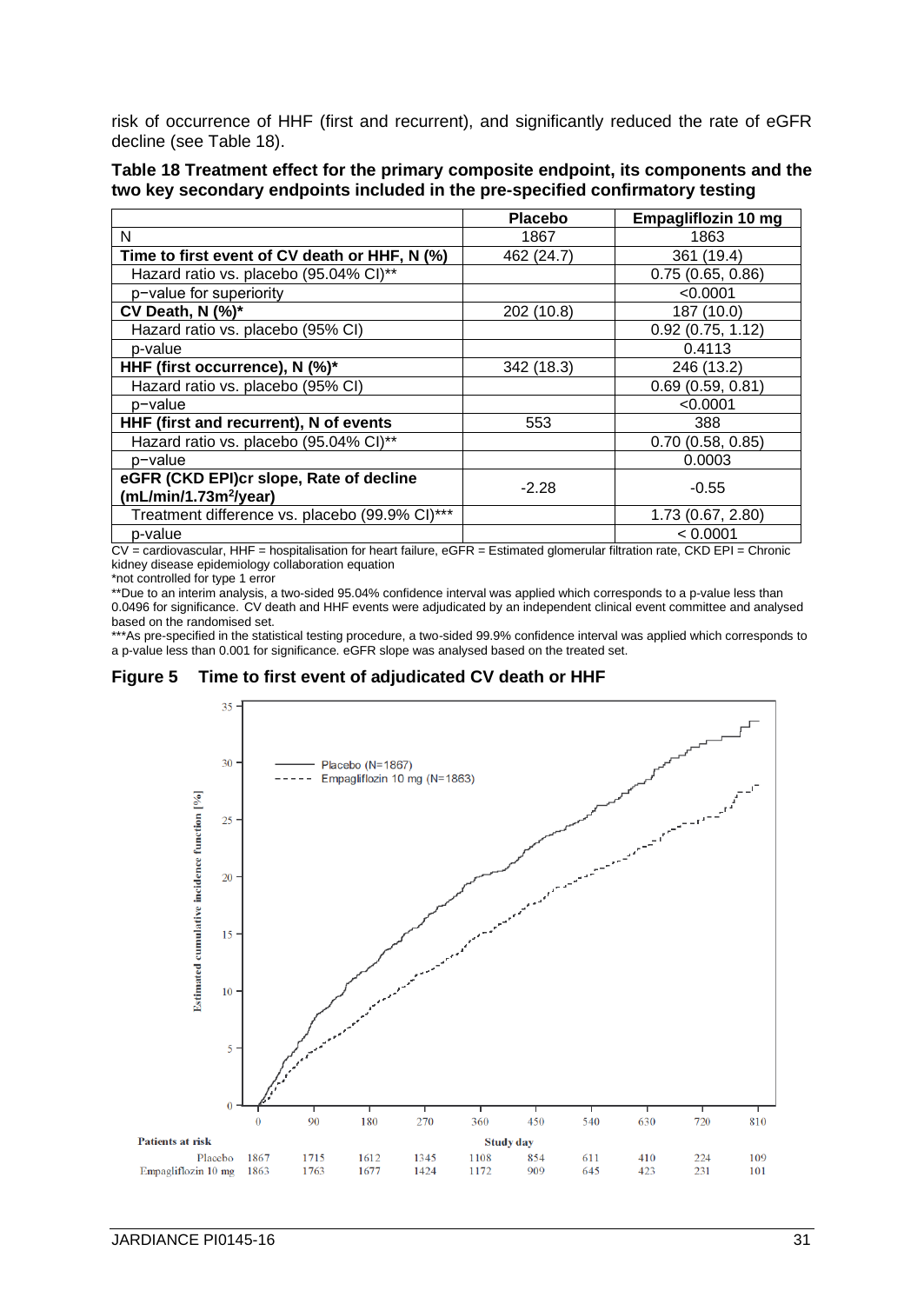risk of occurrence of HHF (first and recurrent), and significantly reduced the rate of eGFR decline (see Table 18).

**Table 18 Treatment effect for the primary composite endpoint, its components and the two key secondary endpoints included in the pre-specified confirmatory testing**

| | Placebo | Empagliflozin 10 mg |
|---|---|---|
| N | 1867 | 1863 |
| **Time to first event of CV death or HHF, N (%)** | 462 (24.7) | 361 (19.4) |
| Hazard ratio vs. placebo (95.04% CI)** | | 0.75 (0.65, 0.86) |
| p−value for superiority | | <0.0001 |
| **CV Death, N (%)*** | 202 (10.8) | 187 (10.0) |
| Hazard ratio vs. placebo (95% CI) | | 0.92 (0.75, 1.12) |
| p-value | | 0.4113 |
| **HHF (first occurrence), N (%)*** | 342 (18.3) | 246 (13.2) |
| Hazard ratio vs. placebo (95% CI) | | 0.69 (0.59, 0.81) |
| p−value | | <0.0001 |
| **HHF (first and recurrent), N of events** | 553 | 388 |
| Hazard ratio vs. placebo (95.04% CI)** | | 0.70 (0.58, 0.85) |
| p−value | | 0.0003 |
| **eGFR (CKD EPI)cr slope, Rate of decline (mL/min/1.73m²/year)** | -2.28 | -0.55 |
| Treatment difference vs. placebo (99.9% CI)*** | | 1.73 (0.67, 2.80) |
| p-value | | < 0.0001 |

CV = cardiovascular, HHF = hospitalisation for heart failure, eGFR = Estimated glomerular filtration rate, CKD EPI = Chronic kidney disease epidemiology collaboration equation

*not controlled for type 1 error

**Due to an interim analysis, a two-sided 95.04% confidence interval was applied which corresponds to a p-value less than 0.0496 for significance. CV death and HHF events were adjudicated by an independent clinical event committee and analysed based on the randomised set.

***As pre-specified in the statistical testing procedure, a two-sided 99.9% confidence interval was applied which corresponds to a p-value less than 0.001 for significance. eGFR slope was analysed based on the treated set.

**Figure 5 Time to first event of adjudicated CV death or HHF**

| Patients at risk | 0 | 90 | 180 | 270 | 360 | 450 | 540 | 630 | 720 | 810 |
|---|---|---|---|---|---|---|---|---|---|---|
| Placebo | 1867 | 1715 | 1612 | 1345 | 1108 | 854 | 611 | 410 | 224 | 109 |
| Empagliflozin 10 mg | 1863 | 1763 | 1677 | 1424 | 1172 | 909 | 645 | 423 | 231 | 101 |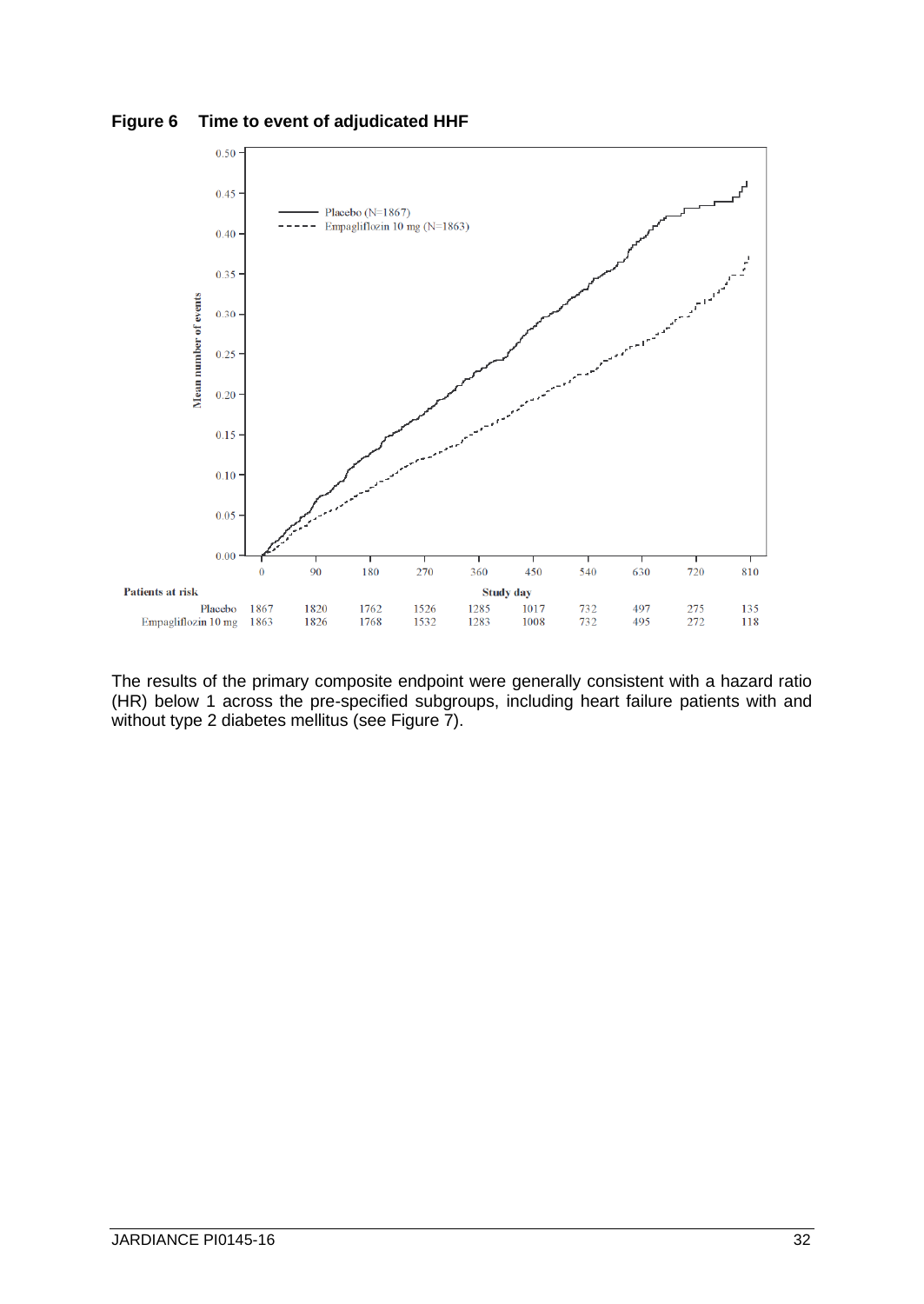**Figure 6 Time to event of adjudicated HHF**

| Patients at risk | 0 | 90 | 180 | 270 | 360 | 450 | 540 | 630 | 720 | 810 |
|---|---|---|---|---|---|---|---|---|---|---|
| Placebo | 1867 | 1820 | 1762 | 1526 | 1285 | 1017 | 732 | 497 | 275 | 135 |
| Empagliflozin 10 mg | 1863 | 1826 | 1768 | 1532 | 1283 | 1008 | 732 | 495 | 272 | 118 |

The results of the primary composite endpoint were generally consistent with a hazard ratio (HR) below 1 across the pre-specified subgroups, including heart failure patients with and without type 2 diabetes mellitus (see Figure 7).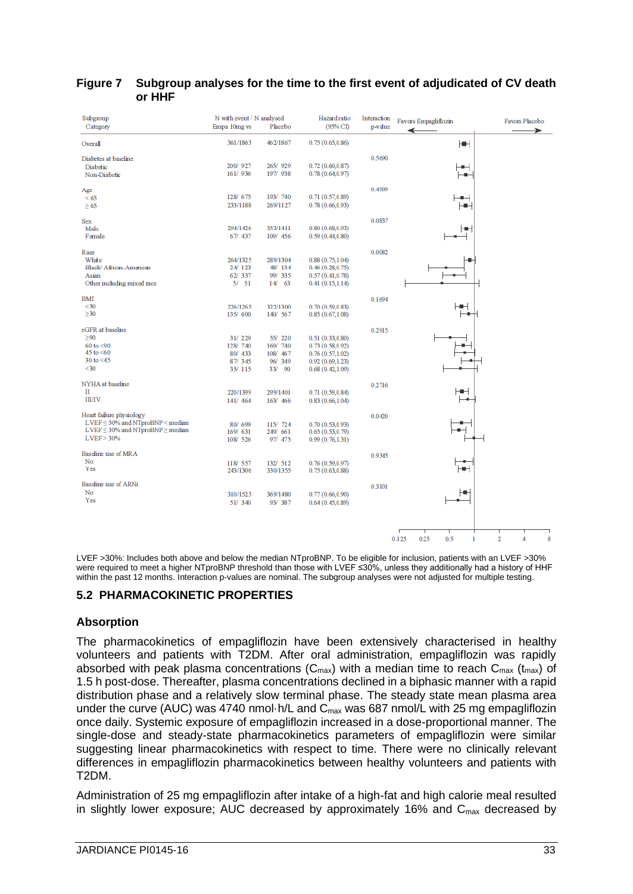**Figure 7 Subgroup analyses for the time to the first event of adjudicated of CV death or HHF**

| Subgroup Category | N with event / N analysed Empa 10mg | vs Placebo | Hazard ratio (95% CI) | Interaction p-value |
|---|---|---|---|---|
| Overall | 361/1863 | 462/1867 | 0.75 (0.65,0.86) | |
| Diabetes at baseline | | | | 0.5690 |
| Diabetic | 200/ 927 | 265/ 929 | 0.72 (0.60,0.87) | |
| Non-Diabetic | 161/ 936 | 197/ 938 | 0.78 (0.64,0.97) | |
| Age | | | | 0.4909 |
| < 65 | 128/ 675 | 193/ 740 | 0.71 (0.57,0.89) | |
| ≥ 65 | 233/1188 | 269/1127 | 0.78 (0.66,0.93) | |
| Sex | | | | 0.0837 |
| Male | 294/1426 | 353/1411 | 0.80 (0.68,0.93) | |
| Female | 67/ 437 | 109/ 456 | 0.59 (0.44,0.80) | |
| Race | | | | 0.0082 |
| White | 264/1325 | 289/1304 | 0.88 (0.75,1.04) | |
| Black/ African-American | 24/ 123 | 48/ 134 | 0.46 (0.28,0.75) | |
| Asian | 62/ 337 | 99/ 335 | 0.57 (0.41,0.78) | |
| Other including mixed race | 5/ 51 | 14/ 63 | 0.41 (0.15,1.14) | |
| BMI | | | | 0.1694 |
| <30 | 226/1263 | 322/1300 | 0.70 (0.59,0.83) | |
| ≥30 | 135/ 600 | 140/ 567 | 0.85 (0.67,1.08) | |
| eGFR at baseline | | | | 0.2915 |
| ≥90 | 31/ 229 | 55/ 220 | 0.51 (0.33,0.80) | |
| 60 to <90 | 128/ 740 | 169/ 740 | 0.73 (0.58,0.92) | |
| 45 to <60 | 80/ 433 | 108/ 467 | 0.76 (0.57,1.02) | |
| 30 to <45 | 87/ 345 | 96/ 349 | 0.92 (0.69,1.23) | |
| <30 | 35/ 115 | 33/ 90 | 0.68 (0.42,1.09) | |
| NYHA at baseline | | | | 0.2716 |
| II | 220/1399 | 299/1401 | 0.71 (0.59,0.84) | |
| III/IV | 141/ 464 | 163/ 466 | 0.83 (0.66,1.04) | |
| Heart failure physiology | | | | 0.0420 |
| LVEF ≤ 30% and NTproBNP < median | 80/ 699 | 115/ 724 | 0.70 (0.53,0.93) | |
| LVEF ≤ 30% and NTproBNP ≥ median | 169/ 631 | 249/ 661 | 0.65 (0.53,0.79) | |
| LVEF > 30% | 108/ 526 | 97/ 475 | 0.99 (0.76,1.31) | |
| Baseline use of MRA | | | | 0.9345 |
| No | 118/ 557 | 132/ 512 | 0.76 (0.59,0.97) | |
| Yes | 243/1306 | 330/1355 | 0.75 (0.63,0.88) | |
| Baseline use of ARNi | | | | 0.3101 |
| No | 310/1523 | 369/1480 | 0.77 (0.66,0.90) | |
| Yes | 51/ 340 | 93/ 387 | 0.64 (0.45,0.89) | |

← Favors Empagliflozin | Favors Placebo →

Axis: 0.125, 0.25, 0.5, 1, 2, 4, 8

LVEF >30%: Includes both above and below the median NTproBNP. To be eligible for inclusion, patients with an LVEF >30% were required to meet a higher NTproBNP threshold than those with LVEF ≤30%, unless they additionally had a history of HHF within the past 12 months. Interaction p-values are nominal. The subgroup analyses were not adjusted for multiple testing.

## 5.2 PHARMACOKINETIC PROPERTIES

### Absorption

The pharmacokinetics of empagliflozin have been extensively characterised in healthy volunteers and patients with T2DM. After oral administration, empagliflozin was rapidly absorbed with peak plasma concentrations ($C_{max}$) with a median time to reach $C_{max}$ ($t_{max}$) of 1.5 h post-dose. Thereafter, plasma concentrations declined in a biphasic manner with a rapid distribution phase and a relatively slow terminal phase. The steady state mean plasma area under the curve (AUC) was 4740 nmol·h/L and $C_{max}$ was 687 nmol/L with 25 mg empagliflozin once daily. Systemic exposure of empagliflozin increased in a dose-proportional manner. The single-dose and steady-state pharmacokinetics parameters of empagliflozin were similar suggesting linear pharmacokinetics with respect to time. There were no clinically relevant differences in empagliflozin pharmacokinetics between healthy volunteers and patients with T2DM.

Administration of 25 mg empagliflozin after intake of a high-fat and high calorie meal resulted in slightly lower exposure; AUC decreased by approximately 16% and $C_{max}$ decreased by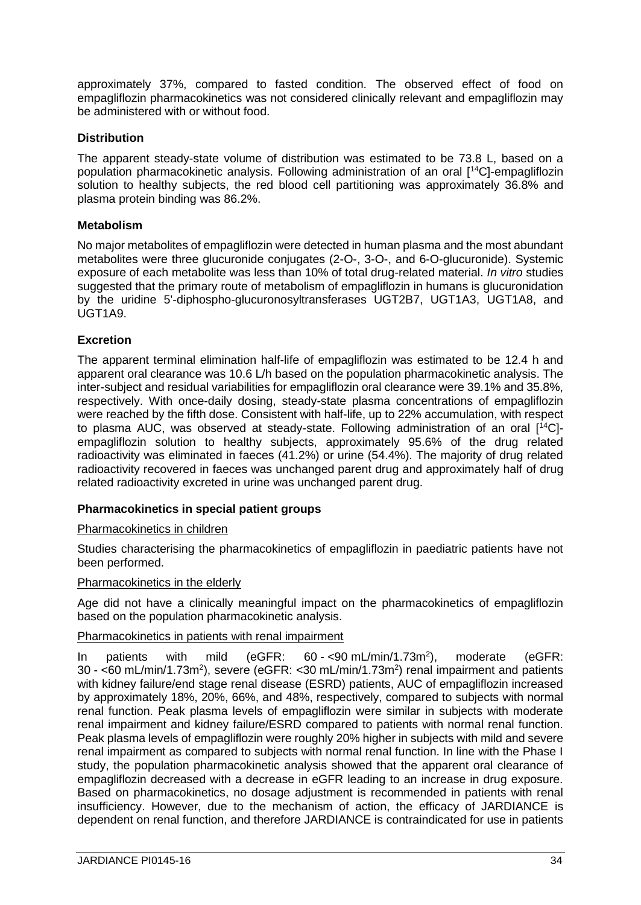approximately 37%, compared to fasted condition. The observed effect of food on empagliflozin pharmacokinetics was not considered clinically relevant and empagliflozin may be administered with or without food.

**Distribution**

The apparent steady-state volume of distribution was estimated to be 73.8 L, based on a population pharmacokinetic analysis. Following administration of an oral [$^{14}$C]-empagliflozin solution to healthy subjects, the red blood cell partitioning was approximately 36.8% and plasma protein binding was 86.2%.

**Metabolism**

No major metabolites of empagliflozin were detected in human plasma and the most abundant metabolites were three glucuronide conjugates (2-O-, 3-O-, and 6-O-glucuronide). Systemic exposure of each metabolite was less than 10% of total drug-related material. *In vitro* studies suggested that the primary route of metabolism of empagliflozin in humans is glucuronidation by the uridine 5'-diphospho-glucuronosyltransferases UGT2B7, UGT1A3, UGT1A8, and UGT1A9.

**Excretion**

The apparent terminal elimination half-life of empagliflozin was estimated to be 12.4 h and apparent oral clearance was 10.6 L/h based on the population pharmacokinetic analysis. The inter-subject and residual variabilities for empagliflozin oral clearance were 39.1% and 35.8%, respectively. With once-daily dosing, steady-state plasma concentrations of empagliflozin were reached by the fifth dose. Consistent with half-life, up to 22% accumulation, with respect to plasma AUC, was observed at steady-state. Following administration of an oral [$^{14}$C]-empagliflozin solution to healthy subjects, approximately 95.6% of the drug related radioactivity was eliminated in faeces (41.2%) or urine (54.4%). The majority of drug related radioactivity recovered in faeces was unchanged parent drug and approximately half of drug related radioactivity excreted in urine was unchanged parent drug.

**Pharmacokinetics in special patient groups**

Pharmacokinetics in children

Studies characterising the pharmacokinetics of empagliflozin in paediatric patients have not been performed.

Pharmacokinetics in the elderly

Age did not have a clinically meaningful impact on the pharmacokinetics of empagliflozin based on the population pharmacokinetic analysis.

Pharmacokinetics in patients with renal impairment

In patients with mild (eGFR: 60 - <90 mL/min/1.73m$^2$), moderate (eGFR: 30 - <60 mL/min/1.73m$^2$), severe (eGFR: <30 mL/min/1.73m$^2$) renal impairment and patients with kidney failure/end stage renal disease (ESRD) patients, AUC of empagliflozin increased by approximately 18%, 20%, 66%, and 48%, respectively, compared to subjects with normal renal function. Peak plasma levels of empagliflozin were similar in subjects with moderate renal impairment and kidney failure/ESRD compared to patients with normal renal function. Peak plasma levels of empagliflozin were roughly 20% higher in subjects with mild and severe renal impairment as compared to subjects with normal renal function. In line with the Phase I study, the population pharmacokinetic analysis showed that the apparent oral clearance of empagliflozin decreased with a decrease in eGFR leading to an increase in drug exposure. Based on pharmacokinetics, no dosage adjustment is recommended in patients with renal insufficiency. However, due to the mechanism of action, the efficacy of JARDIANCE is dependent on renal function, and therefore JARDIANCE is contraindicated for use in patients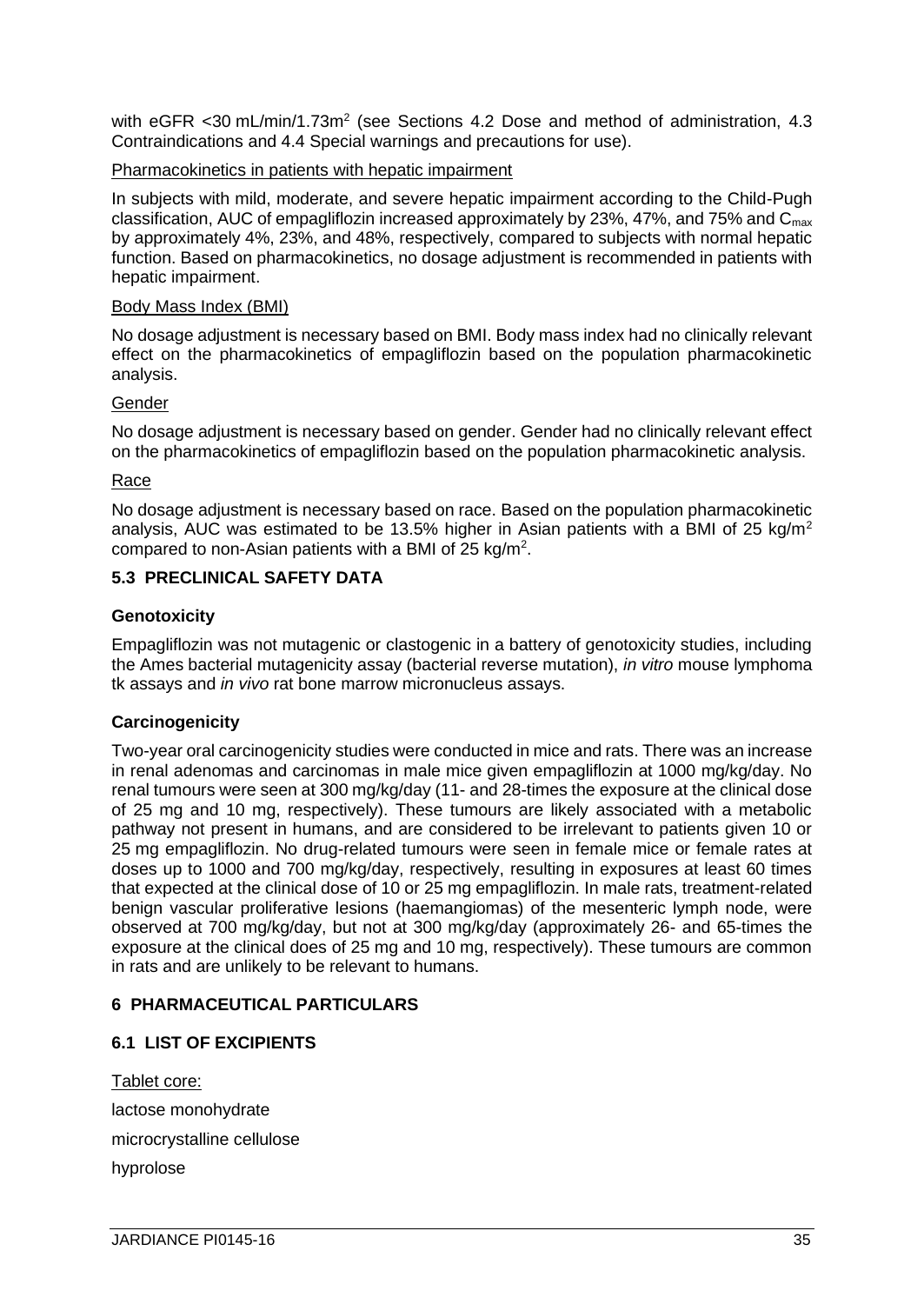with eGFR <30 mL/min/1.73m[2] (see Sections 4.2 Dose and method of administration, 4.3 Contraindications and 4.4 Special warnings and precautions for use).

Pharmacokinetics in patients with hepatic impairment

In subjects with mild, moderate, and severe hepatic impairment according to the Child-Pugh classification, AUC of empagliflozin increased approximately by 23%, 47%, and 75% and $C_{max}$ by approximately 4%, 23%, and 48%, respectively, compared to subjects with normal hepatic function. Based on pharmacokinetics, no dosage adjustment is recommended in patients with hepatic impairment.

Body Mass Index (BMI)

No dosage adjustment is necessary based on BMI. Body mass index had no clinically relevant effect on the pharmacokinetics of empagliflozin based on the population pharmacokinetic analysis.

Gender

No dosage adjustment is necessary based on gender. Gender had no clinically relevant effect on the pharmacokinetics of empagliflozin based on the population pharmacokinetic analysis.

Race

No dosage adjustment is necessary based on race. Based on the population pharmacokinetic analysis, AUC was estimated to be 13.5% higher in Asian patients with a BMI of 25 kg/m$^2$ compared to non-Asian patients with a BMI of 25 kg/m$^2$.

## 5.3 PRECLINICAL SAFETY DATA

### Genotoxicity

Empagliflozin was not mutagenic or clastogenic in a battery of genotoxicity studies, including the Ames bacterial mutagenicity assay (bacterial reverse mutation), *in vitro* mouse lymphoma tk assays and *in vivo* rat bone marrow micronucleus assays.

### Carcinogenicity

Two-year oral carcinogenicity studies were conducted in mice and rats. There was an increase in renal adenomas and carcinomas in male mice given empagliflozin at 1000 mg/kg/day. No renal tumours were seen at 300 mg/kg/day (11- and 28-times the exposure at the clinical dose of 25 mg and 10 mg, respectively). These tumours are likely associated with a metabolic pathway not present in humans, and are considered to be irrelevant to patients given 10 or 25 mg empagliflozin. No drug-related tumours were seen in female mice or female rates at doses up to 1000 and 700 mg/kg/day, respectively, resulting in exposures at least 60 times that expected at the clinical dose of 10 or 25 mg empagliflozin. In male rats, treatment-related benign vascular proliferative lesions (haemangiomas) of the mesenteric lymph node, were observed at 700 mg/kg/day, but not at 300 mg/kg/day (approximately 26- and 65-times the exposure at the clinical does of 25 mg and 10 mg, respectively). These tumours are common in rats and are unlikely to be relevant to humans.

## 6 PHARMACEUTICAL PARTICULARS

## 6.1 LIST OF EXCIPIENTS

Tablet core:

lactose monohydrate

microcrystalline cellulose

hyprolose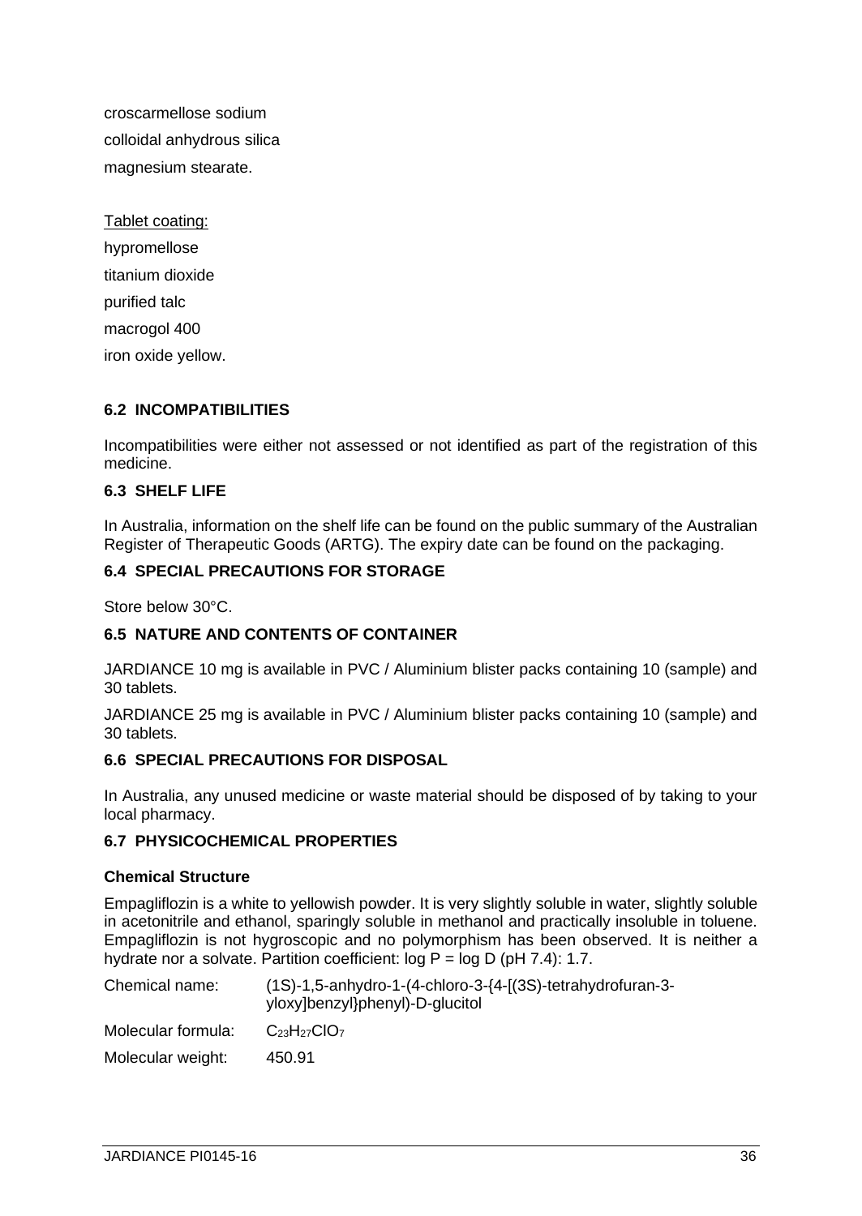croscarmellose sodium

colloidal anhydrous silica

magnesium stearate.

Tablet coating:

hypromellose

titanium dioxide

purified talc

macrogol 400

iron oxide yellow.

## 6.2 INCOMPATIBILITIES

Incompatibilities were either not assessed or not identified as part of the registration of this medicine.

## 6.3 SHELF LIFE

In Australia, information on the shelf life can be found on the public summary of the Australian Register of Therapeutic Goods (ARTG). The expiry date can be found on the packaging.

## 6.4 SPECIAL PRECAUTIONS FOR STORAGE

Store below 30°C.

## 6.5 NATURE AND CONTENTS OF CONTAINER

JARDIANCE 10 mg is available in PVC / Aluminium blister packs containing 10 (sample) and 30 tablets.

JARDIANCE 25 mg is available in PVC / Aluminium blister packs containing 10 (sample) and 30 tablets.

## 6.6 SPECIAL PRECAUTIONS FOR DISPOSAL

In Australia, any unused medicine or waste material should be disposed of by taking to your local pharmacy.

## 6.7 PHYSICOCHEMICAL PROPERTIES

### Chemical Structure

Empagliflozin is a white to yellowish powder. It is very slightly soluble in water, slightly soluble in acetonitrile and ethanol, sparingly soluble in methanol and practically insoluble in toluene. Empagliflozin is not hygroscopic and no polymorphism has been observed. It is neither a hydrate nor a solvate. Partition coefficient: log P = log D (pH 7.4): 1.7.

Chemical name: (1S)-1,5-anhydro-1-(4-chloro-3-{4-[(3S)-tetrahydrofuran-3-yloxy]benzyl}phenyl)-D-glucitol

Molecular formula: $C_{23}H_{27}ClO_7$

Molecular weight: 450.91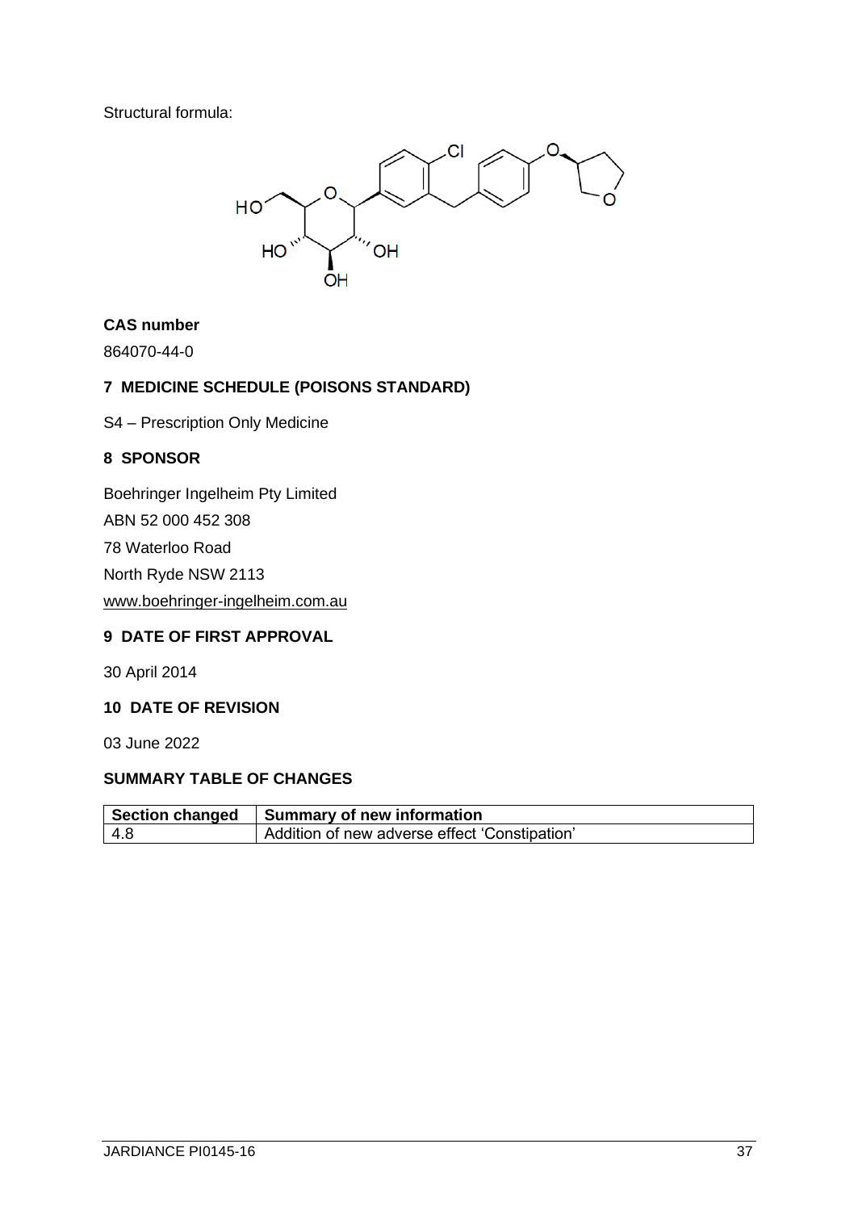Structural formula:

**CAS number**

864070-44-0

## 7 MEDICINE SCHEDULE (POISONS STANDARD)

S4 – Prescription Only Medicine

## 8 SPONSOR

Boehringer Ingelheim Pty Limited

ABN 52 000 452 308

78 Waterloo Road

North Ryde NSW 2113

www.boehringer-ingelheim.com.au

## 9 DATE OF FIRST APPROVAL

30 April 2014

## 10 DATE OF REVISION

03 June 2022

## SUMMARY TABLE OF CHANGES

| Section changed | Summary of new information |
|---|---|
| 4.8 | Addition of new adverse effect 'Constipation' |